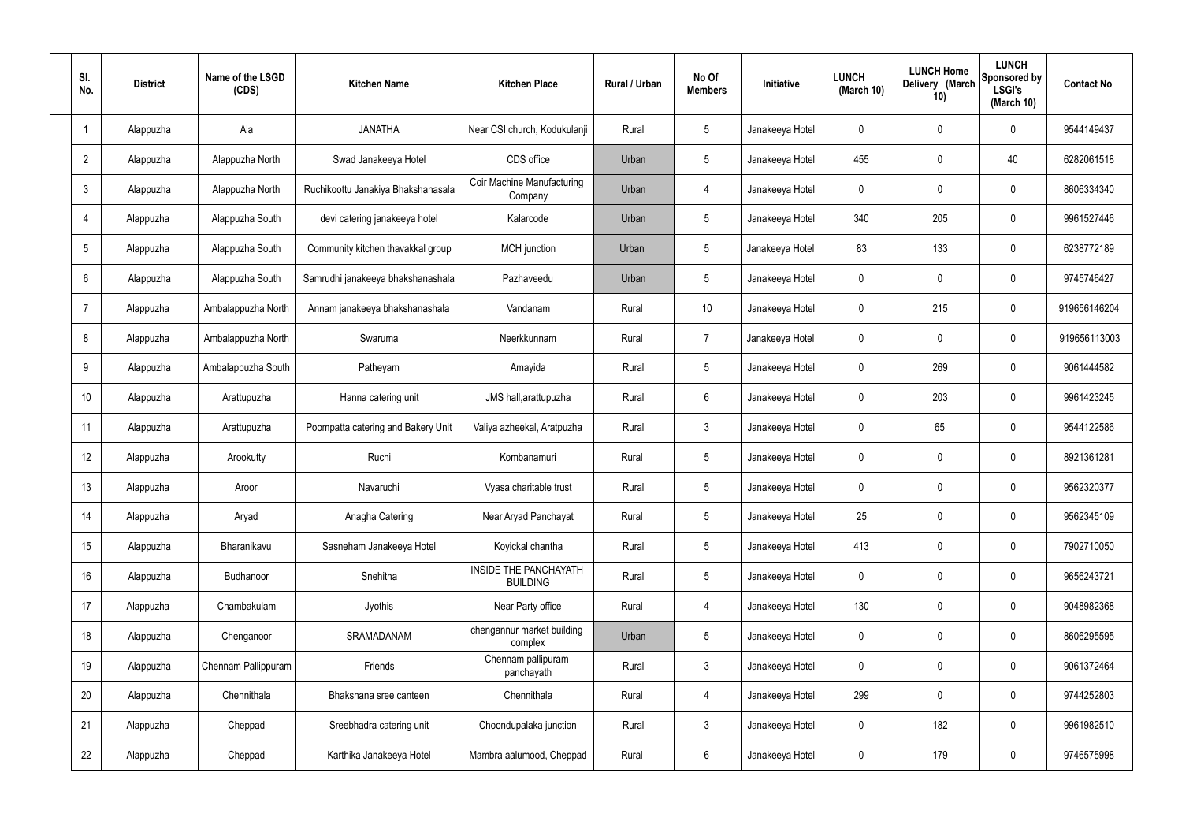| Sl. No. | District | Name of the LSGD (CDS) | Kitchen Name | Kitchen Place | Rural / Urban | No Of Members | Initiative | LUNCH (March 10) | LUNCH Home Delivery (March 10) | LUNCH Sponsored by LSGI's (March 10) | Contact No |
|---|---|---|---|---|---|---|---|---|---|---|---|
| 1 | Alappuzha | Ala | JANATHA | Near CSI church, Kodukulanji | Rural | 5 | Janakeeya Hotel | 0 | 0 | 0 | 9544149437 |
| 2 | Alappuzha | Alappuzha North | Swad Janakeeya Hotel | CDS office | Urban | 5 | Janakeeya Hotel | 455 | 0 | 40 | 6282061518 |
| 3 | Alappuzha | Alappuzha North | Ruchikoottu Janakiya Bhakshanasala | Coir Machine Manufacturing Company | Urban | 4 | Janakeeya Hotel | 0 | 0 | 0 | 8606334340 |
| 4 | Alappuzha | Alappuzha South | devi catering janakeeya hotel | Kalarcode | Urban | 5 | Janakeeya Hotel | 340 | 205 | 0 | 9961527446 |
| 5 | Alappuzha | Alappuzha South | Community kitchen thavakkal group | MCH junction | Urban | 5 | Janakeeya Hotel | 83 | 133 | 0 | 6238772189 |
| 6 | Alappuzha | Alappuzha South | Samrudhi janakeeya bhakshanashala | Pazhaveedu | Urban | 5 | Janakeeya Hotel | 0 | 0 | 0 | 9745746427 |
| 7 | Alappuzha | Ambalappuzha North | Annam janakeeya bhakshanashala | Vandanam | Rural | 10 | Janakeeya Hotel | 0 | 215 | 0 | 919656146204 |
| 8 | Alappuzha | Ambalappuzha North | Swaruma | Neerkkunnam | Rural | 7 | Janakeeya Hotel | 0 | 0 | 0 | 919656113003 |
| 9 | Alappuzha | Ambalappuzha South | Patheyam | Amayida | Rural | 5 | Janakeeya Hotel | 0 | 269 | 0 | 9061444582 |
| 10 | Alappuzha | Arattupuzha | Hanna catering unit | JMS hall,arattupuzha | Rural | 6 | Janakeeya Hotel | 0 | 203 | 0 | 9961423245 |
| 11 | Alappuzha | Arattupuzha | Poompatta catering and Bakery Unit | Valiya azheekal, Aratpuzha | Rural | 3 | Janakeeya Hotel | 0 | 65 | 0 | 9544122586 |
| 12 | Alappuzha | Arookutty | Ruchi | Kombanamuri | Rural | 5 | Janakeeya Hotel | 0 | 0 | 0 | 8921361281 |
| 13 | Alappuzha | Aroor | Navaruchi | Vyasa charitable trust | Rural | 5 | Janakeeya Hotel | 0 | 0 | 0 | 9562320377 |
| 14 | Alappuzha | Aryad | Anagha Catering | Near Aryad Panchayat | Rural | 5 | Janakeeya Hotel | 25 | 0 | 0 | 9562345109 |
| 15 | Alappuzha | Bharanikavu | Sasneham Janakeeya Hotel | Koyickal chantha | Rural | 5 | Janakeeya Hotel | 413 | 0 | 0 | 7902710050 |
| 16 | Alappuzha | Budhanoor | Snehitha | INSIDE THE PANCHAYATH BUILDING | Rural | 5 | Janakeeya Hotel | 0 | 0 | 0 | 9656243721 |
| 17 | Alappuzha | Chambakulam | Jyothis | Near Party office | Rural | 4 | Janakeeya Hotel | 130 | 0 | 0 | 9048982368 |
| 18 | Alappuzha | Chenganoor | SRAMADANAM | chengannur market building complex | Urban | 5 | Janakeeya Hotel | 0 | 0 | 0 | 8606295595 |
| 19 | Alappuzha | Chennam Pallippuram | Friends | Chennam pallipuram panchayath | Rural | 3 | Janakeeya Hotel | 0 | 0 | 0 | 9061372464 |
| 20 | Alappuzha | Chennithala | Bhakshana sree canteen | Chennithala | Rural | 4 | Janakeeya Hotel | 299 | 0 | 0 | 9744252803 |
| 21 | Alappuzha | Cheppad | Sreebhadra catering unit | Choondupalaka junction | Rural | 3 | Janakeeya Hotel | 0 | 182 | 0 | 9961982510 |
| 22 | Alappuzha | Cheppad | Karthika Janakeeya Hotel | Mambra aalumood, Cheppad | Rural | 6 | Janakeeya Hotel | 0 | 179 | 0 | 9746575998 |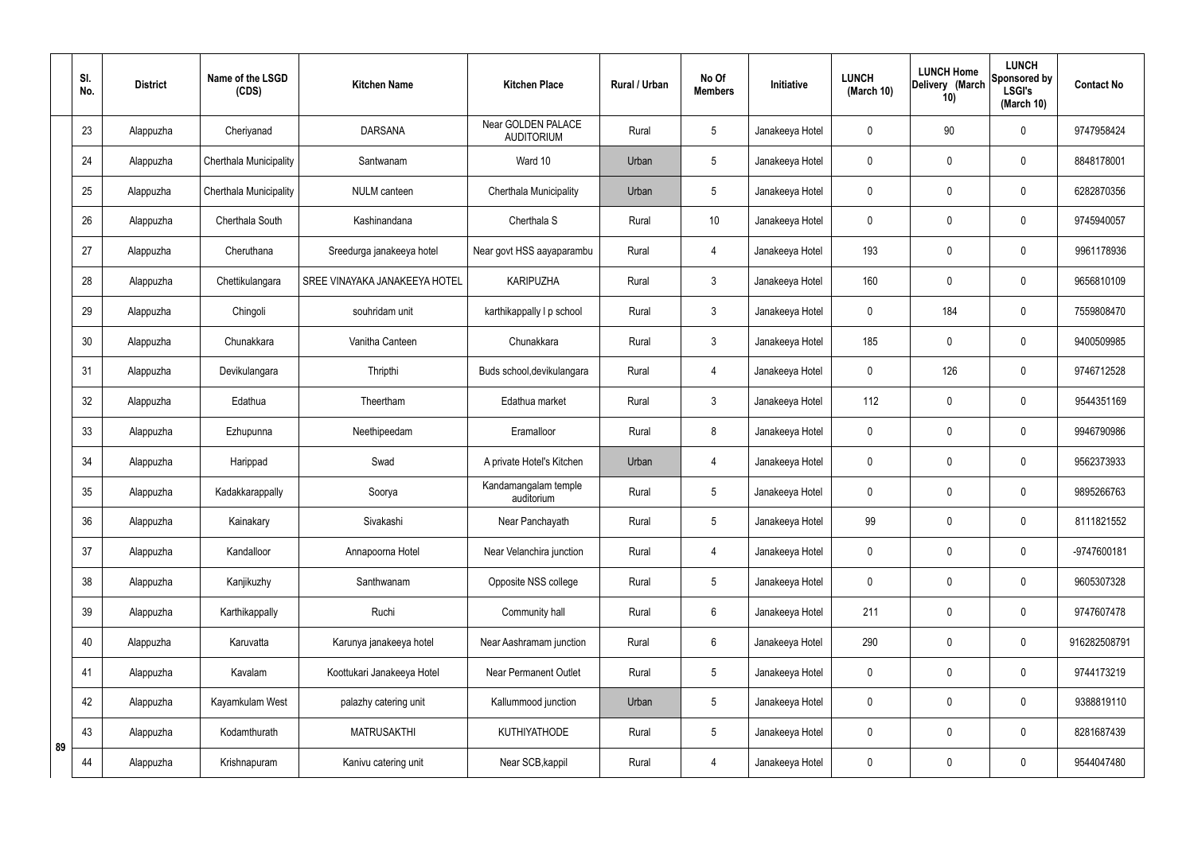| | Sl. No. | District | Name of the LSGD (CDS) | Kitchen Name | Kitchen Place | Rural / Urban | No Of Members | Initiative | LUNCH (March 10) | LUNCH Home Delivery (March 10) | LUNCH Sponsored by LSGI's (March 10) | Contact No |
|---|---|---|---|---|---|---|---|---|---|---|---|---|
| | 23 | Alappuzha | Cheriyanad | DARSANA | Near GOLDEN PALACE AUDITORIUM | Rural | 5 | Janakeeya Hotel | 0 | 90 | 0 | 9747958424 |
| | 24 | Alappuzha | Cherthala Municipality | Santwanam | Ward 10 | Urban | 5 | Janakeeya Hotel | 0 | 0 | 0 | 8848178001 |
| | 25 | Alappuzha | Cherthala Municipality | NULM canteen | Cherthala Municipality | Urban | 5 | Janakeeya Hotel | 0 | 0 | 0 | 6282870356 |
| | 26 | Alappuzha | Cherthala South | Kashinandana | Cherthala S | Rural | 10 | Janakeeya Hotel | 0 | 0 | 0 | 9745940057 |
| | 27 | Alappuzha | Cheruthana | Sreedurga janakeeya hotel | Near govt HSS aayaparambu | Rural | 4 | Janakeeya Hotel | 193 | 0 | 0 | 9961178936 |
| | 28 | Alappuzha | Chettikulangara | SREE VINAYAKA JANAKEEYA HOTEL | KARIPUZHA | Rural | 3 | Janakeeya Hotel | 160 | 0 | 0 | 9656810109 |
| | 29 | Alappuzha | Chingoli | souhridam unit | karthikappally l p school | Rural | 3 | Janakeeya Hotel | 0 | 184 | 0 | 7559808470 |
| | 30 | Alappuzha | Chunakkara | Vanitha Canteen | Chunakkara | Rural | 3 | Janakeeya Hotel | 185 | 0 | 0 | 9400509985 |
| | 31 | Alappuzha | Devikulangara | Thripthi | Buds school,devikulangara | Rural | 4 | Janakeeya Hotel | 0 | 126 | 0 | 9746712528 |
| | 32 | Alappuzha | Edathua | Theertham | Edathua market | Rural | 3 | Janakeeya Hotel | 112 | 0 | 0 | 9544351169 |
| | 33 | Alappuzha | Ezhupunna | Neethipeedam | Eramalloor | Rural | 8 | Janakeeya Hotel | 0 | 0 | 0 | 9946790986 |
| | 34 | Alappuzha | Harippad | Swad | A private Hotel's Kitchen | Urban | 4 | Janakeeya Hotel | 0 | 0 | 0 | 9562373933 |
| | 35 | Alappuzha | Kadakkarappally | Soorya | Kandamangalam temple auditorium | Rural | 5 | Janakeeya Hotel | 0 | 0 | 0 | 9895266763 |
| | 36 | Alappuzha | Kainakary | Sivakashi | Near Panchayath | Rural | 5 | Janakeeya Hotel | 99 | 0 | 0 | 8111821552 |
| | 37 | Alappuzha | Kandalloor | Annapoorna Hotel | Near Velanchira junction | Rural | 4 | Janakeeya Hotel | 0 | 0 | 0 | -9747600181 |
| | 38 | Alappuzha | Kanjikuzhy | Santhwanam | Opposite NSS college | Rural | 5 | Janakeeya Hotel | 0 | 0 | 0 | 9605307328 |
| | 39 | Alappuzha | Karthikappally | Ruchi | Community hall | Rural | 6 | Janakeeya Hotel | 211 | 0 | 0 | 9747607478 |
| | 40 | Alappuzha | Karuvatta | Karunya janakeeya hotel | Near Aashramam junction | Rural | 6 | Janakeeya Hotel | 290 | 0 | 0 | 916282508791 |
| | 41 | Alappuzha | Kavalam | Koottukari Janakeeya Hotel | Near Permanent Outlet | Rural | 5 | Janakeeya Hotel | 0 | 0 | 0 | 9744173219 |
| | 42 | Alappuzha | Kayamkulam West | palazhy catering unit | Kallummood junction | Urban | 5 | Janakeeya Hotel | 0 | 0 | 0 | 9388819110 |
| | 43 | Alappuzha | Kodamthurath | MATRUSAKTHI | KUTHIYATHODE | Rural | 5 | Janakeeya Hotel | 0 | 0 | 0 | 8281687439 |
| 89 | 44 | Alappuzha | Krishnapuram | Kanivu catering unit | Near SCB,kappil | Rural | 4 | Janakeeya Hotel | 0 | 0 | 0 | 9544047480 |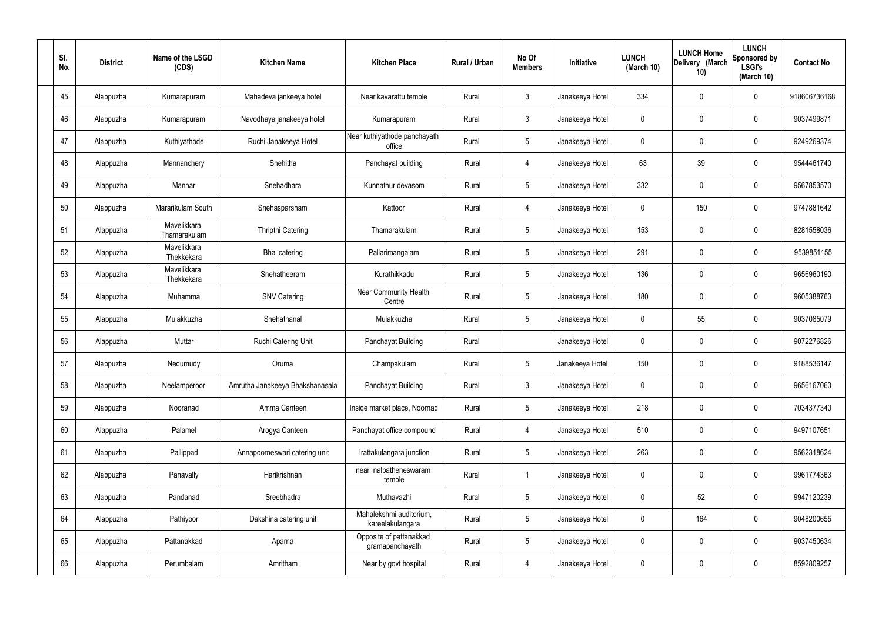| Sl. No. | District | Name of the LSGD (CDS) | Kitchen Name | Kitchen Place | Rural / Urban | No Of Members | Initiative | LUNCH (March 10) | LUNCH Home Delivery (March 10) | LUNCH Sponsored by LSGI's (March 10) | Contact No |
|---|---|---|---|---|---|---|---|---|---|---|---|
| 45 | Alappuzha | Kumarapuram | Mahadeva jankeeya hotel | Near kavarattu temple | Rural | 3 | Janakeeya Hotel | 334 | 0 | 0 | 918606736168 |
| 46 | Alappuzha | Kumarapuram | Navodhaya janakeeya hotel | Kumarapuram | Rural | 3 | Janakeeya Hotel | 0 | 0 | 0 | 9037499871 |
| 47 | Alappuzha | Kuthiyathode | Ruchi Janakeeya Hotel | Near kuthiyathode panchayath office | Rural | 5 | Janakeeya Hotel | 0 | 0 | 0 | 9249269374 |
| 48 | Alappuzha | Mannanchery | Snehitha | Panchayat building | Rural | 4 | Janakeeya Hotel | 63 | 39 | 0 | 9544461740 |
| 49 | Alappuzha | Mannar | Snehadhara | Kunnathur devasom | Rural | 5 | Janakeeya Hotel | 332 | 0 | 0 | 9567853570 |
| 50 | Alappuzha | Mararikulam South | Snehasparsham | Kattoor | Rural | 4 | Janakeeya Hotel | 0 | 150 | 0 | 9747881642 |
| 51 | Alappuzha | Mavelikkara Thamarakulam | Thripthi Catering | Thamarakulam | Rural | 5 | Janakeeya Hotel | 153 | 0 | 0 | 8281558036 |
| 52 | Alappuzha | Mavelikkara Thekkekara | Bhai catering | Pallarimangalam | Rural | 5 | Janakeeya Hotel | 291 | 0 | 0 | 9539851155 |
| 53 | Alappuzha | Mavelikkara Thekkekara | Snehatheeram | Kurathikkadu | Rural | 5 | Janakeeya Hotel | 136 | 0 | 0 | 9656960190 |
| 54 | Alappuzha | Muhamma | SNV Catering | Near Community Health Centre | Rural | 5 | Janakeeya Hotel | 180 | 0 | 0 | 9605388763 |
| 55 | Alappuzha | Mulakkuzha | Snehathanal | Mulakkuzha | Rural | 5 | Janakeeya Hotel | 0 | 55 | 0 | 9037085079 |
| 56 | Alappuzha | Muttar | Ruchi Catering Unit | Panchayat Building | Rural | | Janakeeya Hotel | 0 | 0 | 0 | 9072276826 |
| 57 | Alappuzha | Nedumudy | Oruma | Champakulam | Rural | 5 | Janakeeya Hotel | 150 | 0 | 0 | 9188536147 |
| 58 | Alappuzha | Neelamperoor | Amrutha Janakeeya Bhakshanasala | Panchayat Building | Rural | 3 | Janakeeya Hotel | 0 | 0 | 0 | 9656167060 |
| 59 | Alappuzha | Nooranad | Amma Canteen | Inside market place, Noornad | Rural | 5 | Janakeeya Hotel | 218 | 0 | 0 | 7034377340 |
| 60 | Alappuzha | Palamel | Arogya Canteen | Panchayat office compound | Rural | 4 | Janakeeya Hotel | 510 | 0 | 0 | 9497107651 |
| 61 | Alappuzha | Pallippad | Annapoorneswari catering unit | Irattakulangara junction | Rural | 5 | Janakeeya Hotel | 263 | 0 | 0 | 9562318624 |
| 62 | Alappuzha | Panavally | Harikrishnan | near nalpatheneswaram temple | Rural | 1 | Janakeeya Hotel | 0 | 0 | 0 | 9961774363 |
| 63 | Alappuzha | Pandanad | Sreebhadra | Muthavazhi | Rural | 5 | Janakeeya Hotel | 0 | 52 | 0 | 9947120239 |
| 64 | Alappuzha | Pathiyoor | Dakshina catering unit | Mahalekshmi auditorium, kareelakulangara | Rural | 5 | Janakeeya Hotel | 0 | 164 | 0 | 9048200655 |
| 65 | Alappuzha | Pattanakkad | Aparna | Opposite of pattanakkad gramapanchayath | Rural | 5 | Janakeeya Hotel | 0 | 0 | 0 | 9037450634 |
| 66 | Alappuzha | Perumbalam | Amritham | Near by govt hospital | Rural | 4 | Janakeeya Hotel | 0 | 0 | 0 | 8592809257 |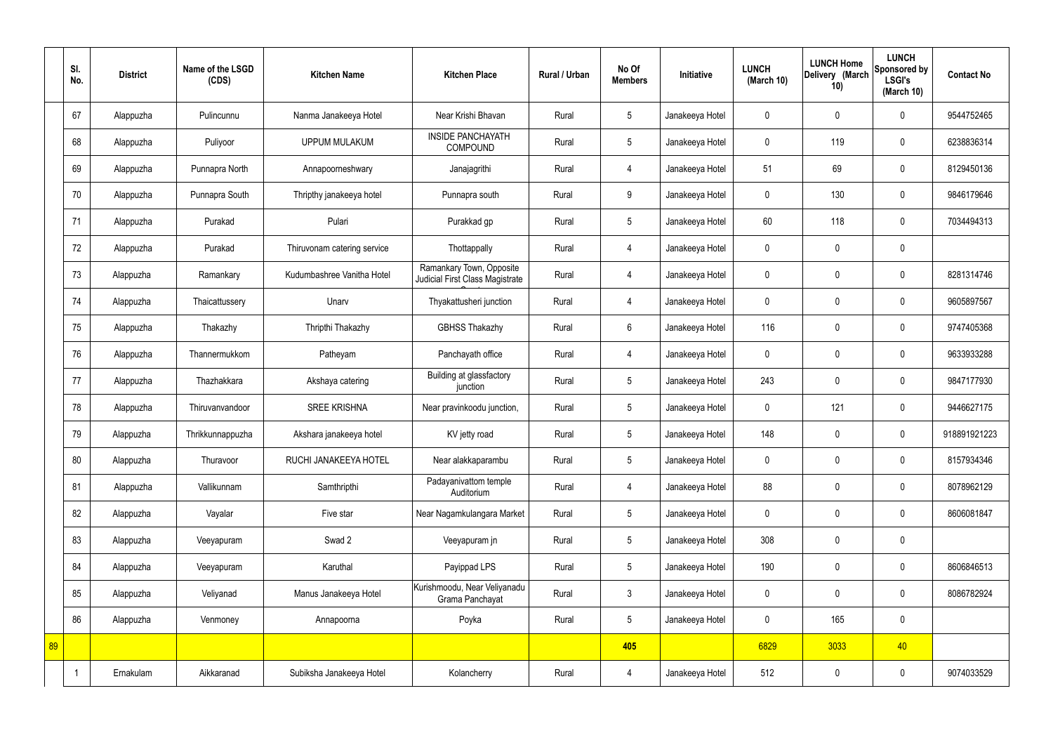|  | Sl. No. | District | Name of the LSGD (CDS) | Kitchen Name | Kitchen Place | Rural / Urban | No Of Members | Initiative | LUNCH (March 10) | LUNCH Home Delivery (March 10) | LUNCH Sponsored by LSGI's (March 10) | Contact No |
|---|---|---|---|---|---|---|---|---|---|---|---|---|
|  | 67 | Alappuzha | Pulincunnu | Nanma Janakeeya Hotel | Near Krishi Bhavan | Rural | 5 | Janakeeya Hotel | 0 | 0 | 0 | 9544752465 |
|  | 68 | Alappuzha | Puliyoor | UPPUM MULAKUM | INSIDE PANCHAYATH COMPOUND | Rural | 5 | Janakeeya Hotel | 0 | 119 | 0 | 6238836314 |
|  | 69 | Alappuzha | Punnapra North | Annapoorneshwary | Janajagrithi | Rural | 4 | Janakeeya Hotel | 51 | 69 | 0 | 8129450136 |
|  | 70 | Alappuzha | Punnapra South | Thripthy janakeeya hotel | Punnapra south | Rural | 9 | Janakeeya Hotel | 0 | 130 | 0 | 9846179646 |
|  | 71 | Alappuzha | Purakad | Pulari | Purakkad gp | Rural | 5 | Janakeeya Hotel | 60 | 118 | 0 | 7034494313 |
|  | 72 | Alappuzha | Purakad | Thiruvonam catering service | Thottappally | Rural | 4 | Janakeeya Hotel | 0 | 0 | 0 |  |
|  | 73 | Alappuzha | Ramankary | Kudumbashree Vanitha Hotel | Ramankary Town, Opposite Judicial First Class Magistrate Court | Rural | 4 | Janakeeya Hotel | 0 | 0 | 0 | 8281314746 |
|  | 74 | Alappuzha | Thaicattussery | Unarv | Thyakattusheri junction | Rural | 4 | Janakeeya Hotel | 0 | 0 | 0 | 9605897567 |
|  | 75 | Alappuzha | Thakazhy | Thripthi Thakazhy | GBHSS Thakazhy | Rural | 6 | Janakeeya Hotel | 116 | 0 | 0 | 9747405368 |
|  | 76 | Alappuzha | Thannermukkom | Patheyam | Panchayath office | Rural | 4 | Janakeeya Hotel | 0 | 0 | 0 | 9633933288 |
|  | 77 | Alappuzha | Thazhakkara | Akshaya catering | Building at glassfactory junction | Rural | 5 | Janakeeya Hotel | 243 | 0 | 0 | 9847177930 |
|  | 78 | Alappuzha | Thiruvanvandoor | SREE KRISHNA | Near pravinkoodu junction, | Rural | 5 | Janakeeya Hotel | 0 | 121 | 0 | 9446627175 |
|  | 79 | Alappuzha | Thrikkunnappuzha | Akshara janakeeya hotel | KV jetty road | Rural | 5 | Janakeeya Hotel | 148 | 0 | 0 | 918891921223 |
|  | 80 | Alappuzha | Thuravoor | RUCHI JANAKEEYA HOTEL | Near alakkaparambu | Rural | 5 | Janakeeya Hotel | 0 | 0 | 0 | 8157934346 |
|  | 81 | Alappuzha | Vallikunnam | Samthripthi | Padayanivattom temple Auditorium | Rural | 4 | Janakeeya Hotel | 88 | 0 | 0 | 8078962129 |
|  | 82 | Alappuzha | Vayalar | Five star | Near Nagamkulangara Market | Rural | 5 | Janakeeya Hotel | 0 | 0 | 0 | 8606081847 |
|  | 83 | Alappuzha | Veeyapuram | Swad 2 | Veeyapuram jn | Rural | 5 | Janakeeya Hotel | 308 | 0 | 0 |  |
|  | 84 | Alappuzha | Veeyapuram | Karuthal | Payippad LPS | Rural | 5 | Janakeeya Hotel | 190 | 0 | 0 | 8606846513 |
|  | 85 | Alappuzha | Veliyanad | Manus Janakeeya Hotel | Kurishmoodu, Near Veliyanadu Grama Panchayat | Rural | 3 | Janakeeya Hotel | 0 | 0 | 0 | 8086782924 |
|  | 86 | Alappuzha | Venmoney | Annapoorna | Poyka | Rural | 5 | Janakeeya Hotel | 0 | 165 | 0 |  |
| 89 |  |  |  |  |  |  | 405 |  | 6829 | 3033 | 40 |  |
|  | 1 | Ernakulam | Aikkaranad | Subiksha Janakeeya Hotel | Kolancherry | Rural | 4 | Janakeeya Hotel | 512 | 0 | 0 | 9074033529 |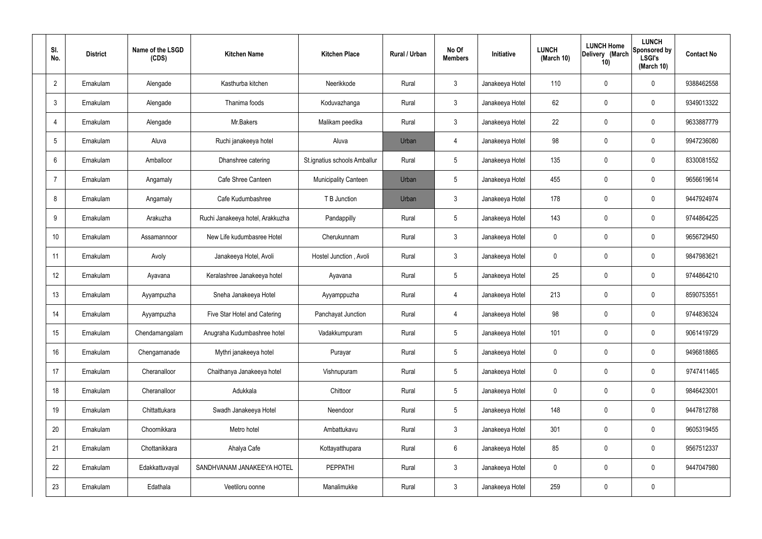| Sl. No. | District | Name of the LSGD (CDS) | Kitchen Name | Kitchen Place | Rural / Urban | No Of Members | Initiative | LUNCH (March 10) | LUNCH Home Delivery (March 10) | LUNCH Sponsored by LSGI's (March 10) | Contact No |
|---|---|---|---|---|---|---|---|---|---|---|---|
| 2 | Ernakulam | Alengade | Kasthurba kitchen | Neerikkode | Rural | 3 | Janakeeya Hotel | 110 | 0 | 0 | 9388462558 |
| 3 | Ernakulam | Alengade | Thanima foods | Koduvazhanga | Rural | 3 | Janakeeya Hotel | 62 | 0 | 0 | 9349013322 |
| 4 | Ernakulam | Alengade | Mr.Bakers | Malikam peedika | Rural | 3 | Janakeeya Hotel | 22 | 0 | 0 | 9633887779 |
| 5 | Ernakulam | Aluva | Ruchi janakeeya hotel | Aluva | Urban | 4 | Janakeeya Hotel | 98 | 0 | 0 | 9947236080 |
| 6 | Ernakulam | Amballoor | Dhanshree catering | St.ignatius schools Amballur | Rural | 5 | Janakeeya Hotel | 135 | 0 | 0 | 8330081552 |
| 7 | Ernakulam | Angamaly | Cafe Shree Canteen | Municipality Canteen | Urban | 5 | Janakeeya Hotel | 455 | 0 | 0 | 9656619614 |
| 8 | Ernakulam | Angamaly | Cafe Kudumbashree | T B Junction | Urban | 3 | Janakeeya Hotel | 178 | 0 | 0 | 9447924974 |
| 9 | Ernakulam | Arakuzha | Ruchi Janakeeya hotel, Arakkuzha | Pandappilly | Rural | 5 | Janakeeya Hotel | 143 | 0 | 0 | 9744864225 |
| 10 | Ernakulam | Assamannoor | New Life kudumbasree Hotel | Cherukunnam | Rural | 3 | Janakeeya Hotel | 0 | 0 | 0 | 9656729450 |
| 11 | Ernakulam | Avoly | Janakeeya Hotel, Avoli | Hostel Junction , Avoli | Rural | 3 | Janakeeya Hotel | 0 | 0 | 0 | 9847983621 |
| 12 | Ernakulam | Ayavana | Keralashree Janakeeya hotel | Ayavana | Rural | 5 | Janakeeya Hotel | 25 | 0 | 0 | 9744864210 |
| 13 | Ernakulam | Ayyampuzha | Sneha Janakeeya Hotel | Ayyamppuzha | Rural | 4 | Janakeeya Hotel | 213 | 0 | 0 | 8590753551 |
| 14 | Ernakulam | Ayyampuzha | Five Star Hotel and Catering | Panchayat Junction | Rural | 4 | Janakeeya Hotel | 98 | 0 | 0 | 9744836324 |
| 15 | Ernakulam | Chendamangalam | Anugraha Kudumbashree hotel | Vadakkumpuram | Rural | 5 | Janakeeya Hotel | 101 | 0 | 0 | 9061419729 |
| 16 | Ernakulam | Chengamanade | Mythri janakeeya hotel | Purayar | Rural | 5 | Janakeeya Hotel | 0 | 0 | 0 | 9496818865 |
| 17 | Ernakulam | Cheranalloor | Chaithanya Janakeeya hotel | Vishnupuram | Rural | 5 | Janakeeya Hotel | 0 | 0 | 0 | 9747411465 |
| 18 | Ernakulam | Cheranalloor | Adukkala | Chittoor | Rural | 5 | Janakeeya Hotel | 0 | 0 | 0 | 9846423001 |
| 19 | Ernakulam | Chittattukara | Swadh Janakeeya Hotel | Neendoor | Rural | 5 | Janakeeya Hotel | 148 | 0 | 0 | 9447812788 |
| 20 | Ernakulam | Choornikkara | Metro hotel | Ambattukavu | Rural | 3 | Janakeeya Hotel | 301 | 0 | 0 | 9605319455 |
| 21 | Ernakulam | Chottanikkara | Ahalya Cafe | Kottayatthupara | Rural | 6 | Janakeeya Hotel | 85 | 0 | 0 | 9567512337 |
| 22 | Ernakulam | Edakkattuvayal | SANDHVANAM JANAKEEYA HOTEL | PEPPATHI | Rural | 3 | Janakeeya Hotel | 0 | 0 | 0 | 9447047980 |
| 23 | Ernakulam | Edathala | Veetiloru oonne | Manalimukke | Rural | 3 | Janakeeya Hotel | 259 | 0 | 0 | |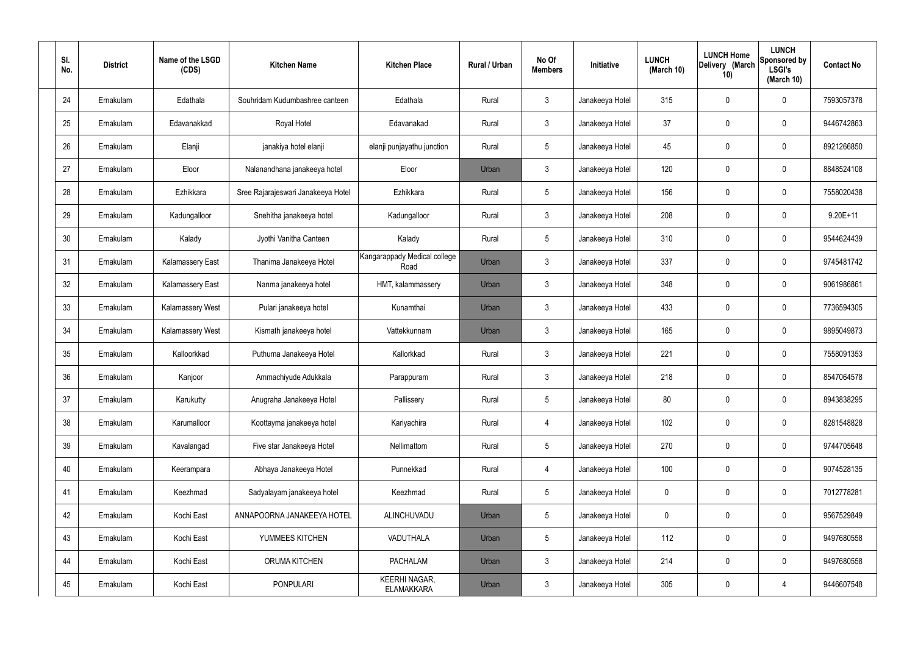| Sl. No. | District | Name of the LSGD (CDS) | Kitchen Name | Kitchen Place | Rural / Urban | No Of Members | Initiative | LUNCH (March 10) | LUNCH Home Delivery (March 10) | LUNCH Sponsored by LSGI's (March 10) | Contact No |
|---|---|---|---|---|---|---|---|---|---|---|---|
| 24 | Ernakulam | Edathala | Souhridam Kudumbashree canteen | Edathala | Rural | 3 | Janakeeya Hotel | 315 | 0 | 0 | 7593057378 |
| 25 | Ernakulam | Edavanakkad | Royal Hotel | Edavanakad | Rural | 3 | Janakeeya Hotel | 37 | 0 | 0 | 9446742863 |
| 26 | Ernakulam | Elanji | janakiya hotel elanji | elanji punjayathu junction | Rural | 5 | Janakeeya Hotel | 45 | 0 | 0 | 8921266850 |
| 27 | Ernakulam | Eloor | Nalanandhana janakeeya hotel | Eloor | Urban | 3 | Janakeeya Hotel | 120 | 0 | 0 | 8848524108 |
| 28 | Ernakulam | Ezhikkara | Sree Rajarajeswari Janakeeya Hotel | Ezhikkara | Rural | 5 | Janakeeya Hotel | 156 | 0 | 0 | 7558020438 |
| 29 | Ernakulam | Kadungalloor | Snehitha janakeeya hotel | Kadungalloor | Rural | 3 | Janakeeya Hotel | 208 | 0 | 0 | 9.20E+11 |
| 30 | Ernakulam | Kalady | Jyothi Vanitha Canteen | Kalady | Rural | 5 | Janakeeya Hotel | 310 | 0 | 0 | 9544624439 |
| 31 | Ernakulam | Kalamassery East | Thanima Janakeeya Hotel | Kangarappady Medical college Road | Urban | 3 | Janakeeya Hotel | 337 | 0 | 0 | 9745481742 |
| 32 | Ernakulam | Kalamassery East | Nanma janakeeya hotel | HMT, kalammassery | Urban | 3 | Janakeeya Hotel | 348 | 0 | 0 | 9061986861 |
| 33 | Ernakulam | Kalamassery West | Pulari janakeeya hotel | Kunamthai | Urban | 3 | Janakeeya Hotel | 433 | 0 | 0 | 7736594305 |
| 34 | Ernakulam | Kalamassery West | Kismath janakeeya hotel | Vattekkunnam | Urban | 3 | Janakeeya Hotel | 165 | 0 | 0 | 9895049873 |
| 35 | Ernakulam | Kalloorkkad | Puthuma Janakeeya Hotel | Kallorkkad | Rural | 3 | Janakeeya Hotel | 221 | 0 | 0 | 7558091353 |
| 36 | Ernakulam | Kanjoor | Ammachiyude Adukkala | Parappuram | Rural | 3 | Janakeeya Hotel | 218 | 0 | 0 | 8547064578 |
| 37 | Ernakulam | Karukutty | Anugraha Janakeeya Hotel | Pallissery | Rural | 5 | Janakeeya Hotel | 80 | 0 | 0 | 8943838295 |
| 38 | Ernakulam | Karumalloor | Koottayma janakeeya hotel | Kariyachira | Rural | 4 | Janakeeya Hotel | 102 | 0 | 0 | 8281548828 |
| 39 | Ernakulam | Kavalangad | Five star Janakeeya Hotel | Nellimattom | Rural | 5 | Janakeeya Hotel | 270 | 0 | 0 | 9744705648 |
| 40 | Ernakulam | Keerampara | Abhaya Janakeeya Hotel | Punnekkad | Rural | 4 | Janakeeya Hotel | 100 | 0 | 0 | 9074528135 |
| 41 | Ernakulam | Keezhmad | Sadyalayam janakeeya hotel | Keezhmad | Rural | 5 | Janakeeya Hotel | 0 | 0 | 0 | 7012778281 |
| 42 | Ernakulam | Kochi East | ANNAPOORNA JANAKEEYA HOTEL | ALINCHUVADU | Urban | 5 | Janakeeya Hotel | 0 | 0 | 0 | 9567529849 |
| 43 | Ernakulam | Kochi East | YUMMEES KITCHEN | VADUTHALA | Urban | 5 | Janakeeya Hotel | 112 | 0 | 0 | 9497680558 |
| 44 | Ernakulam | Kochi East | ORUMA KITCHEN | PACHALAM | Urban | 3 | Janakeeya Hotel | 214 | 0 | 0 | 9497680558 |
| 45 | Ernakulam | Kochi East | PONPULARI | KEERHI NAGAR, ELAMAKKARA | Urban | 3 | Janakeeya Hotel | 305 | 0 | 4 | 9446607548 |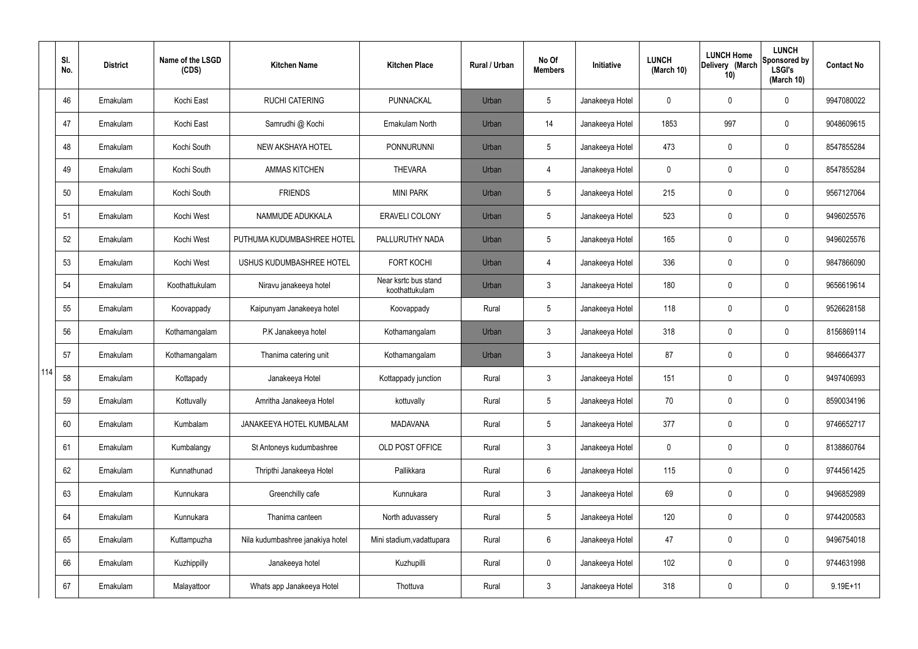| | Sl. No. | District | Name of the LSGD (CDS) | Kitchen Name | Kitchen Place | Rural / Urban | No Of Members | Initiative | LUNCH (March 10) | LUNCH Home Delivery (March 10) | LUNCH Sponsored by LSGI's (March 10) | Contact No |
|---|---|---|---|---|---|---|---|---|---|---|---|---|
| 114 | 46 | Ernakulam | Kochi East | RUCHI CATERING | PUNNACKAL | Urban | 5 | Janakeeya Hotel | 0 | 0 | 0 | 9947080022 |
| | 47 | Ernakulam | Kochi East | Samrudhi @ Kochi | Ernakulam North | Urban | 14 | Janakeeya Hotel | 1853 | 997 | 0 | 9048609615 |
| | 48 | Ernakulam | Kochi South | NEW AKSHAYA HOTEL | PONNURUNNI | Urban | 5 | Janakeeya Hotel | 473 | 0 | 0 | 8547855284 |
| | 49 | Ernakulam | Kochi South | AMMAS KITCHEN | THEVARA | Urban | 4 | Janakeeya Hotel | 0 | 0 | 0 | 8547855284 |
| | 50 | Ernakulam | Kochi South | FRIENDS | MINI PARK | Urban | 5 | Janakeeya Hotel | 215 | 0 | 0 | 9567127064 |
| | 51 | Ernakulam | Kochi West | NAMMUDE ADUKKALA | ERAVELI COLONY | Urban | 5 | Janakeeya Hotel | 523 | 0 | 0 | 9496025576 |
| | 52 | Ernakulam | Kochi West | PUTHUMA KUDUMBASHREE HOTEL | PALLURUTHY NADA | Urban | 5 | Janakeeya Hotel | 165 | 0 | 0 | 9496025576 |
| | 53 | Ernakulam | Kochi West | USHUS KUDUMBASHREE HOTEL | FORT KOCHI | Urban | 4 | Janakeeya Hotel | 336 | 0 | 0 | 9847866090 |
| | 54 | Ernakulam | Koothattukulam | Niravu janakeeya hotel | Near ksrtc bus stand koothattukulam | Urban | 3 | Janakeeya Hotel | 180 | 0 | 0 | 9656619614 |
| | 55 | Ernakulam | Koovappady | Kaipunyam Janakeeya hotel | Koovappady | Rural | 5 | Janakeeya Hotel | 118 | 0 | 0 | 9526628158 |
| | 56 | Ernakulam | Kothamangalam | P.K Janakeeya hotel | Kothamangalam | Urban | 3 | Janakeeya Hotel | 318 | 0 | 0 | 8156869114 |
| | 57 | Ernakulam | Kothamangalam | Thanima catering unit | Kothamangalam | Urban | 3 | Janakeeya Hotel | 87 | 0 | 0 | 9846664377 |
| | 58 | Ernakulam | Kottapady | Janakeeya Hotel | Kottappady junction | Rural | 3 | Janakeeya Hotel | 151 | 0 | 0 | 9497406993 |
| | 59 | Ernakulam | Kottuvally | Amritha Janakeeya Hotel | kottuvally | Rural | 5 | Janakeeya Hotel | 70 | 0 | 0 | 8590034196 |
| | 60 | Ernakulam | Kumbalam | JANAKEEYA HOTEL KUMBALAM | MADAVANA | Rural | 5 | Janakeeya Hotel | 377 | 0 | 0 | 9746652717 |
| | 61 | Ernakulam | Kumbalangy | St Antoneys kudumbashree | OLD POST OFFICE | Rural | 3 | Janakeeya Hotel | 0 | 0 | 0 | 8138860764 |
| | 62 | Ernakulam | Kunnathunad | Thripthi Janakeeya Hotel | Pallikkara | Rural | 6 | Janakeeya Hotel | 115 | 0 | 0 | 9744561425 |
| | 63 | Ernakulam | Kunnukara | Greenchilly cafe | Kunnukara | Rural | 3 | Janakeeya Hotel | 69 | 0 | 0 | 9496852989 |
| | 64 | Ernakulam | Kunnukara | Thanima canteen | North aduvassery | Rural | 5 | Janakeeya Hotel | 120 | 0 | 0 | 9744200583 |
| | 65 | Ernakulam | Kuttampuzha | Nila kudumbashree janakiya hotel | Mini stadium,vadattupara | Rural | 6 | Janakeeya Hotel | 47 | 0 | 0 | 9496754018 |
| | 66 | Ernakulam | Kuzhippilly | Janakeeya hotel | Kuzhupilli | Rural | 0 | Janakeeya Hotel | 102 | 0 | 0 | 9744631998 |
| | 67 | Ernakulam | Malayattoor | Whats app Janakeeya Hotel | Thottuva | Rural | 3 | Janakeeya Hotel | 318 | 0 | 0 | 9.19E+11 |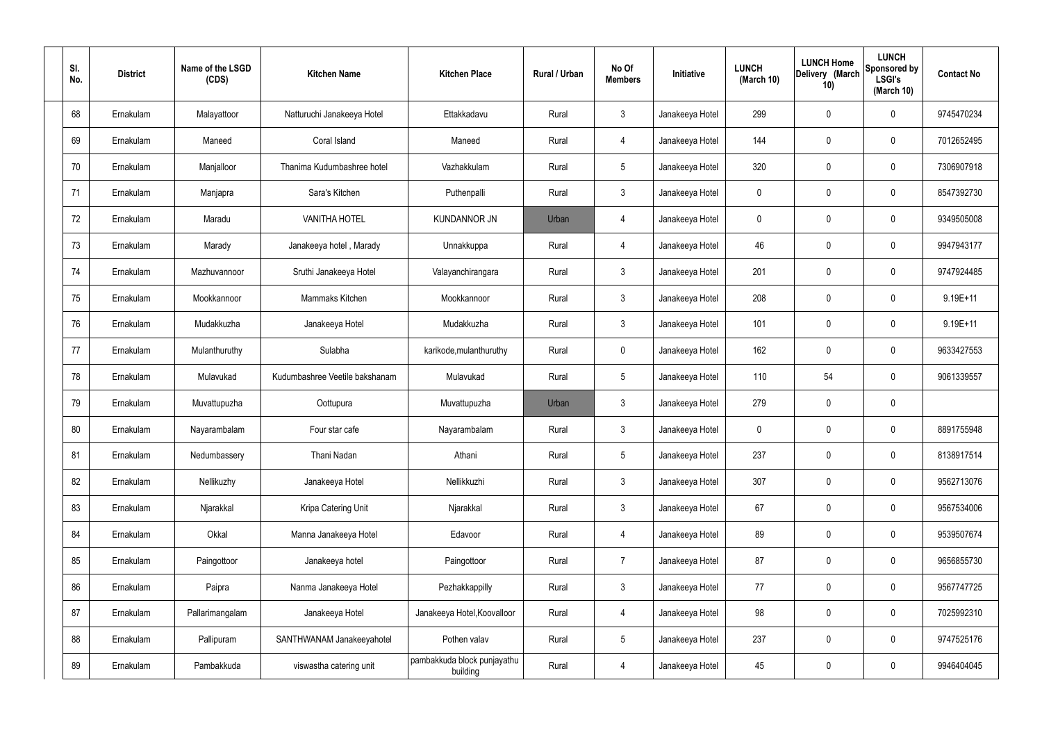| Sl. No. | District | Name of the LSGD (CDS) | Kitchen Name | Kitchen Place | Rural / Urban | No Of Members | Initiative | LUNCH (March 10) | LUNCH Home Delivery (March 10) | LUNCH Sponsored by LSGI's (March 10) | Contact No |
|---|---|---|---|---|---|---|---|---|---|---|---|
| 68 | Ernakulam | Malayattoor | Natturuchi Janakeeya Hotel | Ettakkadavu | Rural | 3 | Janakeeya Hotel | 299 | 0 | 0 | 9745470234 |
| 69 | Ernakulam | Maneed | Coral Island | Maneed | Rural | 4 | Janakeeya Hotel | 144 | 0 | 0 | 7012652495 |
| 70 | Ernakulam | Manjalloor | Thanima Kudumbashree hotel | Vazhakkulam | Rural | 5 | Janakeeya Hotel | 320 | 0 | 0 | 7306907918 |
| 71 | Ernakulam | Manjapra | Sara's Kitchen | Puthenpalli | Rural | 3 | Janakeeya Hotel | 0 | 0 | 0 | 8547392730 |
| 72 | Ernakulam | Maradu | VANITHA HOTEL | KUNDANNOR JN | Urban | 4 | Janakeeya Hotel | 0 | 0 | 0 | 9349505008 |
| 73 | Ernakulam | Marady | Janakeeya hotel , Marady | Unnakkuppa | Rural | 4 | Janakeeya Hotel | 46 | 0 | 0 | 9947943177 |
| 74 | Ernakulam | Mazhuvannoor | Sruthi Janakeeya Hotel | Valayanchirangara | Rural | 3 | Janakeeya Hotel | 201 | 0 | 0 | 9747924485 |
| 75 | Ernakulam | Mookkannoor | Mammaks Kitchen | Mookkannoor | Rural | 3 | Janakeeya Hotel | 208 | 0 | 0 | 9.19E+11 |
| 76 | Ernakulam | Mudakkuzha | Janakeeya Hotel | Mudakkuzha | Rural | 3 | Janakeeya Hotel | 101 | 0 | 0 | 9.19E+11 |
| 77 | Ernakulam | Mulanthuruthy | Sulabha | karikode,mulanthuruthy | Rural | 0 | Janakeeya Hotel | 162 | 0 | 0 | 9633427553 |
| 78 | Ernakulam | Mulavukad | Kudumbashree Veetile bakshanam | Mulavukad | Rural | 5 | Janakeeya Hotel | 110 | 54 | 0 | 9061339557 |
| 79 | Ernakulam | Muvattupuzha | Oottupura | Muvattupuzha | Urban | 3 | Janakeeya Hotel | 279 | 0 | 0 | |
| 80 | Ernakulam | Nayarambalam | Four star cafe | Nayarambalam | Rural | 3 | Janakeeya Hotel | 0 | 0 | 0 | 8891755948 |
| 81 | Ernakulam | Nedumbassery | Thani Nadan | Athani | Rural | 5 | Janakeeya Hotel | 237 | 0 | 0 | 8138917514 |
| 82 | Ernakulam | Nellikuzhy | Janakeeya Hotel | Nellikkuzhi | Rural | 3 | Janakeeya Hotel | 307 | 0 | 0 | 9562713076 |
| 83 | Ernakulam | Njarakkal | Kripa Catering Unit | Njarakkal | Rural | 3 | Janakeeya Hotel | 67 | 0 | 0 | 9567534006 |
| 84 | Ernakulam | Okkal | Manna Janakeeya Hotel | Edavoor | Rural | 4 | Janakeeya Hotel | 89 | 0 | 0 | 9539507674 |
| 85 | Ernakulam | Paingottoor | Janakeeya hotel | Paingottoor | Rural | 7 | Janakeeya Hotel | 87 | 0 | 0 | 9656855730 |
| 86 | Ernakulam | Paipra | Nanma Janakeeya Hotel | Pezhakkappilly | Rural | 3 | Janakeeya Hotel | 77 | 0 | 0 | 9567747725 |
| 87 | Ernakulam | Pallarimangalam | Janakeeya Hotel | Janakeeya Hotel,Koovalloor | Rural | 4 | Janakeeya Hotel | 98 | 0 | 0 | 7025992310 |
| 88 | Ernakulam | Pallipuram | SANTHWANAM Janakeeyahotel | Pothen valav | Rural | 5 | Janakeeya Hotel | 237 | 0 | 0 | 9747525176 |
| 89 | Ernakulam | Pambakkuda | viswastha catering unit | pambakkuda block punjayathu building | Rural | 4 | Janakeeya Hotel | 45 | 0 | 0 | 9946404045 |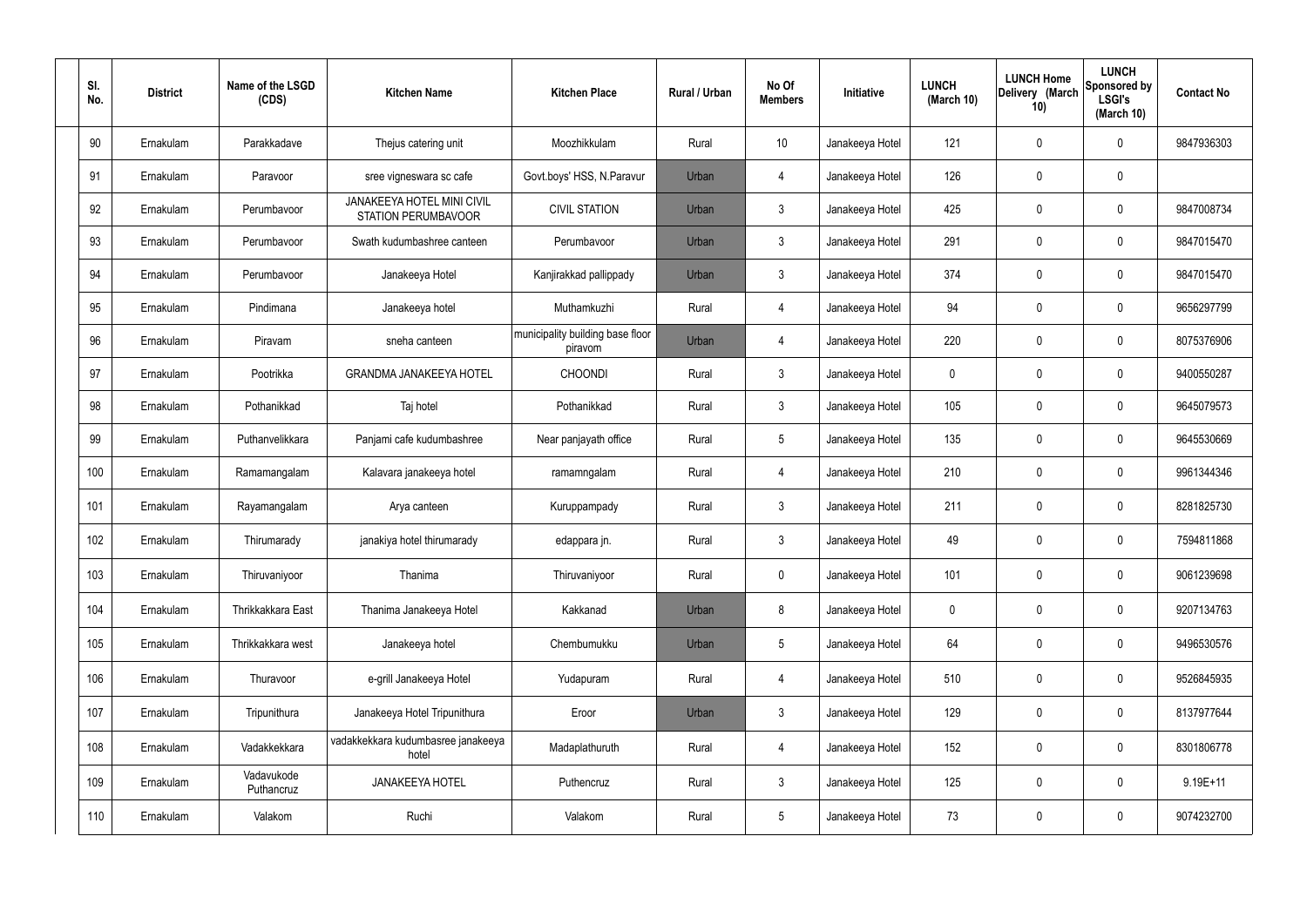| Sl. No. | District | Name of the LSGD (CDS) | Kitchen Name | Kitchen Place | Rural / Urban | No Of Members | Initiative | LUNCH (March 10) | LUNCH Home Delivery (March 10) | LUNCH Sponsored by LSGI's (March 10) | Contact No |
|---|---|---|---|---|---|---|---|---|---|---|---|
| 90 | Ernakulam | Parakkadave | Thejus catering unit | Moozhikkulam | Rural | 10 | Janakeeya Hotel | 121 | 0 | 0 | 9847936303 |
| 91 | Ernakulam | Paravoor | sree vigneswara sc cafe | Govt.boys' HSS, N.Paravur | Urban | 4 | Janakeeya Hotel | 126 | 0 | 0 | |
| 92 | Ernakulam | Perumbavoor | JANAKEEYA HOTEL MINI CIVIL STATION PERUMBAVOOR | CIVIL STATION | Urban | 3 | Janakeeya Hotel | 425 | 0 | 0 | 9847008734 |
| 93 | Ernakulam | Perumbavoor | Swath kudumbashree canteen | Perumbavoor | Urban | 3 | Janakeeya Hotel | 291 | 0 | 0 | 9847015470 |
| 94 | Ernakulam | Perumbavoor | Janakeeya Hotel | Kanjirakkad pallippady | Urban | 3 | Janakeeya Hotel | 374 | 0 | 0 | 9847015470 |
| 95 | Ernakulam | Pindimana | Janakeeya hotel | Muthamkuzhi | Rural | 4 | Janakeeya Hotel | 94 | 0 | 0 | 9656297799 |
| 96 | Ernakulam | Piravam | sneha canteen | municipality building base floor piravom | Urban | 4 | Janakeeya Hotel | 220 | 0 | 0 | 8075376906 |
| 97 | Ernakulam | Pootrikka | GRANDMA JANAKEEYA HOTEL | CHOONDI | Rural | 3 | Janakeeya Hotel | 0 | 0 | 0 | 9400550287 |
| 98 | Ernakulam | Pothanikkad | Taj hotel | Pothanikkad | Rural | 3 | Janakeeya Hotel | 105 | 0 | 0 | 9645079573 |
| 99 | Ernakulam | Puthanvelikkara | Panjami cafe kudumbashree | Near panjayath office | Rural | 5 | Janakeeya Hotel | 135 | 0 | 0 | 9645530669 |
| 100 | Ernakulam | Ramamangalam | Kalavara janakeeya hotel | ramamngalam | Rural | 4 | Janakeeya Hotel | 210 | 0 | 0 | 9961344346 |
| 101 | Ernakulam | Rayamangalam | Arya canteen | Kuruppampady | Rural | 3 | Janakeeya Hotel | 211 | 0 | 0 | 8281825730 |
| 102 | Ernakulam | Thirumarady | janakiya hotel thirumarady | edappara jn. | Rural | 3 | Janakeeya Hotel | 49 | 0 | 0 | 7594811868 |
| 103 | Ernakulam | Thiruvaniyoor | Thanima | Thiruvaniyoor | Rural | 0 | Janakeeya Hotel | 101 | 0 | 0 | 9061239698 |
| 104 | Ernakulam | Thrikkakkara East | Thanima Janakeeya Hotel | Kakkanad | Urban | 8 | Janakeeya Hotel | 0 | 0 | 0 | 9207134763 |
| 105 | Ernakulam | Thrikkakkara west | Janakeeya hotel | Chembumukku | Urban | 5 | Janakeeya Hotel | 64 | 0 | 0 | 9496530576 |
| 106 | Ernakulam | Thuravoor | e-grill Janakeeya Hotel | Yudapuram | Rural | 4 | Janakeeya Hotel | 510 | 0 | 0 | 9526845935 |
| 107 | Ernakulam | Tripunithura | Janakeeya Hotel Tripunithura | Eroor | Urban | 3 | Janakeeya Hotel | 129 | 0 | 0 | 8137977644 |
| 108 | Ernakulam | Vadakkekkara | vadakkekkara kudumbasree janakeeya hotel | Madaplathuruth | Rural | 4 | Janakeeya Hotel | 152 | 0 | 0 | 8301806778 |
| 109 | Ernakulam | Vadavukode Puthancruz | JANAKEEYA HOTEL | Puthencruz | Rural | 3 | Janakeeya Hotel | 125 | 0 | 0 | 9.19E+11 |
| 110 | Ernakulam | Valakom | Ruchi | Valakom | Rural | 5 | Janakeeya Hotel | 73 | 0 | 0 | 9074232700 |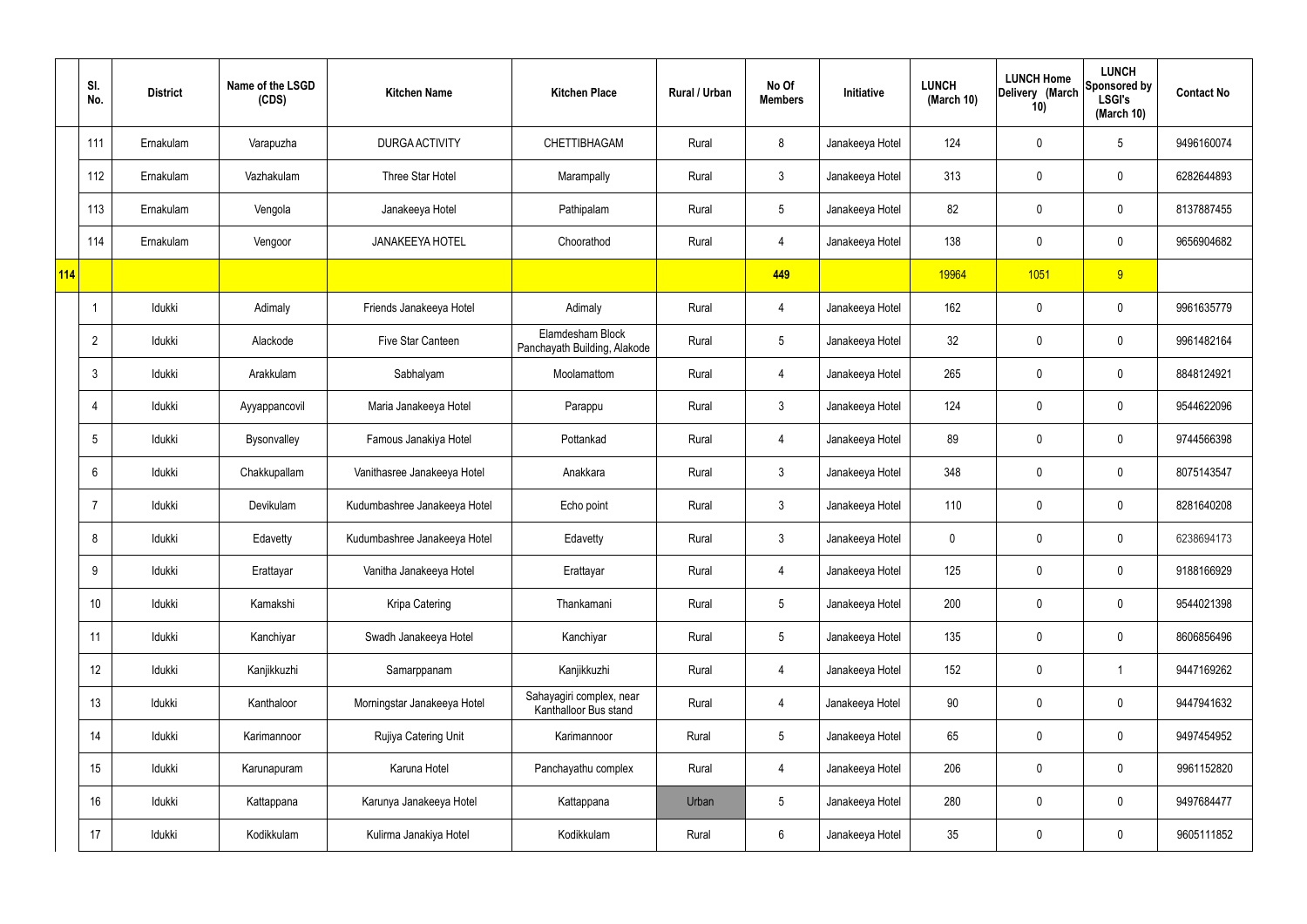|  | Sl. No. | District | Name of the LSGD (CDS) | Kitchen Name | Kitchen Place | Rural / Urban | No Of Members | Initiative | LUNCH (March 10) | LUNCH Home Delivery (March 10) | LUNCH Sponsored by LSGI's (March 10) | Contact No |
|---|---|---|---|---|---|---|---|---|---|---|---|---|
|  | 111 | Ernakulam | Varapuzha | DURGA ACTIVITY | CHETTIBHAGAM | Rural | 8 | Janakeeya Hotel | 124 | 0 | 5 | 9496160074 |
|  | 112 | Ernakulam | Vazhakulam | Three Star Hotel | Marampally | Rural | 3 | Janakeeya Hotel | 313 | 0 | 0 | 6282644893 |
|  | 113 | Ernakulam | Vengola | Janakeeya Hotel | Pathipalam | Rural | 5 | Janakeeya Hotel | 82 | 0 | 0 | 8137887455 |
|  | 114 | Ernakulam | Vengoor | JANAKEEYA HOTEL | Choorathod | Rural | 4 | Janakeeya Hotel | 138 | 0 | 0 | 9656904682 |
| 114 |  |  |  |  |  |  | 449 |  | 19964 | 1051 | 9 |  |
|  | 1 | Idukki | Adimaly | Friends Janakeeya Hotel | Adimaly | Rural | 4 | Janakeeya Hotel | 162 | 0 | 0 | 9961635779 |
|  | 2 | Idukki | Alackode | Five Star Canteen | Elamdesham Block Panchayath Building, Alakode | Rural | 5 | Janakeeya Hotel | 32 | 0 | 0 | 9961482164 |
|  | 3 | Idukki | Arakkulam | Sabhalyam | Moolamattom | Rural | 4 | Janakeeya Hotel | 265 | 0 | 0 | 8848124921 |
|  | 4 | Idukki | Ayyappancovil | Maria Janakeeya Hotel | Parappu | Rural | 3 | Janakeeya Hotel | 124 | 0 | 0 | 9544622096 |
|  | 5 | Idukki | Bysonvalley | Famous Janakiya Hotel | Pottankad | Rural | 4 | Janakeeya Hotel | 89 | 0 | 0 | 9744566398 |
|  | 6 | Idukki | Chakkupallam | Vanithasree Janakeeya Hotel | Anakkara | Rural | 3 | Janakeeya Hotel | 348 | 0 | 0 | 8075143547 |
|  | 7 | Idukki | Devikulam | Kudumbashree Janakeeya Hotel | Echo point | Rural | 3 | Janakeeya Hotel | 110 | 0 | 0 | 8281640208 |
|  | 8 | Idukki | Edavetty | Kudumbashree Janakeeya Hotel | Edavetty | Rural | 3 | Janakeeya Hotel | 0 | 0 | 0 | 6238694173 |
|  | 9 | Idukki | Erattayar | Vanitha Janakeeya Hotel | Erattayar | Rural | 4 | Janakeeya Hotel | 125 | 0 | 0 | 9188166929 |
|  | 10 | Idukki | Kamakshi | Kripa Catering | Thankamani | Rural | 5 | Janakeeya Hotel | 200 | 0 | 0 | 9544021398 |
|  | 11 | Idukki | Kanchiyar | Swadh Janakeeya Hotel | Kanchiyar | Rural | 5 | Janakeeya Hotel | 135 | 0 | 0 | 8606856496 |
|  | 12 | Idukki | Kanjikkuzhi | Samarppanam | Kanjikkuzhi | Rural | 4 | Janakeeya Hotel | 152 | 0 | 1 | 9447169262 |
|  | 13 | Idukki | Kanthaloor | Morningstar Janakeeya Hotel | Sahayagiri complex, near Kanthalloor Bus stand | Rural | 4 | Janakeeya Hotel | 90 | 0 | 0 | 9447941632 |
|  | 14 | Idukki | Karimannoor | Rujiya Catering Unit | Karimannoor | Rural | 5 | Janakeeya Hotel | 65 | 0 | 0 | 9497454952 |
|  | 15 | Idukki | Karunapuram | Karuna Hotel | Panchayathu complex | Rural | 4 | Janakeeya Hotel | 206 | 0 | 0 | 9961152820 |
|  | 16 | Idukki | Kattappana | Karunya Janakeeya Hotel | Kattappana | Urban | 5 | Janakeeya Hotel | 280 | 0 | 0 | 9497684477 |
|  | 17 | Idukki | Kodikkulam | Kulirma Janakiya Hotel | Kodikkulam | Rural | 6 | Janakeeya Hotel | 35 | 0 | 0 | 9605111852 |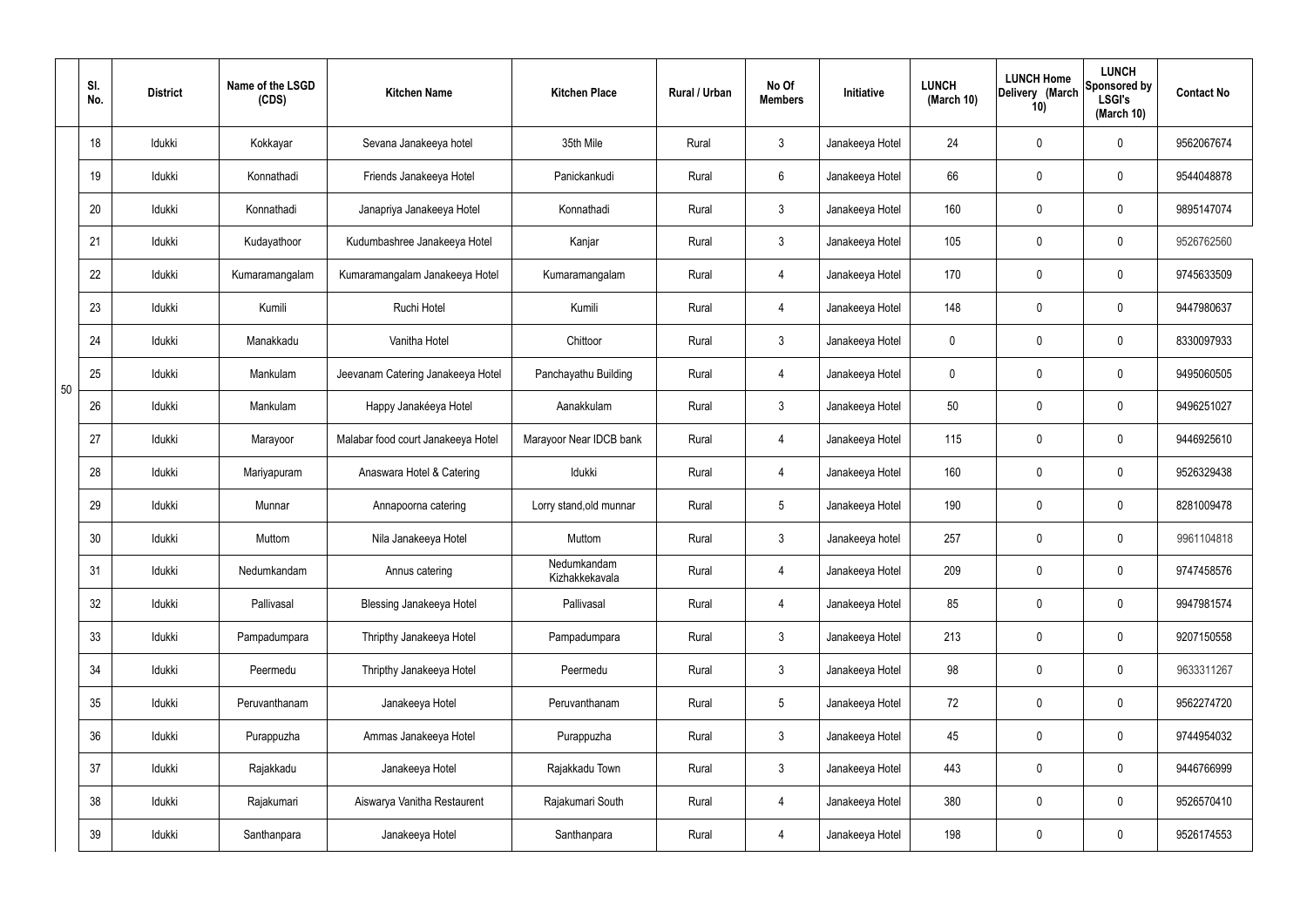|  | Sl. No. | District | Name of the LSGD (CDS) | Kitchen Name | Kitchen Place | Rural / Urban | No Of Members | Initiative | LUNCH (March 10) | LUNCH Home Delivery (March 10) | LUNCH Sponsored by LSGI's (March 10) | Contact No |
|---|---|---|---|---|---|---|---|---|---|---|---|---|
| 50 | 18 | Idukki | Kokkayar | Sevana Janakeeya hotel | 35th Mile | Rural | 3 | Janakeeya Hotel | 24 | 0 | 0 | 9562067674 |
|  | 19 | Idukki | Konnathadi | Friends Janakeeya Hotel | Panickankudi | Rural | 6 | Janakeeya Hotel | 66 | 0 | 0 | 9544048878 |
|  | 20 | Idukki | Konnathadi | Janapriya Janakeeya Hotel | Konnathadi | Rural | 3 | Janakeeya Hotel | 160 | 0 | 0 | 9895147074 |
|  | 21 | Idukki | Kudayathoor | Kudumbashree Janakeeya Hotel | Kanjar | Rural | 3 | Janakeeya Hotel | 105 | 0 | 0 | 9526762560 |
|  | 22 | Idukki | Kumaramangalam | Kumaramangalam Janakeeya Hotel | Kumaramangalam | Rural | 4 | Janakeeya Hotel | 170 | 0 | 0 | 9745633509 |
|  | 23 | Idukki | Kumili | Ruchi Hotel | Kumili | Rural | 4 | Janakeeya Hotel | 148 | 0 | 0 | 9447980637 |
|  | 24 | Idukki | Manakkadu | Vanitha Hotel | Chittoor | Rural | 3 | Janakeeya Hotel | 0 | 0 | 0 | 8330097933 |
|  | 25 | Idukki | Mankulam | Jeevanam Catering Janakeeya Hotel | Panchayathu Building | Rural | 4 | Janakeeya Hotel | 0 | 0 | 0 | 9495060505 |
|  | 26 | Idukki | Mankulam | Happy Janakéeya Hotel | Aanakkulam | Rural | 3 | Janakeeya Hotel | 50 | 0 | 0 | 9496251027 |
|  | 27 | Idukki | Marayoor | Malabar food court Janakeeya Hotel | Marayoor Near IDCB bank | Rural | 4 | Janakeeya Hotel | 115 | 0 | 0 | 9446925610 |
|  | 28 | Idukki | Mariyapuram | Anaswara Hotel & Catering | Idukki | Rural | 4 | Janakeeya Hotel | 160 | 0 | 0 | 9526329438 |
|  | 29 | Idukki | Munnar | Annapoorna catering | Lorry stand,old munnar | Rural | 5 | Janakeeya Hotel | 190 | 0 | 0 | 8281009478 |
|  | 30 | Idukki | Muttom | Nila Janakeeya Hotel | Muttom | Rural | 3 | Janakeeya hotel | 257 | 0 | 0 | 9961104818 |
|  | 31 | Idukki | Nedumkandam | Annus catering | Nedumkandam Kizhakkekavala | Rural | 4 | Janakeeya Hotel | 209 | 0 | 0 | 9747458576 |
|  | 32 | Idukki | Pallivasal | Blessing Janakeeya Hotel | Pallivasal | Rural | 4 | Janakeeya Hotel | 85 | 0 | 0 | 9947981574 |
|  | 33 | Idukki | Pampadumpara | Thripthy Janakeeya Hotel | Pampadumpara | Rural | 3 | Janakeeya Hotel | 213 | 0 | 0 | 9207150558 |
|  | 34 | Idukki | Peermedu | Thripthy Janakeeya Hotel | Peermedu | Rural | 3 | Janakeeya Hotel | 98 | 0 | 0 | 9633311267 |
|  | 35 | Idukki | Peruvanthanam | Janakeeya Hotel | Peruvanthanam | Rural | 5 | Janakeeya Hotel | 72 | 0 | 0 | 9562274720 |
|  | 36 | Idukki | Purappuzha | Ammas Janakeeya Hotel | Purappuzha | Rural | 3 | Janakeeya Hotel | 45 | 0 | 0 | 9744954032 |
|  | 37 | Idukki | Rajakkadu | Janakeeya Hotel | Rajakkadu Town | Rural | 3 | Janakeeya Hotel | 443 | 0 | 0 | 9446766999 |
|  | 38 | Idukki | Rajakumari | Aiswarya Vanitha Restaurent | Rajakumari South | Rural | 4 | Janakeeya Hotel | 380 | 0 | 0 | 9526570410 |
|  | 39 | Idukki | Santhanpara | Janakeeya Hotel | Santhanpara | Rural | 4 | Janakeeya Hotel | 198 | 0 | 0 | 9526174553 |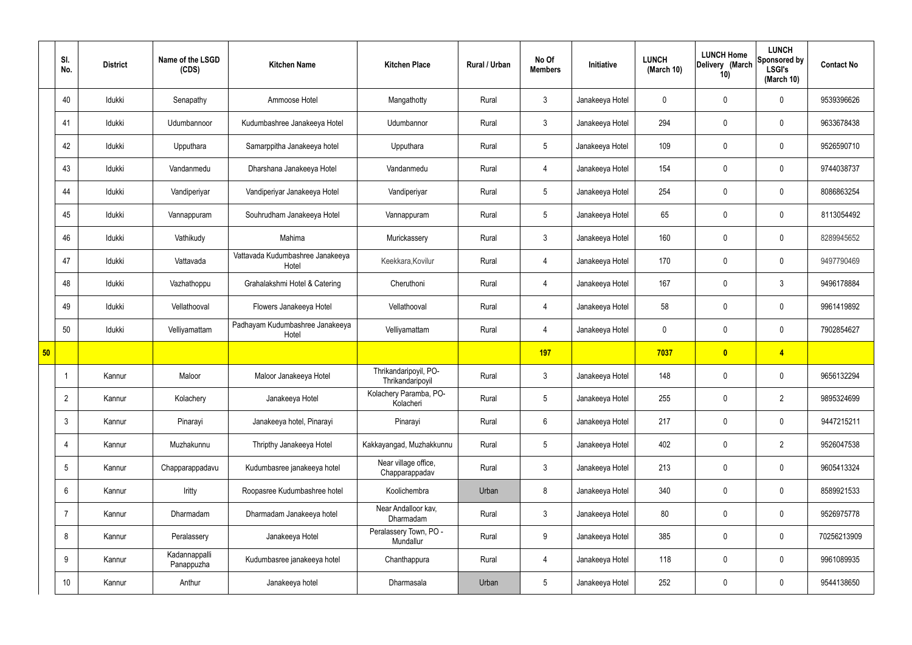|  | Sl. No. | District | Name of the LSGD (CDS) | Kitchen Name | Kitchen Place | Rural / Urban | No Of Members | Initiative | LUNCH (March 10) | LUNCH Home Delivery (March 10) | LUNCH Sponsored by LSGI's (March 10) | Contact No |
|---|---|---|---|---|---|---|---|---|---|---|---|---|
|  | 40 | Idukki | Senapathy | Ammoose Hotel | Mangathotty | Rural | 3 | Janakeeya Hotel | 0 | 0 | 0 | 9539396626 |
|  | 41 | Idukki | Udumbannoor | Kudumbashree Janakeeya Hotel | Udumbannor | Rural | 3 | Janakeeya Hotel | 294 | 0 | 0 | 9633678438 |
|  | 42 | Idukki | Upputhara | Samarppitha Janakeeya hotel | Upputhara | Rural | 5 | Janakeeya Hotel | 109 | 0 | 0 | 9526590710 |
|  | 43 | Idukki | Vandanmedu | Dharshana Janakeeya Hotel | Vandanmedu | Rural | 4 | Janakeeya Hotel | 154 | 0 | 0 | 9744038737 |
|  | 44 | Idukki | Vandiperiyar | Vandiperiyar Janakeeya Hotel | Vandiperiyar | Rural | 5 | Janakeeya Hotel | 254 | 0 | 0 | 8086863254 |
|  | 45 | Idukki | Vannappuram | Souhrudham Janakeeya Hotel | Vannappuram | Rural | 5 | Janakeeya Hotel | 65 | 0 | 0 | 8113054492 |
|  | 46 | Idukki | Vathikudy | Mahima | Murickassery | Rural | 3 | Janakeeya Hotel | 160 | 0 | 0 | 8289945652 |
|  | 47 | Idukki | Vattavada | Vattavada Kudumbashree Janakeeya Hotel | Keekkara,Kovilur | Rural | 4 | Janakeeya Hotel | 170 | 0 | 0 | 9497790469 |
|  | 48 | Idukki | Vazhathoppu | Grahalakshmi Hotel & Catering | Cheruthoni | Rural | 4 | Janakeeya Hotel | 167 | 0 | 3 | 9496178884 |
|  | 49 | Idukki | Vellathooval | Flowers Janakeeya Hotel | Vellathooval | Rural | 4 | Janakeeya Hotel | 58 | 0 | 0 | 9961419892 |
|  | 50 | Idukki | Velliyamattam | Padhayam Kudumbashree Janakeeya Hotel | Velliyamattam | Rural | 4 | Janakeeya Hotel | 0 | 0 | 0 | 7902854627 |
| **50** |  |  |  |  |  |  | **197** |  | **7037** | **0** | **4** |  |
|  | 1 | Kannur | Maloor | Maloor Janakeeya Hotel | Thrikandaripoyil, PO-Thrikandaripoyil | Rural | 3 | Janakeeya Hotel | 148 | 0 | 0 | 9656132294 |
|  | 2 | Kannur | Kolachery | Janakeeya Hotel | Kolachery Paramba, PO-Kolacheri | Rural | 5 | Janakeeya Hotel | 255 | 0 | 2 | 9895324699 |
|  | 3 | Kannur | Pinarayi | Janakeeya hotel, Pinarayi | Pinarayi | Rural | 6 | Janakeeya Hotel | 217 | 0 | 0 | 9447215211 |
|  | 4 | Kannur | Muzhakunnu | Thripthy Janakeeya Hotel | Kakkayangad, Muzhakkunnu | Rural | 5 | Janakeeya Hotel | 402 | 0 | 2 | 9526047538 |
|  | 5 | Kannur | Chapparappadavu | Kudumbasree janakeeya hotel | Near village office, Chapparappadav | Rural | 3 | Janakeeya Hotel | 213 | 0 | 0 | 9605413324 |
|  | 6 | Kannur | Iritty | Roopasree Kudumbashree hotel | Koolichembra | Urban | 8 | Janakeeya Hotel | 340 | 0 | 0 | 8589921533 |
|  | 7 | Kannur | Dharmadam | Dharmadam Janakeeya hotel | Near Andalloor kav, Dharmadam | Rural | 3 | Janakeeya Hotel | 80 | 0 | 0 | 9526975778 |
|  | 8 | Kannur | Peralassery | Janakeeya Hotel | Peralassery Town, PO - Mundallur | Rural | 9 | Janakeeya Hotel | 385 | 0 | 0 | 70256213909 |
|  | 9 | Kannur | Kadannappalli Panappuzha | Kudumbasree janakeeya hotel | Chanthappura | Rural | 4 | Janakeeya Hotel | 118 | 0 | 0 | 9961089935 |
|  | 10 | Kannur | Anthur | Janakeeya hotel | Dharmasala | Urban | 5 | Janakeeya Hotel | 252 | 0 | 0 | 9544138650 |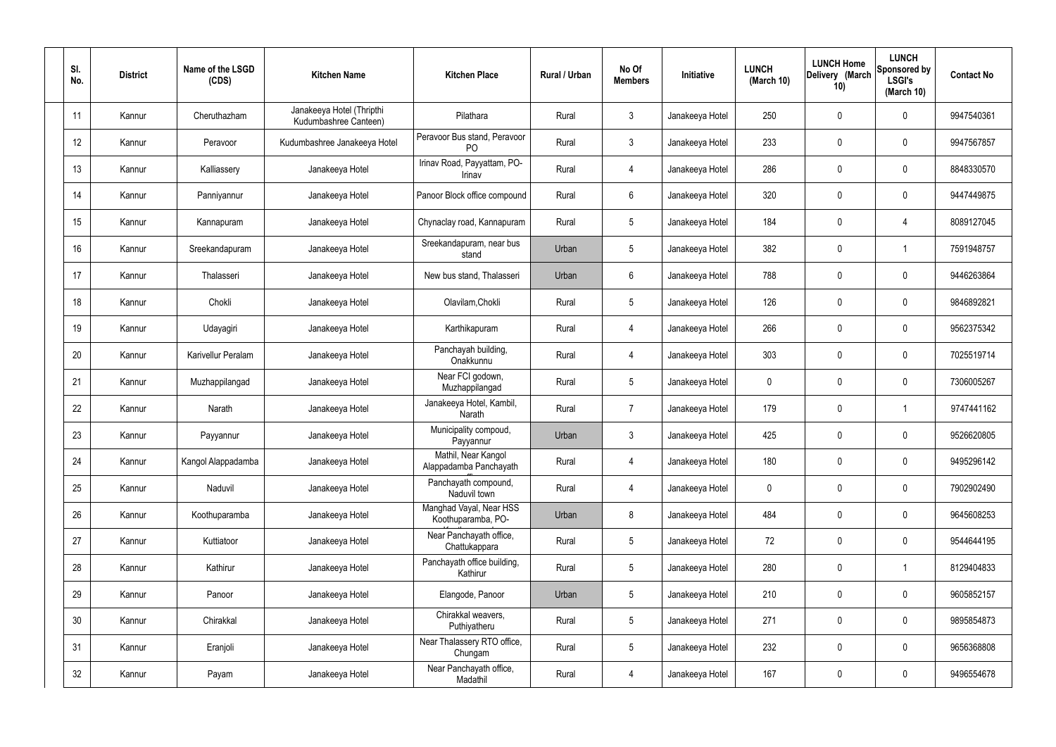| Sl. No. | District | Name of the LSGD (CDS) | Kitchen Name | Kitchen Place | Rural / Urban | No Of Members | Initiative | LUNCH (March 10) | LUNCH Home Delivery (March 10) | LUNCH Sponsored by LSGI's (March 10) | Contact No |
|---|---|---|---|---|---|---|---|---|---|---|---|
| 11 | Kannur | Cheruthazham | Janakeeya Hotel (Thripthi Kudumbashree Canteen) | Pilathara | Rural | 3 | Janakeeya Hotel | 250 | 0 | 0 | 9947540361 |
| 12 | Kannur | Peravoor | Kudumbashree Janakeeya Hotel | Peravoor Bus stand, Peravoor PO | Rural | 3 | Janakeeya Hotel | 233 | 0 | 0 | 9947567857 |
| 13 | Kannur | Kalliassery | Janakeeya Hotel | Irinav Road, Payyattam, PO-Irinav | Rural | 4 | Janakeeya Hotel | 286 | 0 | 0 | 8848330570 |
| 14 | Kannur | Panniyannur | Janakeeya Hotel | Panoor Block office compound | Rural | 6 | Janakeeya Hotel | 320 | 0 | 0 | 9447449875 |
| 15 | Kannur | Kannapuram | Janakeeya Hotel | Chynaclay road, Kannapuram | Rural | 5 | Janakeeya Hotel | 184 | 0 | 4 | 8089127045 |
| 16 | Kannur | Sreekandapuram | Janakeeya Hotel | Sreekandapuram, near bus stand | Urban | 5 | Janakeeya Hotel | 382 | 0 | 1 | 7591948757 |
| 17 | Kannur | Thalasseri | Janakeeya Hotel | New bus stand, Thalasseri | Urban | 6 | Janakeeya Hotel | 788 | 0 | 0 | 9446263864 |
| 18 | Kannur | Chokli | Janakeeya Hotel | Olavilam,Chokli | Rural | 5 | Janakeeya Hotel | 126 | 0 | 0 | 9846892821 |
| 19 | Kannur | Udayagiri | Janakeeya Hotel | Karthikapuram | Rural | 4 | Janakeeya Hotel | 266 | 0 | 0 | 9562375342 |
| 20 | Kannur | Karivellur Peralam | Janakeeya Hotel | Panchayah building, Onakkunnu | Rural | 4 | Janakeeya Hotel | 303 | 0 | 0 | 7025519714 |
| 21 | Kannur | Muzhappilangad | Janakeeya Hotel | Near FCI godown, Muzhappilangad | Rural | 5 | Janakeeya Hotel | 0 | 0 | 0 | 7306005267 |
| 22 | Kannur | Narath | Janakeeya Hotel | Janakeeya Hotel, Kambil, Narath | Rural | 7 | Janakeeya Hotel | 179 | 0 | 1 | 9747441162 |
| 23 | Kannur | Payyannur | Janakeeya Hotel | Municipality compoud, Payyannur | Urban | 3 | Janakeeya Hotel | 425 | 0 | 0 | 9526620805 |
| 24 | Kannur | Kangol Alappadamba | Janakeeya Hotel | Mathil, Near Kangol Alappadamba Panchayath | Rural | 4 | Janakeeya Hotel | 180 | 0 | 0 | 9495296142 |
| 25 | Kannur | Naduvil | Janakeeya Hotel | Panchayath compound, Naduvil town | Rural | 4 | Janakeeya Hotel | 0 | 0 | 0 | 7902902490 |
| 26 | Kannur | Koothuparamba | Janakeeya Hotel | Manghad Vayal, Near HSS Koothuparamba, PO- | Urban | 8 | Janakeeya Hotel | 484 | 0 | 0 | 9645608253 |
| 27 | Kannur | Kuttiatoor | Janakeeya Hotel | Near Panchayath office, Chattukappara | Rural | 5 | Janakeeya Hotel | 72 | 0 | 0 | 9544644195 |
| 28 | Kannur | Kathirur | Janakeeya Hotel | Panchayath office building, Kathirur | Rural | 5 | Janakeeya Hotel | 280 | 0 | 1 | 8129404833 |
| 29 | Kannur | Panoor | Janakeeya Hotel | Elangode, Panoor | Urban | 5 | Janakeeya Hotel | 210 | 0 | 0 | 9605852157 |
| 30 | Kannur | Chirakkal | Janakeeya Hotel | Chirakkal weavers, Puthiyatheru | Rural | 5 | Janakeeya Hotel | 271 | 0 | 0 | 9895854873 |
| 31 | Kannur | Eranjoli | Janakeeya Hotel | Near Thalassery RTO office, Chungam | Rural | 5 | Janakeeya Hotel | 232 | 0 | 0 | 9656368808 |
| 32 | Kannur | Payam | Janakeeya Hotel | Near Panchayath office, Madathil | Rural | 4 | Janakeeya Hotel | 167 | 0 | 0 | 9496554678 |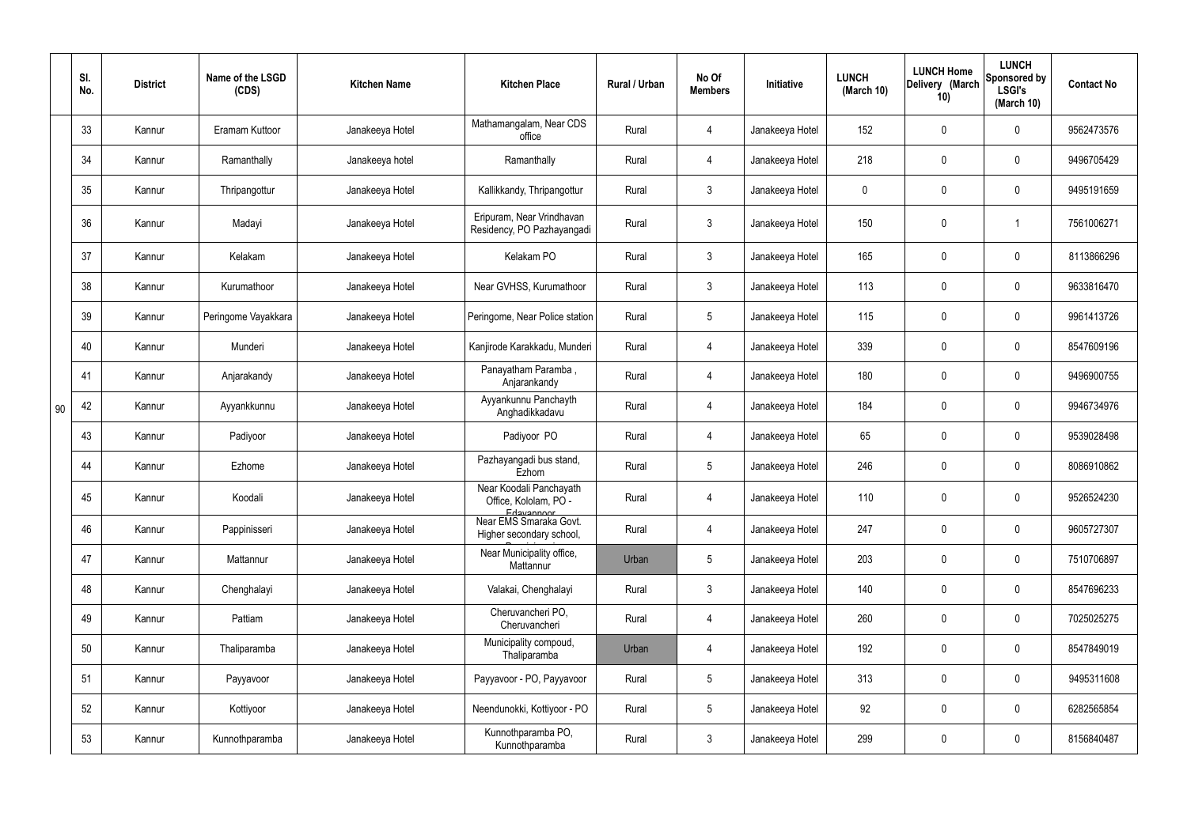|  | Sl. No. | District | Name of the LSGD (CDS) | Kitchen Name | Kitchen Place | Rural / Urban | No Of Members | Initiative | LUNCH (March 10) | LUNCH Home Delivery (March 10) | LUNCH Sponsored by LSGI's (March 10) | Contact No |
|---|---|---|---|---|---|---|---|---|---|---|---|---|
| 90 | 33 | Kannur | Eramam Kuttoor | Janakeeya Hotel | Mathamangalam, Near CDS office | Rural | 4 | Janakeeya Hotel | 152 | 0 | 0 | 9562473576 |
|  | 34 | Kannur | Ramanthally | Janakeeya hotel | Ramanthally | Rural | 4 | Janakeeya Hotel | 218 | 0 | 0 | 9496705429 |
|  | 35 | Kannur | Thripangottur | Janakeeya Hotel | Kallikkandy, Thripangottur | Rural | 3 | Janakeeya Hotel | 0 | 0 | 0 | 9495191659 |
|  | 36 | Kannur | Madayi | Janakeeya Hotel | Eripuram, Near Vrindhavan Residency, PO Pazhayangadi | Rural | 3 | Janakeeya Hotel | 150 | 0 | 1 | 7561006271 |
|  | 37 | Kannur | Kelakam | Janakeeya Hotel | Kelakam PO | Rural | 3 | Janakeeya Hotel | 165 | 0 | 0 | 8113866296 |
|  | 38 | Kannur | Kurumathoor | Janakeeya Hotel | Near GVHSS, Kurumathoor | Rural | 3 | Janakeeya Hotel | 113 | 0 | 0 | 9633816470 |
|  | 39 | Kannur | Peringome Vayakkara | Janakeeya Hotel | Peringome, Near Police station | Rural | 5 | Janakeeya Hotel | 115 | 0 | 0 | 9961413726 |
|  | 40 | Kannur | Munderi | Janakeeya Hotel | Kanjirode Karakkadu, Munderi | Rural | 4 | Janakeeya Hotel | 339 | 0 | 0 | 8547609196 |
|  | 41 | Kannur | Anjarakandy | Janakeeya Hotel | Panayatham Paramba , Anjarankandy | Rural | 4 | Janakeeya Hotel | 180 | 0 | 0 | 9496900755 |
|  | 42 | Kannur | Ayyankkunnu | Janakeeya Hotel | Ayyankunnu Panchayth Anghadikkadavu | Rural | 4 | Janakeeya Hotel | 184 | 0 | 0 | 9946734976 |
|  | 43 | Kannur | Padiyoor | Janakeeya Hotel | Padiyoor PO | Rural | 4 | Janakeeya Hotel | 65 | 0 | 0 | 9539028498 |
|  | 44 | Kannur | Ezhome | Janakeeya Hotel | Pazhayangadi bus stand, Ezhom | Rural | 5 | Janakeeya Hotel | 246 | 0 | 0 | 8086910862 |
|  | 45 | Kannur | Koodali | Janakeeya Hotel | Near Koodali Panchayath Office, Kololam, PO - Edayannoor | Rural | 4 | Janakeeya Hotel | 110 | 0 | 0 | 9526524230 |
|  | 46 | Kannur | Pappinisseri | Janakeeya Hotel | Near EMS Smaraka Govt. Higher secondary school, | Rural | 4 | Janakeeya Hotel | 247 | 0 | 0 | 9605727307 |
|  | 47 | Kannur | Mattannur | Janakeeya Hotel | Near Municipality office, Mattannur | Urban | 5 | Janakeeya Hotel | 203 | 0 | 0 | 7510706897 |
|  | 48 | Kannur | Chenghalayi | Janakeeya Hotel | Valakai, Chenghalayi | Rural | 3 | Janakeeya Hotel | 140 | 0 | 0 | 8547696233 |
|  | 49 | Kannur | Pattiam | Janakeeya Hotel | Cheruvancheri PO, Cheruvancheri | Rural | 4 | Janakeeya Hotel | 260 | 0 | 0 | 7025025275 |
|  | 50 | Kannur | Thaliparamba | Janakeeya Hotel | Municipality compoud, Thaliparamba | Urban | 4 | Janakeeya Hotel | 192 | 0 | 0 | 8547849019 |
|  | 51 | Kannur | Payyavoor | Janakeeya Hotel | Payyavoor - PO, Payyavoor | Rural | 5 | Janakeeya Hotel | 313 | 0 | 0 | 9495311608 |
|  | 52 | Kannur | Kottiyoor | Janakeeya Hotel | Neendunokki, Kottiyoor - PO | Rural | 5 | Janakeeya Hotel | 92 | 0 | 0 | 6282565854 |
|  | 53 | Kannur | Kunnothparamba | Janakeeya Hotel | Kunnothparamba PO, Kunnothparamba | Rural | 3 | Janakeeya Hotel | 299 | 0 | 0 | 8156840487 |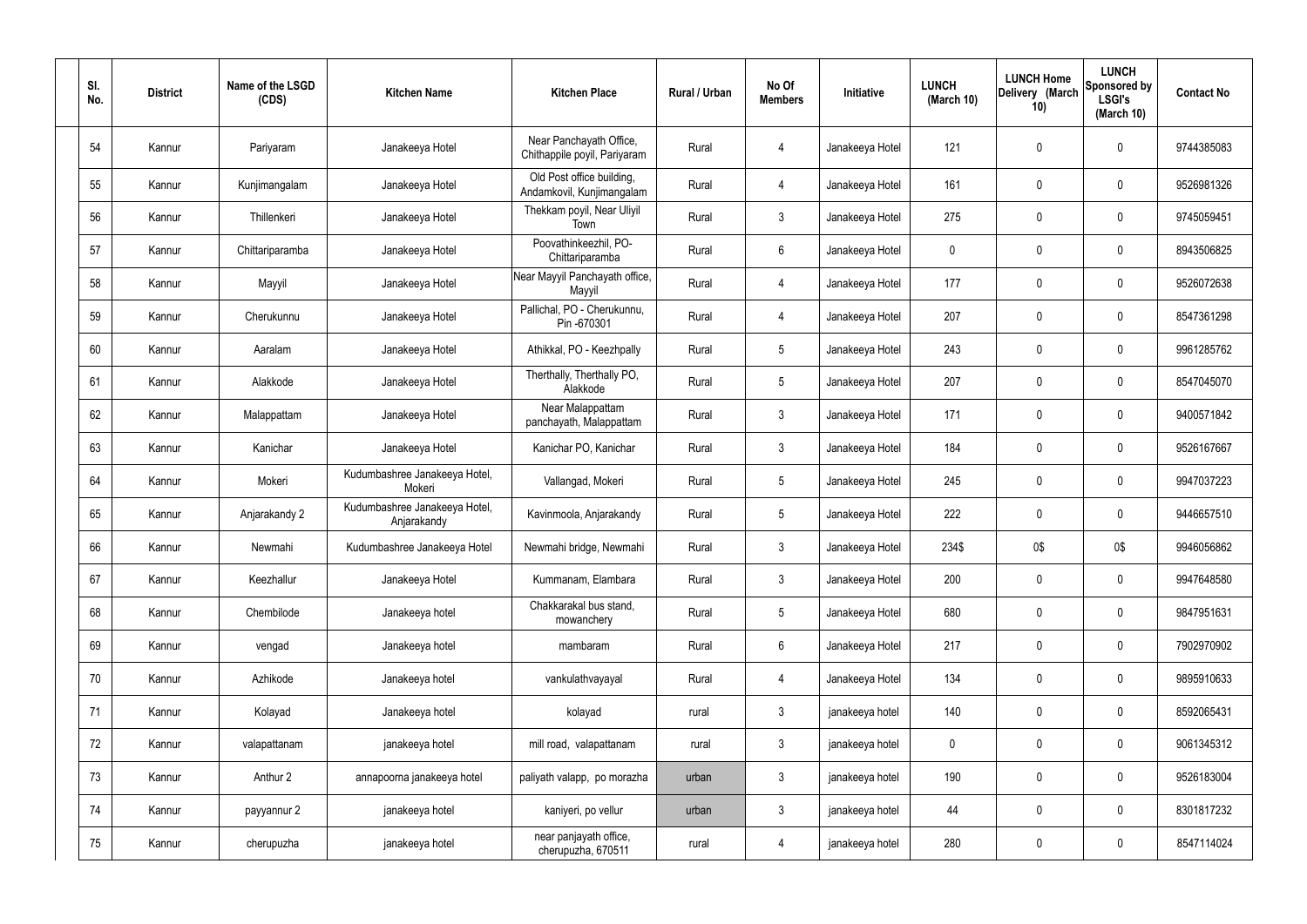| Sl. No. | District | Name of the LSGD (CDS) | Kitchen Name | Kitchen Place | Rural / Urban | No Of Members | Initiative | LUNCH (March 10) | LUNCH Home Delivery (March 10) | LUNCH Sponsored by LSGI's (March 10) | Contact No |
|---|---|---|---|---|---|---|---|---|---|---|---|
| 54 | Kannur | Pariyaram | Janakeeya Hotel | Near Panchayath Office, Chithappile poyil, Pariyaram | Rural | 4 | Janakeeya Hotel | 121 | 0 | 0 | 9744385083 |
| 55 | Kannur | Kunjimangalam | Janakeeya Hotel | Old Post office building, Andamkovil, Kunjimangalam | Rural | 4 | Janakeeya Hotel | 161 | 0 | 0 | 9526981326 |
| 56 | Kannur | Thillenkeri | Janakeeya Hotel | Thekkam poyil, Near Uliyil Town | Rural | 3 | Janakeeya Hotel | 275 | 0 | 0 | 9745059451 |
| 57 | Kannur | Chittariparamba | Janakeeya Hotel | Poovathinkeezhil, PO-Chittariparamba | Rural | 6 | Janakeeya Hotel | 0 | 0 | 0 | 8943506825 |
| 58 | Kannur | Mayyil | Janakeeya Hotel | Near Mayyil Panchayath office, Mayyil | Rural | 4 | Janakeeya Hotel | 177 | 0 | 0 | 9526072638 |
| 59 | Kannur | Cherukunnu | Janakeeya Hotel | Pallichal, PO - Cherukunnu, Pin -670301 | Rural | 4 | Janakeeya Hotel | 207 | 0 | 0 | 8547361298 |
| 60 | Kannur | Aaralam | Janakeeya Hotel | Athikkal, PO - Keezhpally | Rural | 5 | Janakeeya Hotel | 243 | 0 | 0 | 9961285762 |
| 61 | Kannur | Alakkode | Janakeeya Hotel | Therthally, Therthally PO, Alakkode | Rural | 5 | Janakeeya Hotel | 207 | 0 | 0 | 8547045070 |
| 62 | Kannur | Malappattam | Janakeeya Hotel | Near Malappattam panchayath, Malappattam | Rural | 3 | Janakeeya Hotel | 171 | 0 | 0 | 9400571842 |
| 63 | Kannur | Kanichar | Janakeeya Hotel | Kanichar PO, Kanichar | Rural | 3 | Janakeeya Hotel | 184 | 0 | 0 | 9526167667 |
| 64 | Kannur | Mokeri | Kudumbashree Janakeeya Hotel, Mokeri | Vallangad, Mokeri | Rural | 5 | Janakeeya Hotel | 245 | 0 | 0 | 9947037223 |
| 65 | Kannur | Anjarakandy 2 | Kudumbashree Janakeeya Hotel, Anjarakandy | Kavinmoola, Anjarakandy | Rural | 5 | Janakeeya Hotel | 222 | 0 | 0 | 9446657510 |
| 66 | Kannur | Newmahi | Kudumbashree Janakeeya Hotel | Newmahi bridge, Newmahi | Rural | 3 | Janakeeya Hotel | 234$ | 0$ | 0$ | 9946056862 |
| 67 | Kannur | Keezhallur | Janakeeya Hotel | Kummanam, Elambara | Rural | 3 | Janakeeya Hotel | 200 | 0 | 0 | 9947648580 |
| 68 | Kannur | Chembilode | Janakeeya hotel | Chakkarakal bus stand, mowanchery | Rural | 5 | Janakeeya Hotel | 680 | 0 | 0 | 9847951631 |
| 69 | Kannur | vengad | Janakeeya hotel | mambaram | Rural | 6 | Janakeeya Hotel | 217 | 0 | 0 | 7902970902 |
| 70 | Kannur | Azhikode | Janakeeya hotel | vankulathvayayal | Rural | 4 | Janakeeya Hotel | 134 | 0 | 0 | 9895910633 |
| 71 | Kannur | Kolayad | Janakeeya hotel | kolayad | rural | 3 | janakeeya hotel | 140 | 0 | 0 | 8592065431 |
| 72 | Kannur | valapattanam | janakeeya hotel | mill road, valapattanam | rural | 3 | janakeeya hotel | 0 | 0 | 0 | 9061345312 |
| 73 | Kannur | Anthur 2 | annapoorna janakeeya hotel | paliyath valapp, po morazha | urban | 3 | janakeeya hotel | 190 | 0 | 0 | 9526183004 |
| 74 | Kannur | payyannur 2 | janakeeya hotel | kaniyeri, po vellur | urban | 3 | janakeeya hotel | 44 | 0 | 0 | 8301817232 |
| 75 | Kannur | cherupuzha | janakeeya hotel | near panjayath office, cherupuzha, 670511 | rural | 4 | janakeeya hotel | 280 | 0 | 0 | 8547114024 |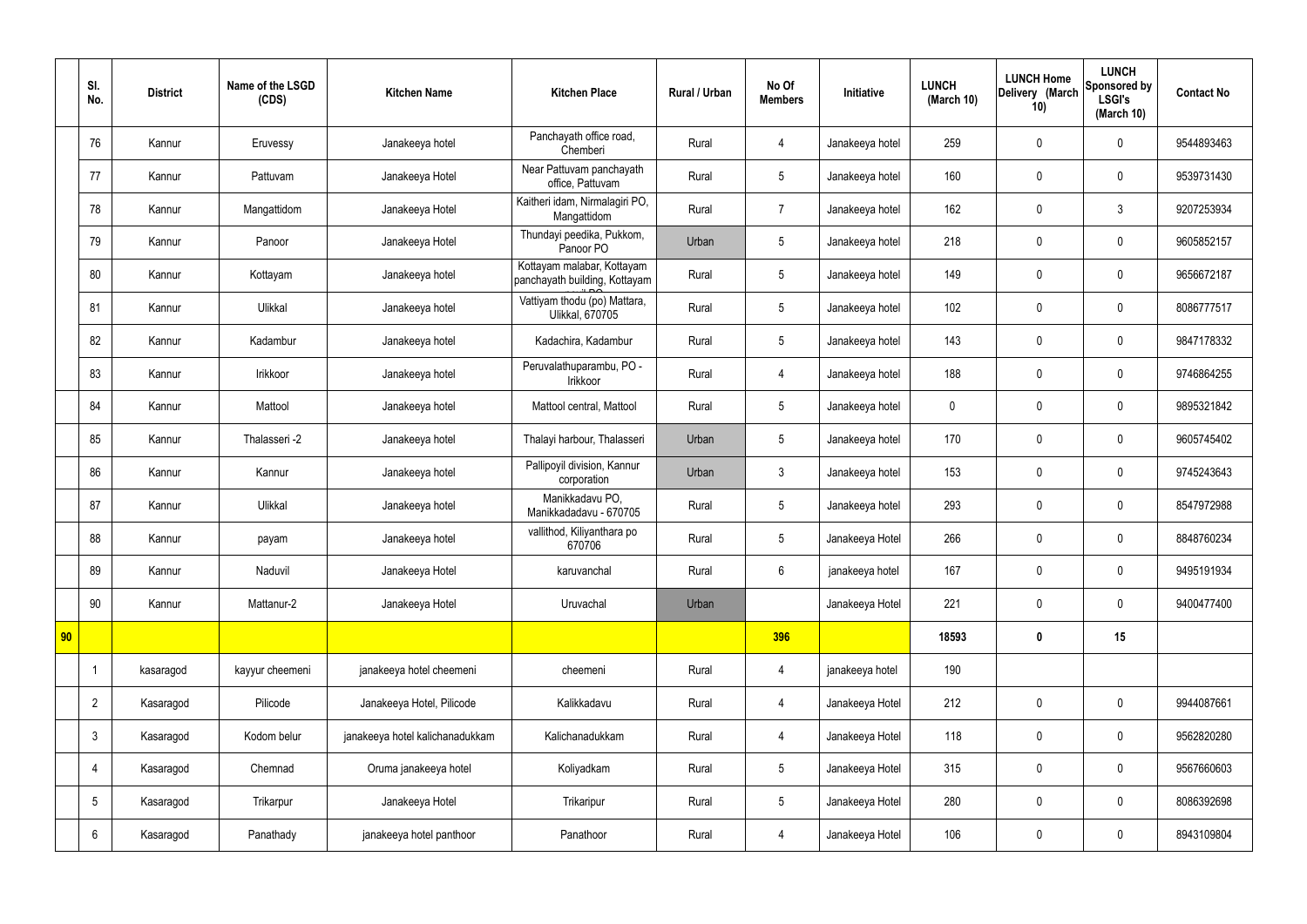|  | Sl. No. | District | Name of the LSGD (CDS) | Kitchen Name | Kitchen Place | Rural / Urban | No Of Members | Initiative | LUNCH (March 10) | LUNCH Home Delivery (March 10) | LUNCH Sponsored by LSGI's (March 10) | Contact No |
|---|---|---|---|---|---|---|---|---|---|---|---|---|
|  | 76 | Kannur | Eruvessy | Janakeeya hotel | Panchayath office road, Chemberi | Rural | 4 | Janakeeya hotel | 259 | 0 | 0 | 9544893463 |
|  | 77 | Kannur | Pattuvam | Janakeeya Hotel | Near Pattuvam panchayath office, Pattuvam | Rural | 5 | Janakeeya hotel | 160 | 0 | 0 | 9539731430 |
|  | 78 | Kannur | Mangattidom | Janakeeya Hotel | Kaitheri idam, Nirmalagiri PO, Mangattidom | Rural | 7 | Janakeeya hotel | 162 | 0 | 3 | 9207253934 |
|  | 79 | Kannur | Panoor | Janakeeya Hotel | Thundayi peedika, Pukkom, Panoor PO | Urban | 5 | Janakeeya hotel | 218 | 0 | 0 | 9605852157 |
|  | 80 | Kannur | Kottayam | Janakeeya hotel | Kottayam malabar, Kottayam panchayath building, Kottayam | Rural | 5 | Janakeeya hotel | 149 | 0 | 0 | 9656672187 |
|  | 81 | Kannur | Ulikkal | Janakeeya hotel | Vattiyam thodu (po) Mattara, Ulikkal, 670705 | Rural | 5 | Janakeeya hotel | 102 | 0 | 0 | 8086777517 |
|  | 82 | Kannur | Kadambur | Janakeeya hotel | Kadachira, Kadambur | Rural | 5 | Janakeeya hotel | 143 | 0 | 0 | 9847178332 |
|  | 83 | Kannur | Irikkoor | Janakeeya hotel | Peruvalathuparambu, PO - Irikkoor | Rural | 4 | Janakeeya hotel | 188 | 0 | 0 | 9746864255 |
|  | 84 | Kannur | Mattool | Janakeeya hotel | Mattool central, Mattool | Rural | 5 | Janakeeya hotel | 0 | 0 | 0 | 9895321842 |
|  | 85 | Kannur | Thalasseri -2 | Janakeeya hotel | Thalayi harbour, Thalasseri | Urban | 5 | Janakeeya hotel | 170 | 0 | 0 | 9605745402 |
|  | 86 | Kannur | Kannur | Janakeeya hotel | Pallipoyil division, Kannur corporation | Urban | 3 | Janakeeya hotel | 153 | 0 | 0 | 9745243643 |
|  | 87 | Kannur | Ulikkal | Janakeeya hotel | Manikkadavu PO, Manikkadadavu - 670705 | Rural | 5 | Janakeeya hotel | 293 | 0 | 0 | 8547972988 |
|  | 88 | Kannur | payam | Janakeeya hotel | vallithod, Kiliyanthara po 670706 | Rural | 5 | Janakeeya Hotel | 266 | 0 | 0 | 8848760234 |
|  | 89 | Kannur | Naduvil | Janakeeya Hotel | karuvanchal | Rural | 6 | janakeeya hotel | 167 | 0 | 0 | 9495191934 |
|  | 90 | Kannur | Mattanur-2 | Janakeeya Hotel | Uruvachal | Urban |  | Janakeeya Hotel | 221 | 0 | 0 | 9400477400 |
| 90 |  |  |  |  |  |  | 396 |  | 18593 | 0 | 15 |  |
|  | 1 | kasaragod | kayyur cheemeni | janakeeya hotel cheemeni | cheemeni | Rural | 4 | janakeeya hotel | 190 |  |  |  |
|  | 2 | Kasaragod | Pilicode | Janakeeya Hotel, Pilicode | Kalikkadavu | Rural | 4 | Janakeeya Hotel | 212 | 0 | 0 | 9944087661 |
|  | 3 | Kasaragod | Kodom belur | janakeeya hotel kalichanadukkam | Kalichanadukkam | Rural | 4 | Janakeeya Hotel | 118 | 0 | 0 | 9562820280 |
|  | 4 | Kasaragod | Chemnad | Oruma janakeeya hotel | Koliyadkam | Rural | 5 | Janakeeya Hotel | 315 | 0 | 0 | 9567660603 |
|  | 5 | Kasaragod | Trikarpur | Janakeeya Hotel | Trikaripur | Rural | 5 | Janakeeya Hotel | 280 | 0 | 0 | 8086392698 |
|  | 6 | Kasaragod | Panathady | janakeeya hotel panthoor | Panathoor | Rural | 4 | Janakeeya Hotel | 106 | 0 | 0 | 8943109804 |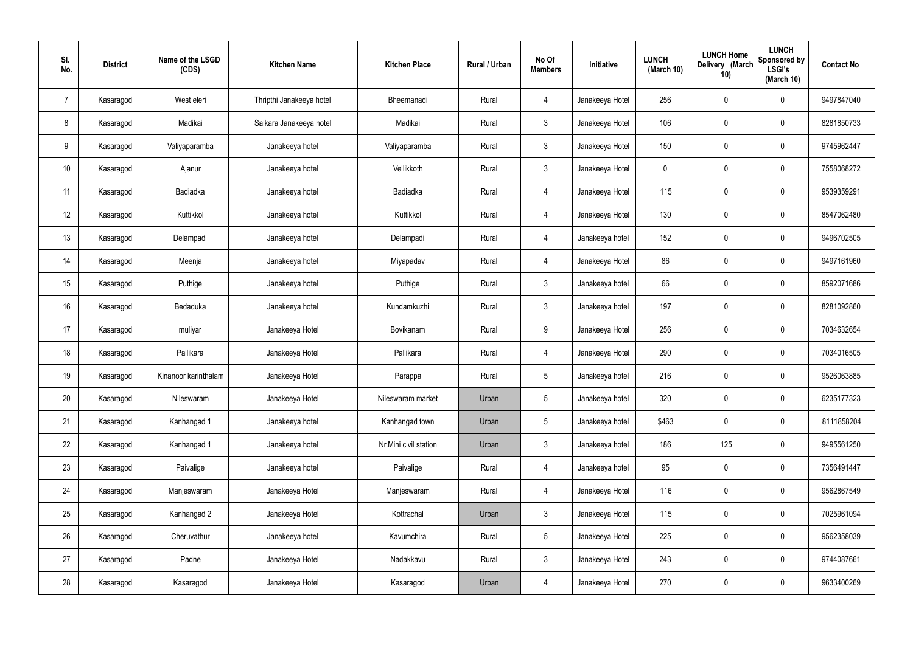| Sl. No. | District | Name of the LSGD (CDS) | Kitchen Name | Kitchen Place | Rural / Urban | No Of Members | Initiative | LUNCH (March 10) | LUNCH Home Delivery (March 10) | LUNCH Sponsored by LSGI's (March 10) | Contact No |
|---|---|---|---|---|---|---|---|---|---|---|---|
| 7 | Kasaragod | West eleri | Thripthi Janakeeya hotel | Bheemanadi | Rural | 4 | Janakeeya Hotel | 256 | 0 | 0 | 9497847040 |
| 8 | Kasaragod | Madikai | Salkara Janakeeya hotel | Madikai | Rural | 3 | Janakeeya Hotel | 106 | 0 | 0 | 8281850733 |
| 9 | Kasaragod | Valiyaparamba | Janakeeya hotel | Valiyaparamba | Rural | 3 | Janakeeya Hotel | 150 | 0 | 0 | 9745962447 |
| 10 | Kasaragod | Ajanur | Janakeeya hotel | Vellikkoth | Rural | 3 | Janakeeya Hotel | 0 | 0 | 0 | 7558068272 |
| 11 | Kasaragod | Badiadka | Janakeeya hotel | Badiadka | Rural | 4 | Janakeeya Hotel | 115 | 0 | 0 | 9539359291 |
| 12 | Kasaragod | Kuttikkol | Janakeeya hotel | Kuttikkol | Rural | 4 | Janakeeya Hotel | 130 | 0 | 0 | 8547062480 |
| 13 | Kasaragod | Delampadi | Janakeeya hotel | Delampadi | Rural | 4 | Janakeeya hotel | 152 | 0 | 0 | 9496702505 |
| 14 | Kasaragod | Meenja | Janakeeya hotel | Miyapadav | Rural | 4 | Janakeeya Hotel | 86 | 0 | 0 | 9497161960 |
| 15 | Kasaragod | Puthige | Janakeeya hotel | Puthige | Rural | 3 | Janakeeya hotel | 66 | 0 | 0 | 8592071686 |
| 16 | Kasaragod | Bedaduka | Janakeeya hotel | Kundamkuzhi | Rural | 3 | Janakeeya hotel | 197 | 0 | 0 | 8281092860 |
| 17 | Kasaragod | muliyar | Janakeeya Hotel | Bovikanam | Rural | 9 | Janakeeya Hotel | 256 | 0 | 0 | 7034632654 |
| 18 | Kasaragod | Pallikara | Janakeeya Hotel | Pallikara | Rural | 4 | Janakeeya Hotel | 290 | 0 | 0 | 7034016505 |
| 19 | Kasaragod | Kinanoor karinthalam | Janakeeya Hotel | Parappa | Rural | 5 | Janakeeya hotel | 216 | 0 | 0 | 9526063885 |
| 20 | Kasaragod | Nileswaram | Janakeeya Hotel | Nileswaram market | Urban | 5 | Janakeeya hotel | 320 | 0 | 0 | 6235177323 |
| 21 | Kasaragod | Kanhangad 1 | Janakeeya hotel | Kanhangad town | Urban | 5 | Janakeeya hotel | $463 | 0 | 0 | 8111858204 |
| 22 | Kasaragod | Kanhangad 1 | Janakeeya hotel | Nr.Mini civil station | Urban | 3 | Janakeeya hotel | 186 | 125 | 0 | 9495561250 |
| 23 | Kasaragod | Paivalige | Janakeeya hotel | Paivalige | Rural | 4 | Janakeeya hotel | 95 | 0 | 0 | 7356491447 |
| 24 | Kasaragod | Manjeswaram | Janakeeya Hotel | Manjeswaram | Rural | 4 | Janakeeya Hotel | 116 | 0 | 0 | 9562867549 |
| 25 | Kasaragod | Kanhangad 2 | Janakeeya Hotel | Kottrachal | Urban | 3 | Janakeeya Hotel | 115 | 0 | 0 | 7025961094 |
| 26 | Kasaragod | Cheruvathur | Janakeeya hotel | Kavumchira | Rural | 5 | Janakeeya Hotel | 225 | 0 | 0 | 9562358039 |
| 27 | Kasaragod | Padne | Janakeeya Hotel | Nadakkavu | Rural | 3 | Janakeeya Hotel | 243 | 0 | 0 | 9744087661 |
| 28 | Kasaragod | Kasaragod | Janakeeya Hotel | Kasaragod | Urban | 4 | Janakeeya Hotel | 270 | 0 | 0 | 9633400269 |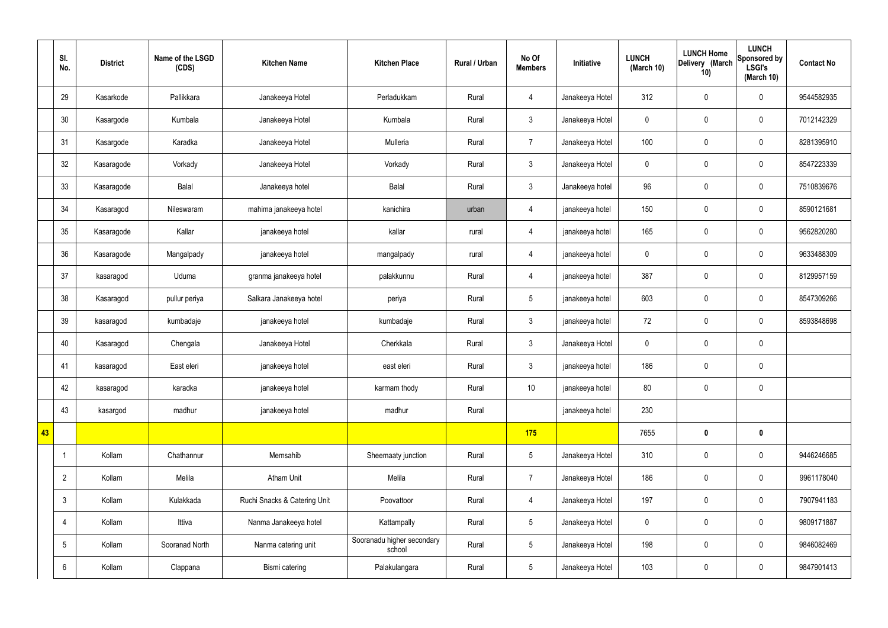|  | Sl. No. | District | Name of the LSGD (CDS) | Kitchen Name | Kitchen Place | Rural / Urban | No Of Members | Initiative | LUNCH (March 10) | LUNCH Home Delivery (March 10) | LUNCH Sponsored by LSGI's (March 10) | Contact No |
|---|---|---|---|---|---|---|---|---|---|---|---|---|
|  | 29 | Kasarkode | Pallikkara | Janakeeya Hotel | Perladukkam | Rural | 4 | Janakeeya Hotel | 312 | 0 | 0 | 9544582935 |
|  | 30 | Kasargode | Kumbala | Janakeeya Hotel | Kumbala | Rural | 3 | Janakeeya Hotel | 0 | 0 | 0 | 7012142329 |
|  | 31 | Kasargode | Karadka | Janakeeya Hotel | Mulleria | Rural | 7 | Janakeeya Hotel | 100 | 0 | 0 | 8281395910 |
|  | 32 | Kasaragode | Vorkady | Janakeeya Hotel | Vorkady | Rural | 3 | Janakeeya Hotel | 0 | 0 | 0 | 8547223339 |
|  | 33 | Kasaragode | Balal | Janakeeya hotel | Balal | Rural | 3 | Janakeeya hotel | 96 | 0 | 0 | 7510839676 |
|  | 34 | Kasaragod | Nileswaram | mahima janakeeya hotel | kanichira | urban | 4 | janakeeya hotel | 150 | 0 | 0 | 8590121681 |
|  | 35 | Kasaragode | Kallar | janakeeya hotel | kallar | rural | 4 | janakeeya hotel | 165 | 0 | 0 | 9562820280 |
|  | 36 | Kasaragode | Mangalpady | janakeeya hotel | mangalpady | rural | 4 | janakeeya hotel | 0 | 0 | 0 | 9633488309 |
|  | 37 | kasaragod | Uduma | granma janakeeya hotel | palakkunnu | Rural | 4 | janakeeya hotel | 387 | 0 | 0 | 8129957159 |
|  | 38 | Kasaragod | pullur periya | Salkara Janakeeya hotel | periya | Rural | 5 | janakeeya hotel | 603 | 0 | 0 | 8547309266 |
|  | 39 | kasaragod | kumbadaje | janakeeya hotel | kumbadaje | Rural | 3 | janakeeya hotel | 72 | 0 | 0 | 8593848698 |
|  | 40 | Kasaragod | Chengala | Janakeeya Hotel | Cherkkala | Rural | 3 | Janakeeya Hotel | 0 | 0 | 0 |  |
|  | 41 | kasaragod | East eleri | janakeeya hotel | east eleri | Rural | 3 | janakeeya hotel | 186 | 0 | 0 |  |
|  | 42 | kasaragod | karadka | janakeeya hotel | karmam thody | Rural | 10 | janakeeya hotel | 80 | 0 | 0 |  |
|  | 43 | kasargod | madhur | janakeeya hotel | madhur | Rural |  | janakeeya hotel | 230 |  |  |  |
| 43 |  |  |  |  |  |  | 175 |  | 7655 | 0 | 0 |  |
|  | 1 | Kollam | Chathannur | Memsahib | Sheemaaty junction | Rural | 5 | Janakeeya Hotel | 310 | 0 | 0 | 9446246685 |
|  | 2 | Kollam | Melila | Atham Unit | Melila | Rural | 7 | Janakeeya Hotel | 186 | 0 | 0 | 9961178040 |
|  | 3 | Kollam | Kulakkada | Ruchi Snacks & Catering Unit | Poovattoor | Rural | 4 | Janakeeya Hotel | 197 | 0 | 0 | 7907941183 |
|  | 4 | Kollam | Ittiva | Nanma Janakeeya hotel | Kattampally | Rural | 5 | Janakeeya Hotel | 0 | 0 | 0 | 9809171887 |
|  | 5 | Kollam | Sooranad North | Nanma catering unit | Sooranadu higher secondary school | Rural | 5 | Janakeeya Hotel | 198 | 0 | 0 | 9846082469 |
|  | 6 | Kollam | Clappana | Bismi catering | Palakulangara | Rural | 5 | Janakeeya Hotel | 103 | 0 | 0 | 9847901413 |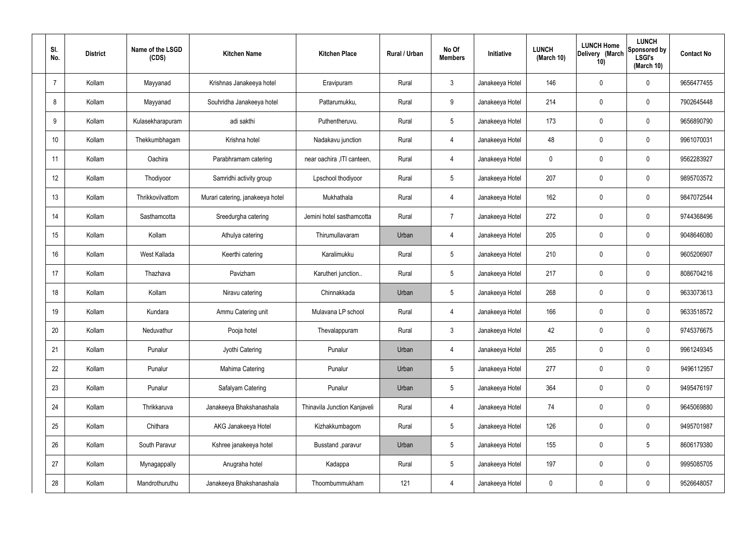| Sl. No. | District | Name of the LSGD (CDS) | Kitchen Name | Kitchen Place | Rural / Urban | No Of Members | Initiative | LUNCH (March 10) | LUNCH Home Delivery (March 10) | LUNCH Sponsored by LSGI's (March 10) | Contact No |
|---|---|---|---|---|---|---|---|---|---|---|---|
| 7 | Kollam | Mayyanad | Krishnas Janakeeya hotel | Eravipuram | Rural | 3 | Janakeeya Hotel | 146 | 0 | 0 | 9656477455 |
| 8 | Kollam | Mayyanad | Souhridha Janakeeya hotel | Pattarumukku, | Rural | 9 | Janakeeya Hotel | 214 | 0 | 0 | 7902645448 |
| 9 | Kollam | Kulasekharapuram | adi sakthi | Puthentheruvu. | Rural | 5 | Janakeeya Hotel | 173 | 0 | 0 | 9656890790 |
| 10 | Kollam | Thekkumbhagam | Krishna hotel | Nadakavu junction | Rural | 4 | Janakeeya Hotel | 48 | 0 | 0 | 9961070031 |
| 11 | Kollam | Oachira | Parabhramam catering | near oachira ,ITI canteen, | Rural | 4 | Janakeeya Hotel | 0 | 0 | 0 | 9562283927 |
| 12 | Kollam | Thodiyoor | Samridhi activity group | Lpschool thodiyoor | Rural | 5 | Janakeeya Hotel | 207 | 0 | 0 | 9895703572 |
| 13 | Kollam | Thrikkovilvattom | Murari catering, janakeeya hotel | Mukhathala | Rural | 4 | Janakeeya Hotel | 162 | 0 | 0 | 9847072544 |
| 14 | Kollam | Sasthamcotta | Sreedurgha catering | Jemini hotel sasthamcotta | Rural | 7 | Janakeeya Hotel | 272 | 0 | 0 | 9744368496 |
| 15 | Kollam | Kollam | Athulya catering | Thirumullavaram | Urban | 4 | Janakeeya Hotel | 205 | 0 | 0 | 9048646080 |
| 16 | Kollam | West Kallada | Keerthi catering | Karalimukku | Rural | 5 | Janakeeya Hotel | 210 | 0 | 0 | 9605206907 |
| 17 | Kollam | Thazhava | Pavizham | Karutheri junction.. | Rural | 5 | Janakeeya Hotel | 217 | 0 | 0 | 8086704216 |
| 18 | Kollam | Kollam | Niravu catering | Chinnakkada | Urban | 5 | Janakeeya Hotel | 268 | 0 | 0 | 9633073613 |
| 19 | Kollam | Kundara | Ammu Catering unit | Mulavana LP school | Rural | 4 | Janakeeya Hotel | 166 | 0 | 0 | 9633518572 |
| 20 | Kollam | Neduvathur | Pooja hotel | Thevalappuram | Rural | 3 | Janakeeya Hotel | 42 | 0 | 0 | 9745376675 |
| 21 | Kollam | Punalur | Jyothi Catering | Punalur | Urban | 4 | Janakeeya Hotel | 265 | 0 | 0 | 9961249345 |
| 22 | Kollam | Punalur | Mahima Catering | Punalur | Urban | 5 | Janakeeya Hotel | 277 | 0 | 0 | 9496112957 |
| 23 | Kollam | Punalur | Safalyam Catering | Punalur | Urban | 5 | Janakeeya Hotel | 364 | 0 | 0 | 9495476197 |
| 24 | Kollam | Thrikkaruva | Janakeeya Bhakshanashala | Thinavila Junction Kanjaveli | Rural | 4 | Janakeeya Hotel | 74 | 0 | 0 | 9645069880 |
| 25 | Kollam | Chithara | AKG Janakeeya Hotel | Kizhakkumbagom | Rural | 5 | Janakeeya Hotel | 126 | 0 | 0 | 9495701987 |
| 26 | Kollam | South Paravur | Kshree janakeeya hotel | Busstand ,paravur | Urban | 5 | Janakeeya Hotel | 155 | 0 | 5 | 8606179380 |
| 27 | Kollam | Mynagappally | Anugraha hotel | Kadappa | Rural | 5 | Janakeeya Hotel | 197 | 0 | 0 | 9995085705 |
| 28 | Kollam | Mandrothuruthu | Janakeeya Bhakshanashala | Thoombummukham | 121 | 4 | Janakeeya Hotel | 0 | 0 | 0 | 9526648057 |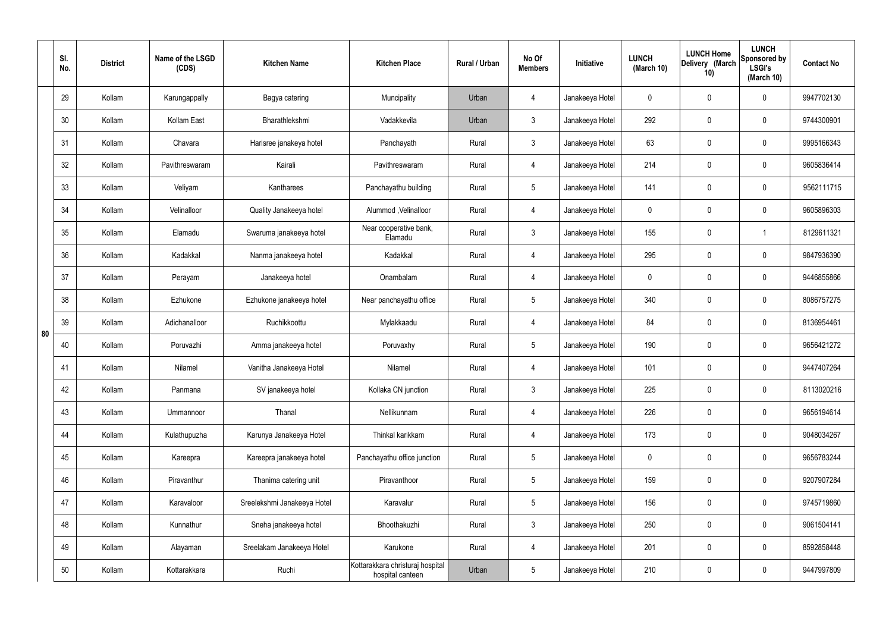| | Sl. No. | District | Name of the LSGD (CDS) | Kitchen Name | Kitchen Place | Rural / Urban | No Of Members | Initiative | LUNCH (March 10) | LUNCH Home Delivery (March 10) | LUNCH Sponsored by LSGI's (March 10) | Contact No |
|---|---|---|---|---|---|---|---|---|---|---|---|---|
| 80 | 29 | Kollam | Karungappally | Bagya catering | Muncipality | Urban | 4 | Janakeeya Hotel | 0 | 0 | 0 | 9947702130 |
| | 30 | Kollam | Kollam East | Bharathlekshmi | Vadakkevila | Urban | 3 | Janakeeya Hotel | 292 | 0 | 0 | 9744300901 |
| | 31 | Kollam | Chavara | Harisree janakeya hotel | Panchayath | Rural | 3 | Janakeeya Hotel | 63 | 0 | 0 | 9995166343 |
| | 32 | Kollam | Pavithreswaram | Kairali | Pavithreswaram | Rural | 4 | Janakeeya Hotel | 214 | 0 | 0 | 9605836414 |
| | 33 | Kollam | Veliyam | Kantharees | Panchayathu building | Rural | 5 | Janakeeya Hotel | 141 | 0 | 0 | 9562111715 |
| | 34 | Kollam | Velinalloor | Quality Janakeeya hotel | Alummod ,Velinalloor | Rural | 4 | Janakeeya Hotel | 0 | 0 | 0 | 9605896303 |
| | 35 | Kollam | Elamadu | Swaruma janakeeya hotel | Near cooperative bank, Elamadu | Rural | 3 | Janakeeya Hotel | 155 | 0 | 1 | 8129611321 |
| | 36 | Kollam | Kadakkal | Nanma janakeeya hotel | Kadakkal | Rural | 4 | Janakeeya Hotel | 295 | 0 | 0 | 9847936390 |
| | 37 | Kollam | Perayam | Janakeeya hotel | Onambalam | Rural | 4 | Janakeeya Hotel | 0 | 0 | 0 | 9446855866 |
| | 38 | Kollam | Ezhukone | Ezhukone janakeeya hotel | Near panchayathu office | Rural | 5 | Janakeeya Hotel | 340 | 0 | 0 | 8086757275 |
| | 39 | Kollam | Adichanalloor | Ruchikkoottu | Mylakkaadu | Rural | 4 | Janakeeya Hotel | 84 | 0 | 0 | 8136954461 |
| | 40 | Kollam | Poruvazhi | Amma janakeeya hotel | Poruvaxhy | Rural | 5 | Janakeeya Hotel | 190 | 0 | 0 | 9656421272 |
| | 41 | Kollam | Nilamel | Vanitha Janakeeya Hotel | Nilamel | Rural | 4 | Janakeeya Hotel | 101 | 0 | 0 | 9447407264 |
| | 42 | Kollam | Panmana | SV janakeeya hotel | Kollaka CN junction | Rural | 3 | Janakeeya Hotel | 225 | 0 | 0 | 8113020216 |
| | 43 | Kollam | Ummannoor | Thanal | Nellikunnam | Rural | 4 | Janakeeya Hotel | 226 | 0 | 0 | 9656194614 |
| | 44 | Kollam | Kulathupuzha | Karunya Janakeeya Hotel | Thinkal karikkam | Rural | 4 | Janakeeya Hotel | 173 | 0 | 0 | 9048034267 |
| | 45 | Kollam | Kareepra | Kareepra janakeeya hotel | Panchayathu office junction | Rural | 5 | Janakeeya Hotel | 0 | 0 | 0 | 9656783244 |
| | 46 | Kollam | Piravanthur | Thanima catering unit | Piravanthoor | Rural | 5 | Janakeeya Hotel | 159 | 0 | 0 | 9207907284 |
| | 47 | Kollam | Karavaloor | Sreelekshmi Janakeeya Hotel | Karavalur | Rural | 5 | Janakeeya Hotel | 156 | 0 | 0 | 9745719860 |
| | 48 | Kollam | Kunnathur | Sneha janakeeya hotel | Bhoothakuzhi | Rural | 3 | Janakeeya Hotel | 250 | 0 | 0 | 9061504141 |
| | 49 | Kollam | Alayaman | Sreelakam Janakeeya Hotel | Karukone | Rural | 4 | Janakeeya Hotel | 201 | 0 | 0 | 8592858448 |
| | 50 | Kollam | Kottarakkara | Ruchi | Kottarakkara christuraj hospital hospital canteen | Urban | 5 | Janakeeya Hotel | 210 | 0 | 0 | 9447997809 |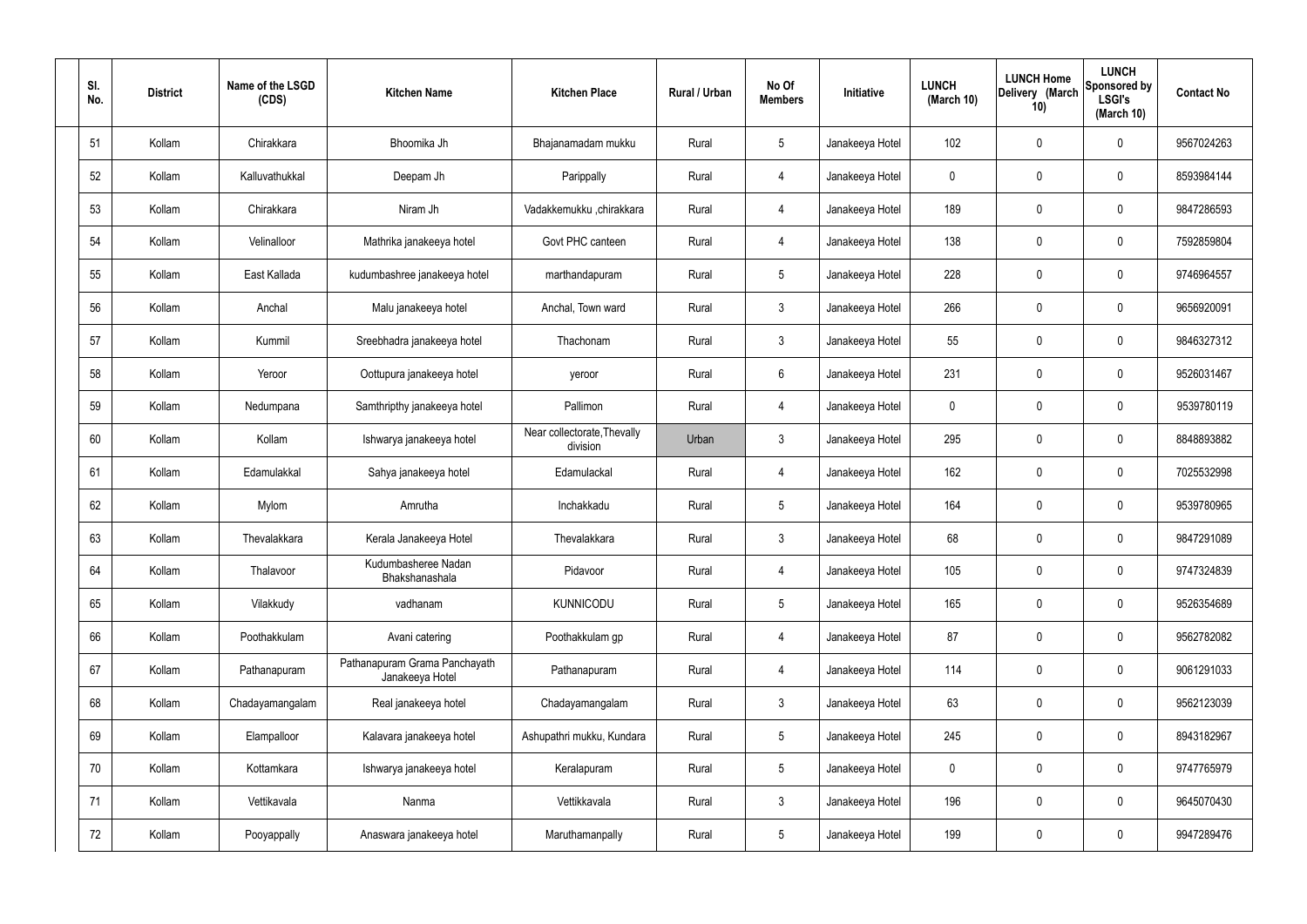| Sl. No. | District | Name of the LSGD (CDS) | Kitchen Name | Kitchen Place | Rural / Urban | No Of Members | Initiative | LUNCH (March 10) | LUNCH Home Delivery (March 10) | LUNCH Sponsored by LSGI's (March 10) | Contact No |
|---|---|---|---|---|---|---|---|---|---|---|---|
| 51 | Kollam | Chirakkara | Bhoomika Jh | Bhajanamadam mukku | Rural | 5 | Janakeeya Hotel | 102 | 0 | 0 | 9567024263 |
| 52 | Kollam | Kalluvathukkal | Deepam Jh | Parippally | Rural | 4 | Janakeeya Hotel | 0 | 0 | 0 | 8593984144 |
| 53 | Kollam | Chirakkara | Niram Jh | Vadakkemukku ,chirakkara | Rural | 4 | Janakeeya Hotel | 189 | 0 | 0 | 9847286593 |
| 54 | Kollam | Velinalloor | Mathrika janakeeya hotel | Govt PHC canteen | Rural | 4 | Janakeeya Hotel | 138 | 0 | 0 | 7592859804 |
| 55 | Kollam | East Kallada | kudumbashree janakeeya hotel | marthandapuram | Rural | 5 | Janakeeya Hotel | 228 | 0 | 0 | 9746964557 |
| 56 | Kollam | Anchal | Malu janakeeya hotel | Anchal, Town ward | Rural | 3 | Janakeeya Hotel | 266 | 0 | 0 | 9656920091 |
| 57 | Kollam | Kummil | Sreebhadra janakeeya hotel | Thachonam | Rural | 3 | Janakeeya Hotel | 55 | 0 | 0 | 9846327312 |
| 58 | Kollam | Yeroor | Oottupura janakeeya hotel | yeroor | Rural | 6 | Janakeeya Hotel | 231 | 0 | 0 | 9526031467 |
| 59 | Kollam | Nedumpana | Samthripthy janakeeya hotel | Pallimon | Rural | 4 | Janakeeya Hotel | 0 | 0 | 0 | 9539780119 |
| 60 | Kollam | Kollam | Ishwarya janakeeya hotel | Near collectorate,Thevally division | Urban | 3 | Janakeeya Hotel | 295 | 0 | 0 | 8848893882 |
| 61 | Kollam | Edamulakkal | Sahya janakeeya hotel | Edamulackal | Rural | 4 | Janakeeya Hotel | 162 | 0 | 0 | 7025532998 |
| 62 | Kollam | Mylom | Amrutha | Inchakkadu | Rural | 5 | Janakeeya Hotel | 164 | 0 | 0 | 9539780965 |
| 63 | Kollam | Thevalakkara | Kerala Janakeeya Hotel | Thevalakkara | Rural | 3 | Janakeeya Hotel | 68 | 0 | 0 | 9847291089 |
| 64 | Kollam | Thalavoor | Kudumbasheree Nadan Bhakshanashala | Pidavoor | Rural | 4 | Janakeeya Hotel | 105 | 0 | 0 | 9747324839 |
| 65 | Kollam | Vilakkudy | vadhanam | KUNNICODU | Rural | 5 | Janakeeya Hotel | 165 | 0 | 0 | 9526354689 |
| 66 | Kollam | Poothakkulam | Avani catering | Poothakkulam gp | Rural | 4 | Janakeeya Hotel | 87 | 0 | 0 | 9562782082 |
| 67 | Kollam | Pathanapuram | Pathanapuram Grama Panchayath Janakeeya Hotel | Pathanapuram | Rural | 4 | Janakeeya Hotel | 114 | 0 | 0 | 9061291033 |
| 68 | Kollam | Chadayamangalam | Real janakeeya hotel | Chadayamangalam | Rural | 3 | Janakeeya Hotel | 63 | 0 | 0 | 9562123039 |
| 69 | Kollam | Elampalloor | Kalavara janakeeya hotel | Ashupathri mukku, Kundara | Rural | 5 | Janakeeya Hotel | 245 | 0 | 0 | 8943182967 |
| 70 | Kollam | Kottamkara | Ishwarya janakeeya hotel | Keralapuram | Rural | 5 | Janakeeya Hotel | 0 | 0 | 0 | 9747765979 |
| 71 | Kollam | Vettikavala | Nanma | Vettikkavala | Rural | 3 | Janakeeya Hotel | 196 | 0 | 0 | 9645070430 |
| 72 | Kollam | Pooyappally | Anaswara janakeeya hotel | Maruthamanpally | Rural | 5 | Janakeeya Hotel | 199 | 0 | 0 | 9947289476 |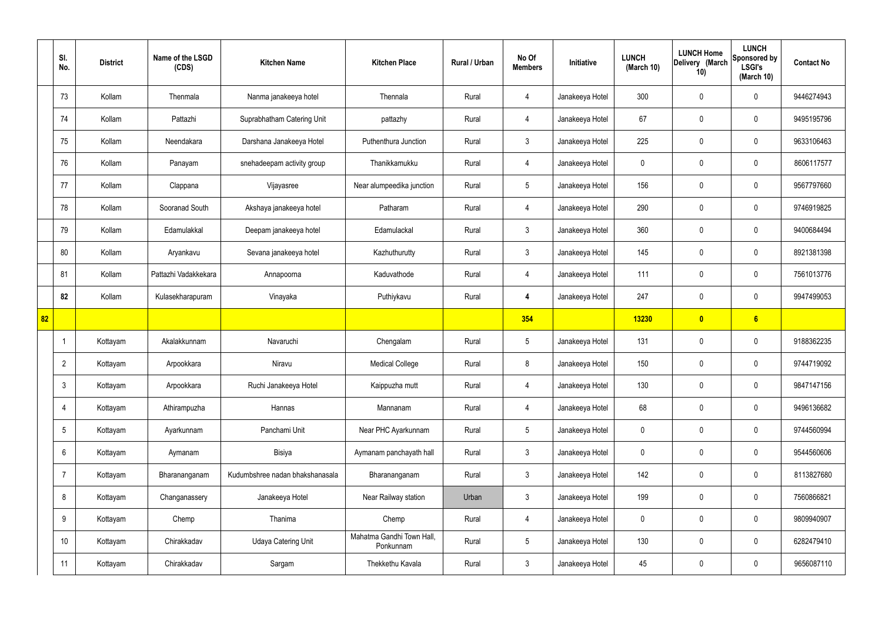| | Sl. No. | District | Name of the LSGD (CDS) | Kitchen Name | Kitchen Place | Rural / Urban | No Of Members | Initiative | LUNCH (March 10) | LUNCH Home Delivery (March 10) | LUNCH Sponsored by LSGI's (March 10) | Contact No |
|---|---|---|---|---|---|---|---|---|---|---|---|---|
| | 73 | Kollam | Thenmala | Nanma janakeeya hotel | Thennala | Rural | 4 | Janakeeya Hotel | 300 | 0 | 0 | 9446274943 |
| | 74 | Kollam | Pattazhi | Suprabhatham Catering Unit | pattazhy | Rural | 4 | Janakeeya Hotel | 67 | 0 | 0 | 9495195796 |
| | 75 | Kollam | Neendakara | Darshana Janakeeya Hotel | Puthenthura Junction | Rural | 3 | Janakeeya Hotel | 225 | 0 | 0 | 9633106463 |
| | 76 | Kollam | Panayam | snehadeepam activity group | Thanikkamukku | Rural | 4 | Janakeeya Hotel | 0 | 0 | 0 | 8606117577 |
| | 77 | Kollam | Clappana | Vijayasree | Near alumpeedika junction | Rural | 5 | Janakeeya Hotel | 156 | 0 | 0 | 9567797660 |
| | 78 | Kollam | Sooranad South | Akshaya janakeeya hotel | Patharam | Rural | 4 | Janakeeya Hotel | 290 | 0 | 0 | 9746919825 |
| | 79 | Kollam | Edamulakkal | Deepam janakeeya hotel | Edamulackal | Rural | 3 | Janakeeya Hotel | 360 | 0 | 0 | 9400684494 |
| | 80 | Kollam | Aryankavu | Sevana janakeeya hotel | Kazhuthurutty | Rural | 3 | Janakeeya Hotel | 145 | 0 | 0 | 8921381398 |
| | 81 | Kollam | Pattazhi Vadakkekara | Annapoorna | Kaduvathode | Rural | 4 | Janakeeya Hotel | 111 | 0 | 0 | 7561013776 |
| | **82** | Kollam | Kulasekharapuram | Vinayaka | Puthiykavu | Rural | **4** | Janakeeya Hotel | 247 | 0 | 0 | 9947499053 |
| **82** | | | | | | | **354** | | **13230** | **0** | **6** | |
| | 1 | Kottayam | Akalakkunnam | Navaruchi | Chengalam | Rural | 5 | Janakeeya Hotel | 131 | 0 | 0 | 9188362235 |
| | 2 | Kottayam | Arpookkara | Niravu | Medical College | Rural | 8 | Janakeeya Hotel | 150 | 0 | 0 | 9744719092 |
| | 3 | Kottayam | Arpookkara | Ruchi Janakeeya Hotel | Kaippuzha mutt | Rural | 4 | Janakeeya Hotel | 130 | 0 | 0 | 9847147156 |
| | 4 | Kottayam | Athirampuzha | Hannas | Mannanam | Rural | 4 | Janakeeya Hotel | 68 | 0 | 0 | 9496136682 |
| | 5 | Kottayam | Ayarkunnam | Panchami Unit | Near PHC Ayarkunnam | Rural | 5 | Janakeeya Hotel | 0 | 0 | 0 | 9744560994 |
| | 6 | Kottayam | Aymanam | Bisiya | Aymanam panchayath hall | Rural | 3 | Janakeeya Hotel | 0 | 0 | 0 | 9544560606 |
| | 7 | Kottayam | Bharananganam | Kudumbshree nadan bhakshanasala | Bharananganam | Rural | 3 | Janakeeya Hotel | 142 | 0 | 0 | 8113827680 |
| | 8 | Kottayam | Changanassery | Janakeeya Hotel | Near Railway station | Urban | 3 | Janakeeya Hotel | 199 | 0 | 0 | 7560866821 |
| | 9 | Kottayam | Chemp | Thanima | Chemp | Rural | 4 | Janakeeya Hotel | 0 | 0 | 0 | 9809940907 |
| | 10 | Kottayam | Chirakkadav | Udaya Catering Unit | Mahatma Gandhi Town Hall, Ponkunnam | Rural | 5 | Janakeeya Hotel | 130 | 0 | 0 | 6282479410 |
| | 11 | Kottayam | Chirakkadav | Sargam | Thekkethu Kavala | Rural | 3 | Janakeeya Hotel | 45 | 0 | 0 | 9656087110 |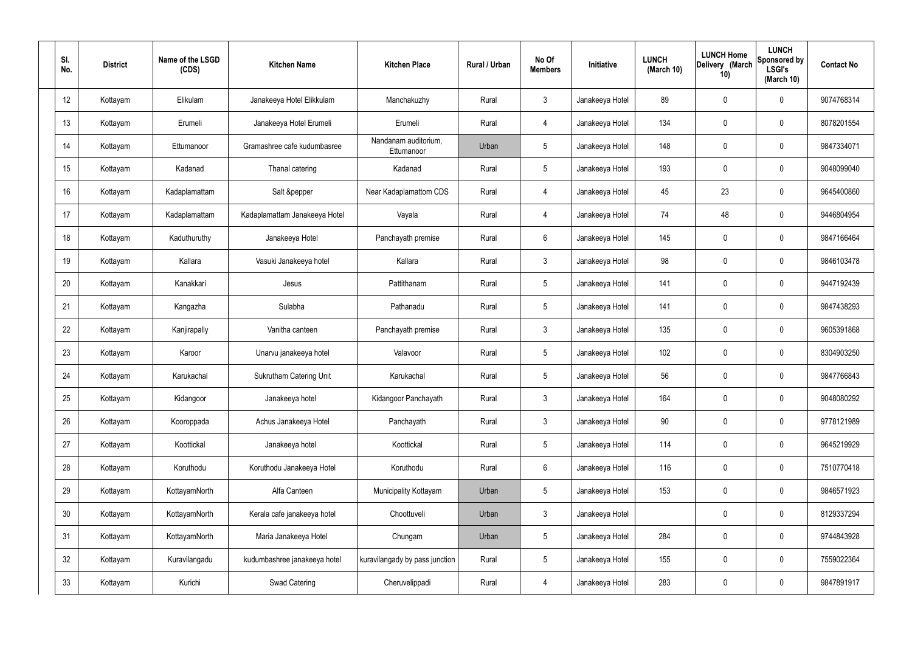| Sl. No. | District | Name of the LSGD (CDS) | Kitchen Name | Kitchen Place | Rural / Urban | No Of Members | Initiative | LUNCH (March 10) | LUNCH Home Delivery (March 10) | LUNCH Sponsored by LSGI's (March 10) | Contact No |
|---|---|---|---|---|---|---|---|---|---|---|---|
| 12 | Kottayam | Elikulam | Janakeeya Hotel Elikkulam | Manchakuzhy | Rural | 3 | Janakeeya Hotel | 89 | 0 | 0 | 9074768314 |
| 13 | Kottayam | Erumeli | Janakeeya Hotel Erumeli | Erumeli | Rural | 4 | Janakeeya Hotel | 134 | 0 | 0 | 8078201554 |
| 14 | Kottayam | Ettumanoor | Gramashree cafe kudumbasree | Nandanam auditorium, Ettumanoor | Urban | 5 | Janakeeya Hotel | 148 | 0 | 0 | 9847334071 |
| 15 | Kottayam | Kadanad | Thanal catering | Kadanad | Rural | 5 | Janakeeya Hotel | 193 | 0 | 0 | 9048099040 |
| 16 | Kottayam | Kadaplamattam | Salt &pepper | Near Kadaplamattom CDS | Rural | 4 | Janakeeya Hotel | 45 | 23 | 0 | 9645400860 |
| 17 | Kottayam | Kadaplamattam | Kadaplamattam Janakeeya Hotel | Vayala | Rural | 4 | Janakeeya Hotel | 74 | 48 | 0 | 9446804954 |
| 18 | Kottayam | Kaduthuruthy | Janakeeya Hotel | Panchayath premise | Rural | 6 | Janakeeya Hotel | 145 | 0 | 0 | 9847166464 |
| 19 | Kottayam | Kallara | Vasuki Janakeeya hotel | Kallara | Rural | 3 | Janakeeya Hotel | 98 | 0 | 0 | 9846103478 |
| 20 | Kottayam | Kanakkari | Jesus | Pattithanam | Rural | 5 | Janakeeya Hotel | 141 | 0 | 0 | 9447192439 |
| 21 | Kottayam | Kangazha | Sulabha | Pathanadu | Rural | 5 | Janakeeya Hotel | 141 | 0 | 0 | 9847438293 |
| 22 | Kottayam | Kanjirapally | Vanitha canteen | Panchayath premise | Rural | 3 | Janakeeya Hotel | 135 | 0 | 0 | 9605391868 |
| 23 | Kottayam | Karoor | Unarvu janakeeya hotel | Valavoor | Rural | 5 | Janakeeya Hotel | 102 | 0 | 0 | 8304903250 |
| 24 | Kottayam | Karukachal | Sukrutham Catering Unit | Karukachal | Rural | 5 | Janakeeya Hotel | 56 | 0 | 0 | 9847766843 |
| 25 | Kottayam | Kidangoor | Janakeeya hotel | Kidangoor Panchayath | Rural | 3 | Janakeeya Hotel | 164 | 0 | 0 | 9048080292 |
| 26 | Kottayam | Kooroppada | Achus Janakeeya Hotel | Panchayath | Rural | 3 | Janakeeya Hotel | 90 | 0 | 0 | 9778121989 |
| 27 | Kottayam | Koottickal | Janakeeya hotel | Koottickal | Rural | 5 | Janakeeya Hotel | 114 | 0 | 0 | 9645219929 |
| 28 | Kottayam | Koruthodu | Koruthodu Janakeeya Hotel | Koruthodu | Rural | 6 | Janakeeya Hotel | 116 | 0 | 0 | 7510770418 |
| 29 | Kottayam | KottayamNorth | Alfa Canteen | Municipality Kottayam | Urban | 5 | Janakeeya Hotel | 153 | 0 | 0 | 9846571923 |
| 30 | Kottayam | KottayamNorth | Kerala cafe janakeeya hotel | Choottuveli | Urban | 3 | Janakeeya Hotel | | 0 | 0 | 8129337294 |
| 31 | Kottayam | KottayamNorth | Maria Janakeeya Hotel | Chungam | Urban | 5 | Janakeeya Hotel | 284 | 0 | 0 | 9744843928 |
| 32 | Kottayam | Kuravilangadu | kudumbashree janakeeya hotel | kuravilangady by pass junction | Rural | 5 | Janakeeya Hotel | 155 | 0 | 0 | 7559022364 |
| 33 | Kottayam | Kurichi | Swad Catering | Cheruvelippadi | Rural | 4 | Janakeeya Hotel | 283 | 0 | 0 | 9847891917 |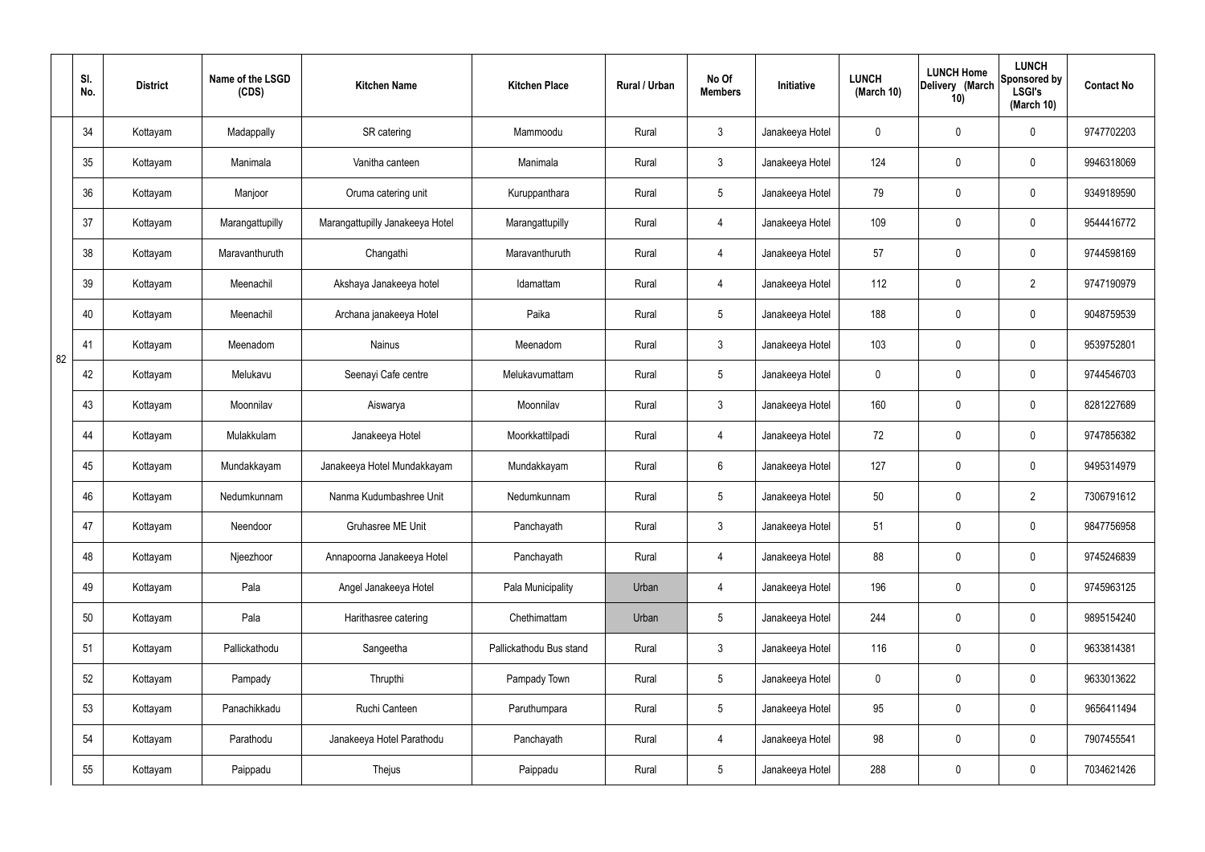|  | Sl. No. | District | Name of the LSGD (CDS) | Kitchen Name | Kitchen Place | Rural / Urban | No Of Members | Initiative | LUNCH (March 10) | LUNCH Home Delivery (March 10) | LUNCH Sponsored by LSGI's (March 10) | Contact No |
|---|---|---|---|---|---|---|---|---|---|---|---|---|
| 82 | 34 | Kottayam | Madappally | SR catering | Mammoodu | Rural | 3 | Janakeeya Hotel | 0 | 0 | 0 | 9747702203 |
|  | 35 | Kottayam | Manimala | Vanitha canteen | Manimala | Rural | 3 | Janakeeya Hotel | 124 | 0 | 0 | 9946318069 |
|  | 36 | Kottayam | Manjoor | Oruma catering unit | Kuruppanthara | Rural | 5 | Janakeeya Hotel | 79 | 0 | 0 | 9349189590 |
|  | 37 | Kottayam | Marangattupilly | Marangattupilly Janakeeya Hotel | Marangattupilly | Rural | 4 | Janakeeya Hotel | 109 | 0 | 0 | 9544416772 |
|  | 38 | Kottayam | Maravanthuruth | Changathi | Maravanthuruth | Rural | 4 | Janakeeya Hotel | 57 | 0 | 0 | 9744598169 |
|  | 39 | Kottayam | Meenachil | Akshaya Janakeeya hotel | Idamattam | Rural | 4 | Janakeeya Hotel | 112 | 0 | 2 | 9747190979 |
|  | 40 | Kottayam | Meenachil | Archana janakeeya Hotel | Paika | Rural | 5 | Janakeeya Hotel | 188 | 0 | 0 | 9048759539 |
|  | 41 | Kottayam | Meenadom | Nainus | Meenadom | Rural | 3 | Janakeeya Hotel | 103 | 0 | 0 | 9539752801 |
|  | 42 | Kottayam | Melukavu | Seenayi Cafe centre | Melukavumattam | Rural | 5 | Janakeeya Hotel | 0 | 0 | 0 | 9744546703 |
|  | 43 | Kottayam | Moonnilav | Aiswarya | Moonnilav | Rural | 3 | Janakeeya Hotel | 160 | 0 | 0 | 8281227689 |
|  | 44 | Kottayam | Mulakkulam | Janakeeya Hotel | Moorkkattilpadi | Rural | 4 | Janakeeya Hotel | 72 | 0 | 0 | 9747856382 |
|  | 45 | Kottayam | Mundakkayam | Janakeeya Hotel Mundakkayam | Mundakkayam | Rural | 6 | Janakeeya Hotel | 127 | 0 | 0 | 9495314979 |
|  | 46 | Kottayam | Nedumkunnam | Nanma Kudumbashree Unit | Nedumkunnam | Rural | 5 | Janakeeya Hotel | 50 | 0 | 2 | 7306791612 |
|  | 47 | Kottayam | Neendoor | Gruhasree ME Unit | Panchayath | Rural | 3 | Janakeeya Hotel | 51 | 0 | 0 | 9847756958 |
|  | 48 | Kottayam | Njeezhoor | Annapoorna Janakeeya Hotel | Panchayath | Rural | 4 | Janakeeya Hotel | 88 | 0 | 0 | 9745246839 |
|  | 49 | Kottayam | Pala | Angel Janakeeya Hotel | Pala Municipality | Urban | 4 | Janakeeya Hotel | 196 | 0 | 0 | 9745963125 |
|  | 50 | Kottayam | Pala | Harithasree catering | Chethimattam | Urban | 5 | Janakeeya Hotel | 244 | 0 | 0 | 9895154240 |
|  | 51 | Kottayam | Pallickathodu | Sangeetha | Pallickathodu Bus stand | Rural | 3 | Janakeeya Hotel | 116 | 0 | 0 | 9633814381 |
|  | 52 | Kottayam | Pampady | Thrupthi | Pampady Town | Rural | 5 | Janakeeya Hotel | 0 | 0 | 0 | 9633013622 |
|  | 53 | Kottayam | Panachikkadu | Ruchi Canteen | Paruthumpara | Rural | 5 | Janakeeya Hotel | 95 | 0 | 0 | 9656411494 |
|  | 54 | Kottayam | Parathodu | Janakeeya Hotel Parathodu | Panchayath | Rural | 4 | Janakeeya Hotel | 98 | 0 | 0 | 7907455541 |
|  | 55 | Kottayam | Paippadu | Thejus | Paippadu | Rural | 5 | Janakeeya Hotel | 288 | 0 | 0 | 7034621426 |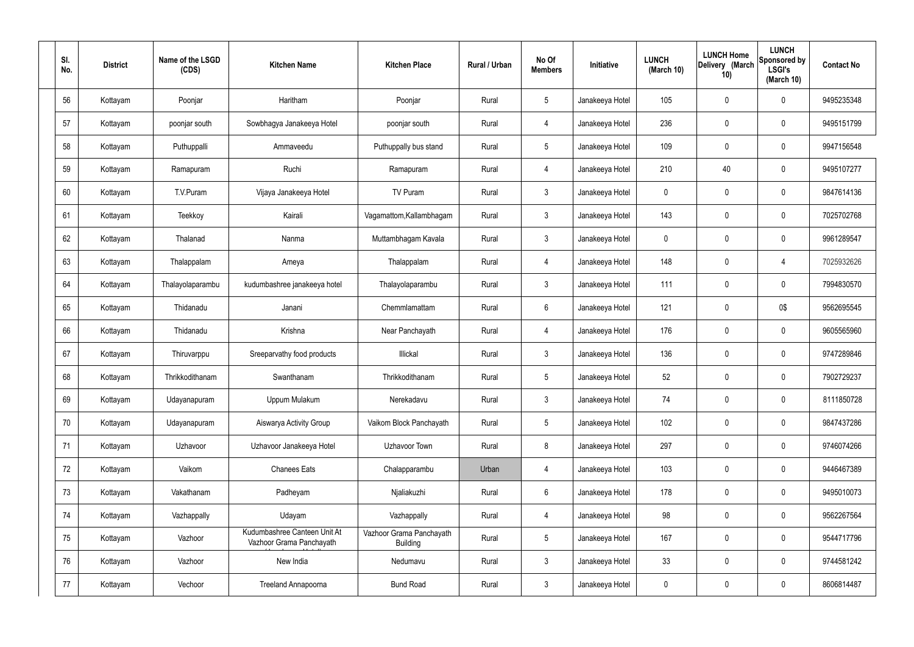| Sl. No. | District | Name of the LSGD (CDS) | Kitchen Name | Kitchen Place | Rural / Urban | No Of Members | Initiative | LUNCH (March 10) | LUNCH Home Delivery (March 10) | LUNCH Sponsored by LSGI's (March 10) | Contact No |
|---|---|---|---|---|---|---|---|---|---|---|---|
| 56 | Kottayam | Poonjar | Haritham | Poonjar | Rural | 5 | Janakeeya Hotel | 105 | 0 | 0 | 9495235348 |
| 57 | Kottayam | poonjar south | Sowbhagya Janakeeya Hotel | poonjar south | Rural | 4 | Janakeeya Hotel | 236 | 0 | 0 | 9495151799 |
| 58 | Kottayam | Puthuppalli | Ammaveedu | Puthuppally bus stand | Rural | 5 | Janakeeya Hotel | 109 | 0 | 0 | 9947156548 |
| 59 | Kottayam | Ramapuram | Ruchi | Ramapuram | Rural | 4 | Janakeeya Hotel | 210 | 40 | 0 | 9495107277 |
| 60 | Kottayam | T.V.Puram | Vijaya Janakeeya Hotel | TV Puram | Rural | 3 | Janakeeya Hotel | 0 | 0 | 0 | 9847614136 |
| 61 | Kottayam | Teekkoy | Kairali | Vagamattom,Kallambhagam | Rural | 3 | Janakeeya Hotel | 143 | 0 | 0 | 7025702768 |
| 62 | Kottayam | Thalanad | Nanma | Muttambhagam Kavala | Rural | 3 | Janakeeya Hotel | 0 | 0 | 0 | 9961289547 |
| 63 | Kottayam | Thalappalam | Ameya | Thalappalam | Rural | 4 | Janakeeya Hotel | 148 | 0 | 4 | 7025932626 |
| 64 | Kottayam | Thalayolaparambu | kudumbashree janakeeya hotel | Thalayolaparambu | Rural | 3 | Janakeeya Hotel | 111 | 0 | 0 | 7994830570 |
| 65 | Kottayam | Thidanadu | Janani | Chemmlamattam | Rural | 6 | Janakeeya Hotel | 121 | 0 | 0$ | 9562695545 |
| 66 | Kottayam | Thidanadu | Krishna | Near Panchayath | Rural | 4 | Janakeeya Hotel | 176 | 0 | 0 | 9605565960 |
| 67 | Kottayam | Thiruvarppu | Sreeparvathy food products | Illickal | Rural | 3 | Janakeeya Hotel | 136 | 0 | 0 | 9747289846 |
| 68 | Kottayam | Thrikkodithanam | Swanthanam | Thrikkodithanam | Rural | 5 | Janakeeya Hotel | 52 | 0 | 0 | 7902729237 |
| 69 | Kottayam | Udayanapuram | Uppum Mulakum | Nerekadavu | Rural | 3 | Janakeeya Hotel | 74 | 0 | 0 | 8111850728 |
| 70 | Kottayam | Udayanapuram | Aiswarya Activity Group | Vaikom Block Panchayath | Rural | 5 | Janakeeya Hotel | 102 | 0 | 0 | 9847437286 |
| 71 | Kottayam | Uzhavoor | Uzhavoor Janakeeya Hotel | Uzhavoor Town | Rural | 8 | Janakeeya Hotel | 297 | 0 | 0 | 9746074266 |
| 72 | Kottayam | Vaikom | Chanees Eats | Chalapparambu | Urban | 4 | Janakeeya Hotel | 103 | 0 | 0 | 9446467389 |
| 73 | Kottayam | Vakathanam | Padheyam | Njaliakuzhi | Rural | 6 | Janakeeya Hotel | 178 | 0 | 0 | 9495010073 |
| 74 | Kottayam | Vazhappally | Udayam | Vazhappally | Rural | 4 | Janakeeya Hotel | 98 | 0 | 0 | 9562267564 |
| 75 | Kottayam | Vazhoor | Kudumbashree Canteen Unit At Vazhoor Grama Panchayath | Vazhoor Grama Panchayath Building | Rural | 5 | Janakeeya Hotel | 167 | 0 | 0 | 9544717796 |
| 76 | Kottayam | Vazhoor | New India | Nedumavu | Rural | 3 | Janakeeya Hotel | 33 | 0 | 0 | 9744581242 |
| 77 | Kottayam | Vechoor | Treeland Annapoorna | Bund Road | Rural | 3 | Janakeeya Hotel | 0 | 0 | 0 | 8606814487 |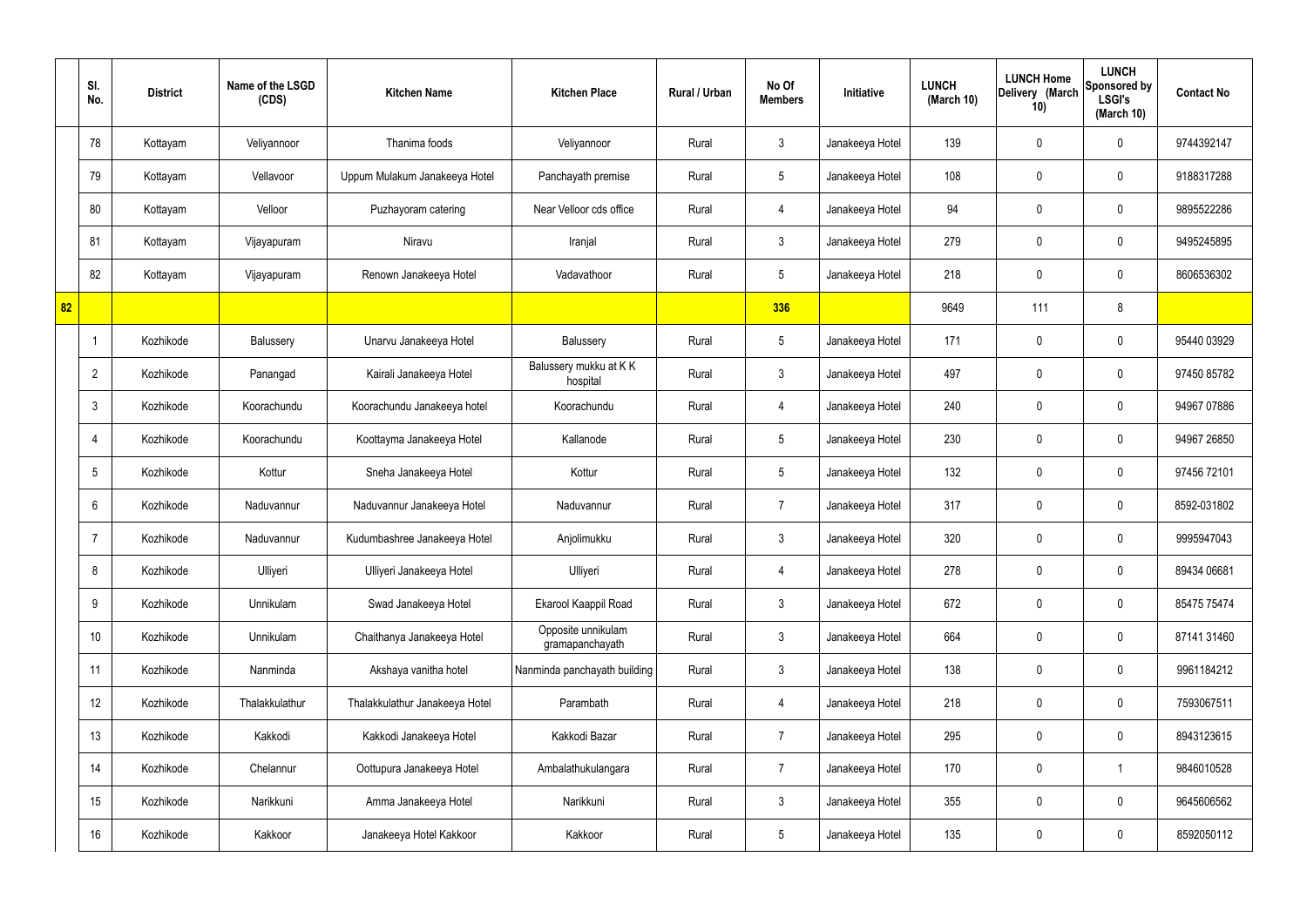|  | Sl. No. | District | Name of the LSGD (CDS) | Kitchen Name | Kitchen Place | Rural / Urban | No Of Members | Initiative | LUNCH (March 10) | LUNCH Home Delivery (March 10) | LUNCH Sponsored by LSGI's (March 10) | Contact No |
|---|---|---|---|---|---|---|---|---|---|---|---|---|
|  | 78 | Kottayam | Veliyannoor | Thanima foods | Veliyannoor | Rural | 3 | Janakeeya Hotel | 139 | 0 | 0 | 9744392147 |
|  | 79 | Kottayam | Vellavoor | Uppum Mulakum Janakeeya Hotel | Panchayath premise | Rural | 5 | Janakeeya Hotel | 108 | 0 | 0 | 9188317288 |
|  | 80 | Kottayam | Velloor | Puzhayoram catering | Near Velloor cds office | Rural | 4 | Janakeeya Hotel | 94 | 0 | 0 | 9895522286 |
|  | 81 | Kottayam | Vijayapuram | Niravu | Iranjal | Rural | 3 | Janakeeya Hotel | 279 | 0 | 0 | 9495245895 |
|  | 82 | Kottayam | Vijayapuram | Renown Janakeeya Hotel | Vadavathoor | Rural | 5 | Janakeeya Hotel | 218 | 0 | 0 | 8606536302 |
| 82 |  |  |  |  |  |  | 336 |  | 9649 | 111 | 8 |  |
|  | 1 | Kozhikode | Balussery | Unarvu Janakeeya Hotel | Balussery | Rural | 5 | Janakeeya Hotel | 171 | 0 | 0 | 95440 03929 |
|  | 2 | Kozhikode | Panangad | Kairali Janakeeya Hotel | Balussery mukku at K K hospital | Rural | 3 | Janakeeya Hotel | 497 | 0 | 0 | 97450 85782 |
|  | 3 | Kozhikode | Koorachundu | Koorachundu Janakeeya hotel | Koorachundu | Rural | 4 | Janakeeya Hotel | 240 | 0 | 0 | 94967 07886 |
|  | 4 | Kozhikode | Koorachundu | Koottayma Janakeeya Hotel | Kallanode | Rural | 5 | Janakeeya Hotel | 230 | 0 | 0 | 94967 26850 |
|  | 5 | Kozhikode | Kottur | Sneha Janakeeya Hotel | Kottur | Rural | 5 | Janakeeya Hotel | 132 | 0 | 0 | 97456 72101 |
|  | 6 | Kozhikode | Naduvannur | Naduvannur Janakeeya Hotel | Naduvannur | Rural | 7 | Janakeeya Hotel | 317 | 0 | 0 | 8592-031802 |
|  | 7 | Kozhikode | Naduvannur | Kudumbashree Janakeeya Hotel | Anjolimukku | Rural | 3 | Janakeeya Hotel | 320 | 0 | 0 | 9995947043 |
|  | 8 | Kozhikode | Ulliyeri | Ulliyeri Janakeeya Hotel | Ulliyeri | Rural | 4 | Janakeeya Hotel | 278 | 0 | 0 | 89434 06681 |
|  | 9 | Kozhikode | Unnikulam | Swad Janakeeya Hotel | Ekarool Kaappil Road | Rural | 3 | Janakeeya Hotel | 672 | 0 | 0 | 85475 75474 |
|  | 10 | Kozhikode | Unnikulam | Chaithanya Janakeeya Hotel | Opposite unnikulam gramapanchayath | Rural | 3 | Janakeeya Hotel | 664 | 0 | 0 | 87141 31460 |
|  | 11 | Kozhikode | Nanminda | Akshaya vanitha hotel | Nanminda panchayath building | Rural | 3 | Janakeeya Hotel | 138 | 0 | 0 | 9961184212 |
|  | 12 | Kozhikode | Thalakkulathur | Thalakkulathur Janakeeya Hotel | Parambath | Rural | 4 | Janakeeya Hotel | 218 | 0 | 0 | 7593067511 |
|  | 13 | Kozhikode | Kakkodi | Kakkodi Janakeeya Hotel | Kakkodi Bazar | Rural | 7 | Janakeeya Hotel | 295 | 0 | 0 | 8943123615 |
|  | 14 | Kozhikode | Chelannur | Oottupura Janakeeya Hotel | Ambalathukulangara | Rural | 7 | Janakeeya Hotel | 170 | 0 | 1 | 9846010528 |
|  | 15 | Kozhikode | Narikkuni | Amma Janakeeya Hotel | Narikkuni | Rural | 3 | Janakeeya Hotel | 355 | 0 | 0 | 9645606562 |
|  | 16 | Kozhikode | Kakkoor | Janakeeya Hotel Kakkoor | Kakkoor | Rural | 5 | Janakeeya Hotel | 135 | 0 | 0 | 8592050112 |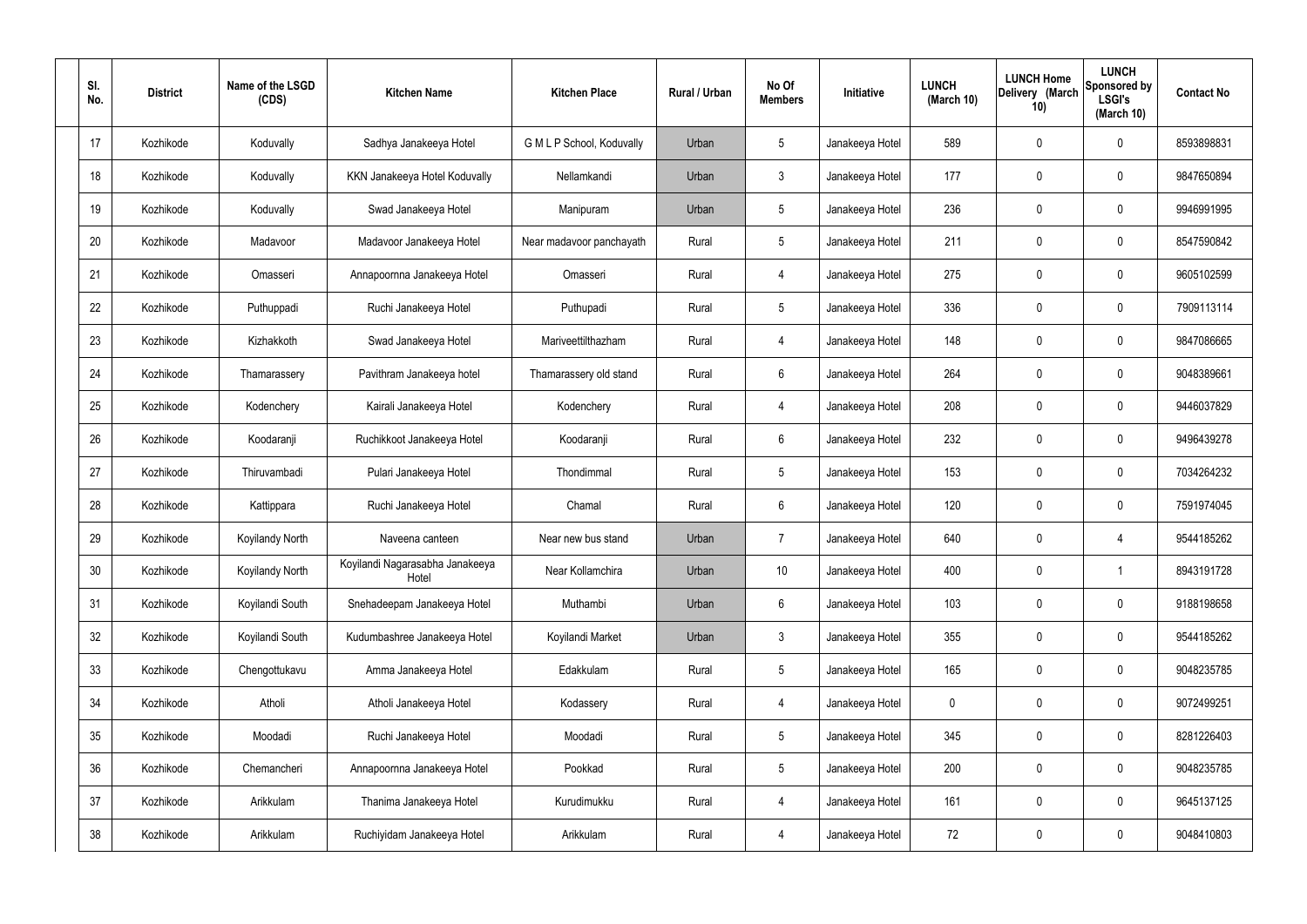| Sl. No. | District | Name of the LSGD (CDS) | Kitchen Name | Kitchen Place | Rural / Urban | No Of Members | Initiative | LUNCH (March 10) | LUNCH Home Delivery (March 10) | LUNCH Sponsored by LSGI's (March 10) | Contact No |
|---|---|---|---|---|---|---|---|---|---|---|---|
| 17 | Kozhikode | Koduvally | Sadhya Janakeeya Hotel | G M L P School, Koduvally | Urban | 5 | Janakeeya Hotel | 589 | 0 | 0 | 8593898831 |
| 18 | Kozhikode | Koduvally | KKN Janakeeya Hotel Koduvally | Nellamkandi | Urban | 3 | Janakeeya Hotel | 177 | 0 | 0 | 9847650894 |
| 19 | Kozhikode | Koduvally | Swad Janakeeya Hotel | Manipuram | Urban | 5 | Janakeeya Hotel | 236 | 0 | 0 | 9946991995 |
| 20 | Kozhikode | Madavoor | Madavoor Janakeeya Hotel | Near madavoor panchayath | Rural | 5 | Janakeeya Hotel | 211 | 0 | 0 | 8547590842 |
| 21 | Kozhikode | Omasseri | Annapoornna Janakeeya Hotel | Omasseri | Rural | 4 | Janakeeya Hotel | 275 | 0 | 0 | 9605102599 |
| 22 | Kozhikode | Puthuppadi | Ruchi Janakeeya Hotel | Puthupadi | Rural | 5 | Janakeeya Hotel | 336 | 0 | 0 | 7909113114 |
| 23 | Kozhikode | Kizhakkoth | Swad Janakeeya Hotel | Mariveettilthazham | Rural | 4 | Janakeeya Hotel | 148 | 0 | 0 | 9847086665 |
| 24 | Kozhikode | Thamarassery | Pavithram Janakeeya hotel | Thamarassery old stand | Rural | 6 | Janakeeya Hotel | 264 | 0 | 0 | 9048389661 |
| 25 | Kozhikode | Kodenchery | Kairali Janakeeya Hotel | Kodenchery | Rural | 4 | Janakeeya Hotel | 208 | 0 | 0 | 9446037829 |
| 26 | Kozhikode | Koodaranji | Ruchikkoot Janakeeya Hotel | Koodaranji | Rural | 6 | Janakeeya Hotel | 232 | 0 | 0 | 9496439278 |
| 27 | Kozhikode | Thiruvambadi | Pulari Janakeeya Hotel | Thondimmal | Rural | 5 | Janakeeya Hotel | 153 | 0 | 0 | 7034264232 |
| 28 | Kozhikode | Kattippara | Ruchi Janakeeya Hotel | Chamal | Rural | 6 | Janakeeya Hotel | 120 | 0 | 0 | 7591974045 |
| 29 | Kozhikode | Koyilandy North | Naveena canteen | Near new bus stand | Urban | 7 | Janakeeya Hotel | 640 | 0 | 4 | 9544185262 |
| 30 | Kozhikode | Koyilandy North | Koyilandi Nagarasabha Janakeeya Hotel | Near Kollamchira | Urban | 10 | Janakeeya Hotel | 400 | 0 | 1 | 8943191728 |
| 31 | Kozhikode | Koyilandi South | Snehadeepam Janakeeya Hotel | Muthambi | Urban | 6 | Janakeeya Hotel | 103 | 0 | 0 | 9188198658 |
| 32 | Kozhikode | Koyilandi South | Kudumbashree Janakeeya Hotel | Koyilandi Market | Urban | 3 | Janakeeya Hotel | 355 | 0 | 0 | 9544185262 |
| 33 | Kozhikode | Chengottukavu | Amma Janakeeya Hotel | Edakkulam | Rural | 5 | Janakeeya Hotel | 165 | 0 | 0 | 9048235785 |
| 34 | Kozhikode | Atholi | Atholi Janakeeya Hotel | Kodassery | Rural | 4 | Janakeeya Hotel | 0 | 0 | 0 | 9072499251 |
| 35 | Kozhikode | Moodadi | Ruchi Janakeeya Hotel | Moodadi | Rural | 5 | Janakeeya Hotel | 345 | 0 | 0 | 8281226403 |
| 36 | Kozhikode | Chemancheri | Annapoornna Janakeeya Hotel | Pookkad | Rural | 5 | Janakeeya Hotel | 200 | 0 | 0 | 9048235785 |
| 37 | Kozhikode | Arikkulam | Thanima Janakeeya Hotel | Kurudimukku | Rural | 4 | Janakeeya Hotel | 161 | 0 | 0 | 9645137125 |
| 38 | Kozhikode | Arikkulam | Ruchiyidam Janakeeya Hotel | Arikkulam | Rural | 4 | Janakeeya Hotel | 72 | 0 | 0 | 9048410803 |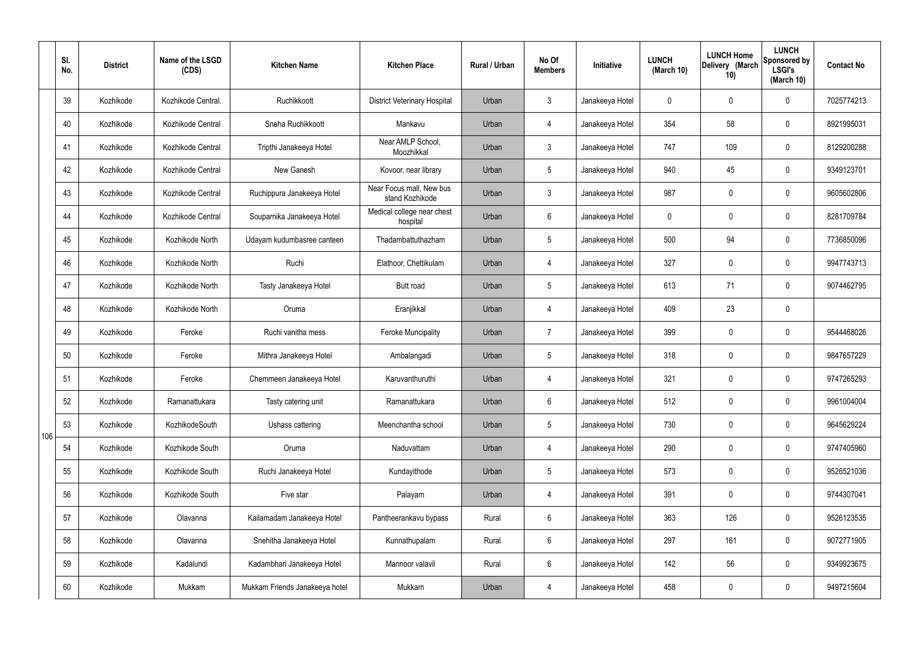| | Sl. No. | District | Name of the LSGD (CDS) | Kitchen Name | Kitchen Place | Rural / Urban | No Of Members | Initiative | LUNCH (March 10) | LUNCH Home Delivery (March 10) | LUNCH Sponsored by LSGI's (March 10) | Contact No |
|---|---|---|---|---|---|---|---|---|---|---|---|---|
| 106 | 39 | Kozhikode | Kozhikode Central. | Ruchikkoott | District Veterinary Hospital | Urban | 3 | Janakeeya Hotel | 0 | 0 | 0 | 7025774213 |
| | 40 | Kozhikode | Kozhikode Central | Sneha Ruchikkoott | Mankavu | Urban | 4 | Janakeeya Hotel | 354 | 58 | 0 | 8921995031 |
| | 41 | Kozhikode | Kozhikode Central | Tripthi Janakeeya Hotel | Near AMLP School, Moozhikkal | Urban | 3 | Janakeeya Hotel | 747 | 109 | 0 | 8129200288 |
| | 42 | Kozhikode | Kozhikode Central | New Ganesh | Kovoor, near library | Urban | 5 | Janakeeya Hotel | 940 | 45 | 0 | 9349123701 |
| | 43 | Kozhikode | Kozhikode Central | Ruchippura Janakeeya Hotel | Near Focus mall, New bus stand Kozhikode | Urban | 3 | Janakeeya Hotel | 987 | 0 | 0 | 9605602806 |
| | 44 | Kozhikode | Kozhikode Central | Souparnika Janakeeya Hotel | Medical college near chest hospital | Urban | 6 | Janakeeya Hotel | 0 | 0 | 0 | 8281709784 |
| | 45 | Kozhikode | Kozhikode North | Udayam kudumbasree canteen | Thadambattuthazham | Urban | 5 | Janakeeya Hotel | 500 | 94 | 0 | 7736850096 |
| | 46 | Kozhikode | Kozhikode North | Ruchi | Elathoor, Chettikulam | Urban | 4 | Janakeeya Hotel | 327 | 0 | 0 | 9947743713 |
| | 47 | Kozhikode | Kozhikode North | Tasty Janakeeya Hotel | Butt road | Urban | 5 | Janakeeya Hotel | 613 | 71 | 0 | 9074462795 |
| | 48 | Kozhikode | Kozhikode North | Oruma | Eranjikkal | Urban | 4 | Janakeeya Hotel | 409 | 23 | 0 | |
| | 49 | Kozhikode | Feroke | Ruchi vanitha mess | Feroke Muncipality | Urban | 7 | Janakeeya Hotel | 399 | 0 | 0 | 9544468026 |
| | 50 | Kozhikode | Feroke | Mithra Janakeeya Hotel | Ambalangadi | Urban | 5 | Janakeeya Hotel | 318 | 0 | 0 | 9847657229 |
| | 51 | Kozhikode | Feroke | Chemmeen Janakeeya Hotel | Karuvanthuruthi | Urban | 4 | Janakeeya Hotel | 321 | 0 | 0 | 9747265293 |
| | 52 | Kozhikode | Ramanattukara | Tasty catering unit | Ramanattukara | Urban | 6 | Janakeeya Hotel | 512 | 0 | 0 | 9961004004 |
| | 53 | Kozhikode | KozhikodeSouth | Ushass cattering | Meenchantha school | Urban | 5 | Janakeeya Hotel | 730 | 0 | 0 | 9645629224 |
| | 54 | Kozhikode | Kozhikode South | Oruma | Naduvattam | Urban | 4 | Janakeeya Hotel | 290 | 0 | 0 | 9747405960 |
| | 55 | Kozhikode | Kozhikode South | Ruchi Janakeeya Hotel | Kundayithode | Urban | 5 | Janakeeya Hotel | 573 | 0 | 0 | 9526521036 |
| | 56 | Kozhikode | Kozhikode South | Five star | Palayam | Urban | 4 | Janakeeya Hotel | 391 | 0 | 0 | 9744307041 |
| | 57 | Kozhikode | Olavanna | Kailamadam Janakeeya Hotel | Pantheerankavu bypass | Rural | 6 | Janakeeya Hotel | 363 | 126 | 0 | 9526123535 |
| | 58 | Kozhikode | Olavanna | Snehitha Janakeeya Hotel | Kunnathupalam | Rural | 6 | Janakeeya Hotel | 297 | 161 | 0 | 9072771905 |
| | 59 | Kozhikode | Kadalundi | Kadambhari Janakeeya Hotel | Mannoor valavil | Rural | 6 | Janakeeya Hotel | 142 | 56 | 0 | 9349923675 |
| | 60 | Kozhikode | Mukkam | Mukkam Friends Janakeeya hotel | Mukkam | Urban | 4 | Janakeeya Hotel | 458 | 0 | 0 | 9497215604 |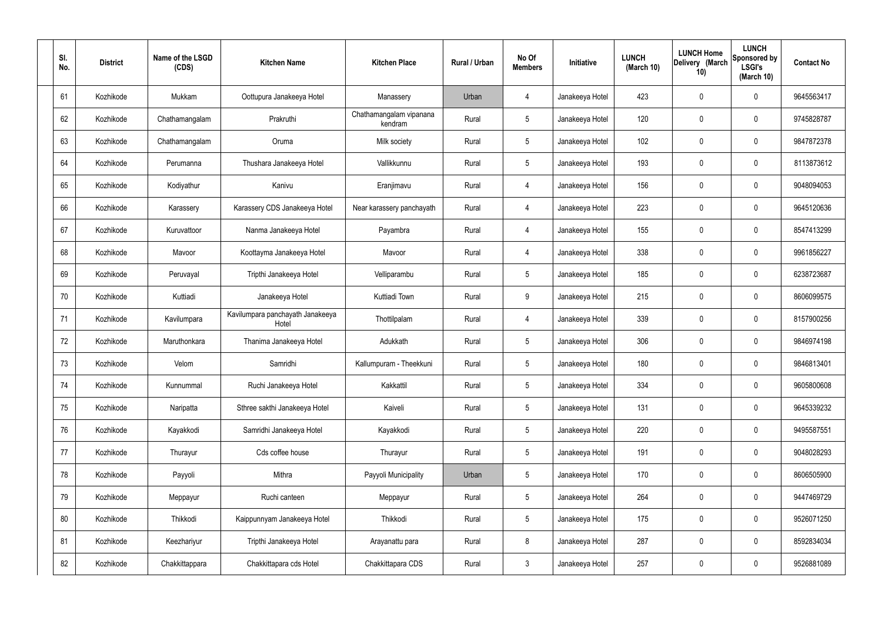| Sl. No. | District | Name of the LSGD (CDS) | Kitchen Name | Kitchen Place | Rural / Urban | No Of Members | Initiative | LUNCH (March 10) | LUNCH Home Delivery (March 10) | LUNCH Sponsored by LSGI's (March 10) | Contact No |
|---|---|---|---|---|---|---|---|---|---|---|---|
| 61 | Kozhikode | Mukkam | Oottupura Janakeeya Hotel | Manassery | Urban | 4 | Janakeeya Hotel | 423 | 0 | 0 | 9645563417 |
| 62 | Kozhikode | Chathamangalam | Prakruthi | Chathamangalam vipanana kendram | Rural | 5 | Janakeeya Hotel | 120 | 0 | 0 | 9745828787 |
| 63 | Kozhikode | Chathamangalam | Oruma | Milk society | Rural | 5 | Janakeeya Hotel | 102 | 0 | 0 | 9847872378 |
| 64 | Kozhikode | Perumanna | Thushara Janakeeya Hotel | Vallikkunnu | Rural | 5 | Janakeeya Hotel | 193 | 0 | 0 | 8113873612 |
| 65 | Kozhikode | Kodiyathur | Kanivu | Eranjimavu | Rural | 4 | Janakeeya Hotel | 156 | 0 | 0 | 9048094053 |
| 66 | Kozhikode | Karassery | Karassery CDS Janakeeya Hotel | Near karassery panchayath | Rural | 4 | Janakeeya Hotel | 223 | 0 | 0 | 9645120636 |
| 67 | Kozhikode | Kuruvattoor | Nanma Janakeeya Hotel | Payambra | Rural | 4 | Janakeeya Hotel | 155 | 0 | 0 | 8547413299 |
| 68 | Kozhikode | Mavoor | Koottayma Janakeeya Hotel | Mavoor | Rural | 4 | Janakeeya Hotel | 338 | 0 | 0 | 9961856227 |
| 69 | Kozhikode | Peruvayal | Tripthi Janakeeya Hotel | Velliparambu | Rural | 5 | Janakeeya Hotel | 185 | 0 | 0 | 6238723687 |
| 70 | Kozhikode | Kuttiadi | Janakeeya Hotel | Kuttiadi Town | Rural | 9 | Janakeeya Hotel | 215 | 0 | 0 | 8606099575 |
| 71 | Kozhikode | Kavilumpara | Kavilumpara panchayath Janakeeya Hotel | Thottilpalam | Rural | 4 | Janakeeya Hotel | 339 | 0 | 0 | 8157900256 |
| 72 | Kozhikode | Maruthonkara | Thanima Janakeeya Hotel | Adukkath | Rural | 5 | Janakeeya Hotel | 306 | 0 | 0 | 9846974198 |
| 73 | Kozhikode | Velom | Samridhi | Kallumpuram - Theekkuni | Rural | 5 | Janakeeya Hotel | 180 | 0 | 0 | 9846813401 |
| 74 | Kozhikode | Kunnummal | Ruchi Janakeeya Hotel | Kakkattil | Rural | 5 | Janakeeya Hotel | 334 | 0 | 0 | 9605800608 |
| 75 | Kozhikode | Naripatta | Sthree sakthi Janakeeya Hotel | Kaiveli | Rural | 5 | Janakeeya Hotel | 131 | 0 | 0 | 9645339232 |
| 76 | Kozhikode | Kayakkodi | Samridhi Janakeeya Hotel | Kayakkodi | Rural | 5 | Janakeeya Hotel | 220 | 0 | 0 | 9495587551 |
| 77 | Kozhikode | Thurayur | Cds coffee house | Thurayur | Rural | 5 | Janakeeya Hotel | 191 | 0 | 0 | 9048028293 |
| 78 | Kozhikode | Payyoli | Mithra | Payyoli Municipality | Urban | 5 | Janakeeya Hotel | 170 | 0 | 0 | 8606505900 |
| 79 | Kozhikode | Meppayur | Ruchi canteen | Meppayur | Rural | 5 | Janakeeya Hotel | 264 | 0 | 0 | 9447469729 |
| 80 | Kozhikode | Thikkodi | Kaippunnyam Janakeeya Hotel | Thikkodi | Rural | 5 | Janakeeya Hotel | 175 | 0 | 0 | 9526071250 |
| 81 | Kozhikode | Keezhariyur | Tripthi Janakeeya Hotel | Arayanattu para | Rural | 8 | Janakeeya Hotel | 287 | 0 | 0 | 8592834034 |
| 82 | Kozhikode | Chakkittappara | Chakkittapara cds Hotel | Chakkittapara CDS | Rural | 3 | Janakeeya Hotel | 257 | 0 | 0 | 9526881089 |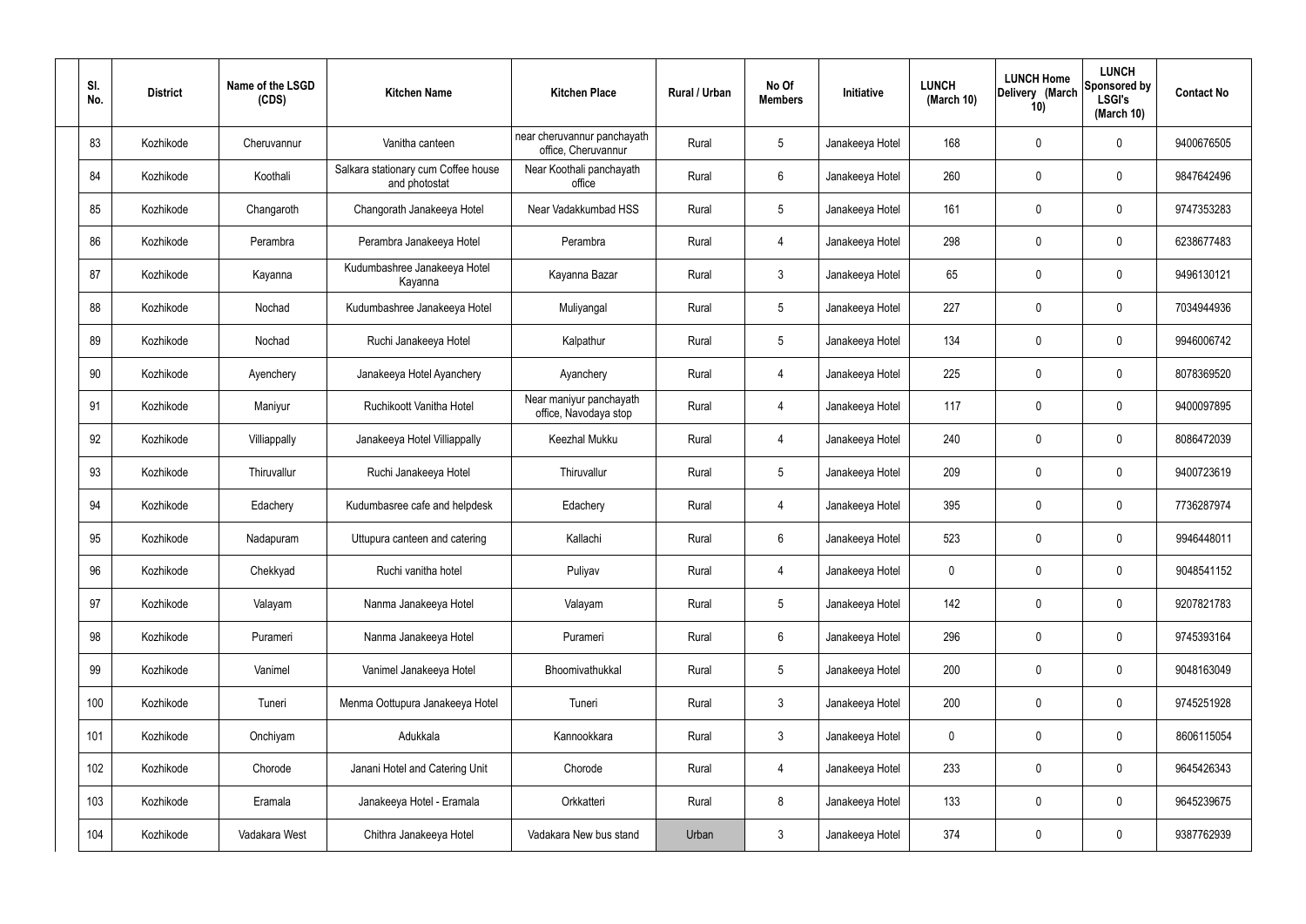| Sl. No. | District | Name of the LSGD (CDS) | Kitchen Name | Kitchen Place | Rural / Urban | No Of Members | Initiative | LUNCH (March 10) | LUNCH Home Delivery (March 10) | LUNCH Sponsored by LSGI's (March 10) | Contact No |
|---|---|---|---|---|---|---|---|---|---|---|---|
| 83 | Kozhikode | Cheruvannur | Vanitha canteen | near cheruvannur panchayath office, Cheruvannur | Rural | 5 | Janakeeya Hotel | 168 | 0 | 0 | 9400676505 |
| 84 | Kozhikode | Koothali | Salkara stationary cum Coffee house and photostat | Near Koothali panchayath office | Rural | 6 | Janakeeya Hotel | 260 | 0 | 0 | 9847642496 |
| 85 | Kozhikode | Changaroth | Changorath Janakeeya Hotel | Near Vadakkumbad HSS | Rural | 5 | Janakeeya Hotel | 161 | 0 | 0 | 9747353283 |
| 86 | Kozhikode | Perambra | Perambra Janakeeya Hotel | Perambra | Rural | 4 | Janakeeya Hotel | 298 | 0 | 0 | 6238677483 |
| 87 | Kozhikode | Kayanna | Kudumbashree Janakeeya Hotel Kayanna | Kayanna Bazar | Rural | 3 | Janakeeya Hotel | 65 | 0 | 0 | 9496130121 |
| 88 | Kozhikode | Nochad | Kudumbashree Janakeeya Hotel | Muliyangal | Rural | 5 | Janakeeya Hotel | 227 | 0 | 0 | 7034944936 |
| 89 | Kozhikode | Nochad | Ruchi Janakeeya Hotel | Kalpathur | Rural | 5 | Janakeeya Hotel | 134 | 0 | 0 | 9946006742 |
| 90 | Kozhikode | Ayenchery | Janakeeya Hotel Ayanchery | Ayanchery | Rural | 4 | Janakeeya Hotel | 225 | 0 | 0 | 8078369520 |
| 91 | Kozhikode | Maniyur | Ruchikoott Vanitha Hotel | Near maniyur panchayath office, Navodaya stop | Rural | 4 | Janakeeya Hotel | 117 | 0 | 0 | 9400097895 |
| 92 | Kozhikode | Villiappally | Janakeeya Hotel Villiappally | Keezhal Mukku | Rural | 4 | Janakeeya Hotel | 240 | 0 | 0 | 8086472039 |
| 93 | Kozhikode | Thiruvallur | Ruchi Janakeeya Hotel | Thiruvallur | Rural | 5 | Janakeeya Hotel | 209 | 0 | 0 | 9400723619 |
| 94 | Kozhikode | Edachery | Kudumbasree cafe and helpdesk | Edachery | Rural | 4 | Janakeeya Hotel | 395 | 0 | 0 | 7736287974 |
| 95 | Kozhikode | Nadapuram | Uttupura canteen and catering | Kallachi | Rural | 6 | Janakeeya Hotel | 523 | 0 | 0 | 9946448011 |
| 96 | Kozhikode | Chekkyad | Ruchi vanitha hotel | Puliyav | Rural | 4 | Janakeeya Hotel | 0 | 0 | 0 | 9048541152 |
| 97 | Kozhikode | Valayam | Nanma Janakeeya Hotel | Valayam | Rural | 5 | Janakeeya Hotel | 142 | 0 | 0 | 9207821783 |
| 98 | Kozhikode | Purameri | Nanma Janakeeya Hotel | Purameri | Rural | 6 | Janakeeya Hotel | 296 | 0 | 0 | 9745393164 |
| 99 | Kozhikode | Vanimel | Vanimel Janakeeya Hotel | Bhoomivathukkal | Rural | 5 | Janakeeya Hotel | 200 | 0 | 0 | 9048163049 |
| 100 | Kozhikode | Tuneri | Menma Oottupura Janakeeya Hotel | Tuneri | Rural | 3 | Janakeeya Hotel | 200 | 0 | 0 | 9745251928 |
| 101 | Kozhikode | Onchiyam | Adukkala | Kannookkara | Rural | 3 | Janakeeya Hotel | 0 | 0 | 0 | 8606115054 |
| 102 | Kozhikode | Chorode | Janani Hotel and Catering Unit | Chorode | Rural | 4 | Janakeeya Hotel | 233 | 0 | 0 | 9645426343 |
| 103 | Kozhikode | Eramala | Janakeeya Hotel - Eramala | Orkkatteri | Rural | 8 | Janakeeya Hotel | 133 | 0 | 0 | 9645239675 |
| 104 | Kozhikode | Vadakara West | Chithra Janakeeya Hotel | Vadakara New bus stand | Urban | 3 | Janakeeya Hotel | 374 | 0 | 0 | 9387762939 |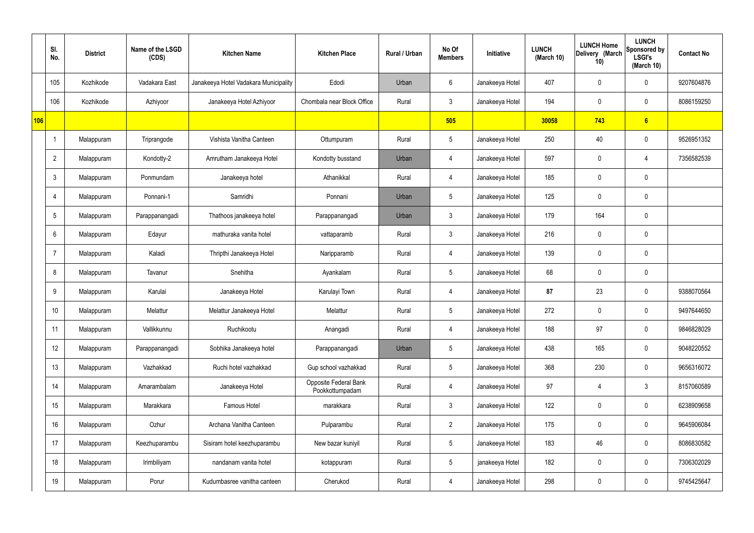|  | Sl. No. | District | Name of the LSGD (CDS) | Kitchen Name | Kitchen Place | Rural / Urban | No Of Members | Initiative | LUNCH (March 10) | LUNCH Home Delivery (March 10) | LUNCH Sponsored by LSGI's (March 10) | Contact No |
|---|---|---|---|---|---|---|---|---|---|---|---|---|
|  | 105 | Kozhikode | Vadakara East | Janakeeya Hotel Vadakara Municipality | Edodi | Urban | 6 | Janakeeya Hotel | 407 | 0 | 0 | 9207604876 |
|  | 106 | Kozhikode | Azhiyoor | Janakeeya Hotel Azhiyoor | Chombala near Block Office | Rural | 3 | Janakeeya Hotel | 194 | 0 | 0 | 8086159250 |
| 106 |  |  |  |  |  |  | 505 |  | 30058 | 743 | 6 |  |
|  | 1 | Malappuram | Triprangode | Vishista Vanitha Canteen | Ottumpuram | Rural | 5 | Janakeeya Hotel | 250 | 40 | 0 | 9526951352 |
|  | 2 | Malappuram | Kondotty-2 | Amrutham Janakeeya Hotel | Kondotty busstand | Urban | 4 | Janakeeya Hotel | 597 | 0 | 4 | 7356582539 |
|  | 3 | Malappuram | Ponmundam | Janakeeya hotel | Athanikkal | Rural | 4 | Janakeeya Hotel | 185 | 0 | 0 |  |
|  | 4 | Malappuram | Ponnani-1 | Samridhi | Ponnani | Urban | 5 | Janakeeya Hotel | 125 | 0 | 0 |  |
|  | 5 | Malappuram | Parappanangadi | Thathoos janakeeya hotel | Parappanangadi | Urban | 3 | Janakeeya Hotel | 179 | 164 | 0 |  |
|  | 6 | Malappuram | Edayur | mathuraka vanita hotel | vattaparamb | Rural | 3 | Janakeeya Hotel | 216 | 0 | 0 |  |
|  | 7 | Malappuram | Kaladi | Thripthi Janakeeya Hotel | Naripparamb | Rural | 4 | Janakeeya Hotel | 139 | 0 | 0 |  |
|  | 8 | Malappuram | Tavanur | Snehitha | Ayankalam | Rural | 5 | Janakeeya Hotel | 68 | 0 | 0 |  |
|  | 9 | Malappuram | Karulai | Janakeeya Hotel | Karulayi Town | Rural | 4 | Janakeeya Hotel | 87 | 23 | 0 | 9388070564 |
|  | 10 | Malappuram | Melattur | Melattur Janakeeya Hotel | Melattur | Rural | 5 | Janakeeya Hotel | 272 | 0 | 0 | 9497644650 |
|  | 11 | Malappuram | Vallikkunnu | Ruchikootu | Anangadi | Rural | 4 | Janakeeya Hotel | 188 | 97 | 0 | 9846828029 |
|  | 12 | Malappuram | Parappanangadi | Sobhika Janakeeya hotel | Parappanangadi | Urban | 5 | Janakeeya Hotel | 438 | 165 | 0 | 9048220552 |
|  | 13 | Malappuram | Vazhakkad | Ruchi hotel vazhakkad | Gup school vazhakkad | Rural | 5 | Janakeeya Hotel | 368 | 230 | 0 | 9656316072 |
|  | 14 | Malappuram | Amarambalam | Janakeeya Hotel | Opposite Federal Bank Pookkottumpadam | Rural | 4 | Janakeeya Hotel | 97 | 4 | 3 | 8157060589 |
|  | 15 | Malappuram | Marakkara | Famous Hotel | marakkara | Rural | 3 | Janakeeya Hotel | 122 | 0 | 0 | 6238909658 |
|  | 16 | Malappuram | Ozhur | Archana Vanitha Canteen | Pulparambu | Rural | 2 | Janakeeya Hotel | 175 | 0 | 0 | 9645906084 |
|  | 17 | Malappuram | Keezhuparambu | Sisiram hotel keezhuparambu | New bazar kuniyil | Rural | 5 | Janakeeya Hotel | 183 | 46 | 0 | 8086830582 |
|  | 18 | Malappuram | Irimbiliyam | nandanam vanita hotel | kotappuram | Rural | 5 | janakeeya Hotel | 182 | 0 | 0 | 7306302029 |
|  | 19 | Malappuram | Porur | Kudumbasree vanitha canteen | Cherukod | Rural | 4 | Janakeeya Hotel | 298 | 0 | 0 | 9745425647 |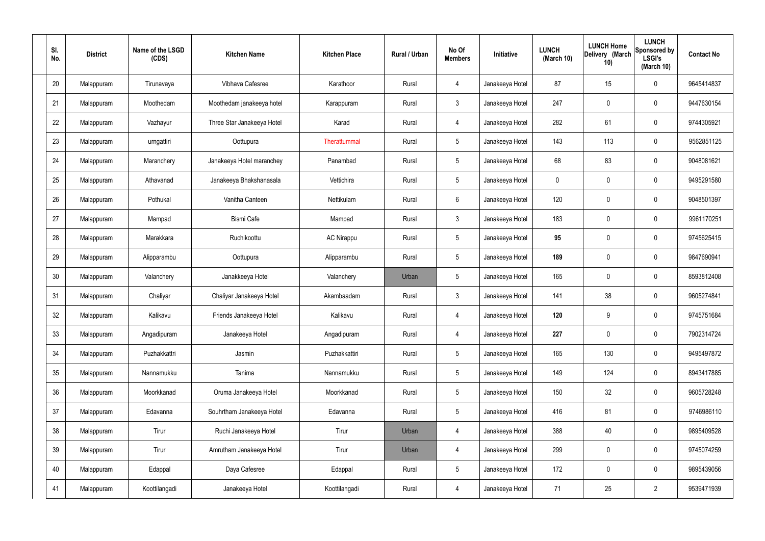| Sl. No. | District | Name of the LSGD (CDS) | Kitchen Name | Kitchen Place | Rural / Urban | No Of Members | Initiative | LUNCH (March 10) | LUNCH Home Delivery (March 10) | LUNCH Sponsored by LSGI's (March 10) | Contact No |
|---|---|---|---|---|---|---|---|---|---|---|---|
| 20 | Malappuram | Tirunavaya | Vibhava Cafesree | Karathoor | Rural | 4 | Janakeeya Hotel | 87 | 15 | 0 | 9645414837 |
| 21 | Malappuram | Moothedam | Moothedam janakeeya hotel | Karappuram | Rural | 3 | Janakeeya Hotel | 247 | 0 | 0 | 9447630154 |
| 22 | Malappuram | Vazhayur | Three Star Janakeeya Hotel | Karad | Rural | 4 | Janakeeya Hotel | 282 | 61 | 0 | 9744305921 |
| 23 | Malappuram | urngattiri | Oottupura | Therattummal | Rural | 5 | Janakeeya Hotel | 143 | 113 | 0 | 9562851125 |
| 24 | Malappuram | Maranchery | Janakeeya Hotel maranchey | Panambad | Rural | 5 | Janakeeya Hotel | 68 | 83 | 0 | 9048081621 |
| 25 | Malappuram | Athavanad | Janakeeya Bhakshanasala | Vettichira | Rural | 5 | Janakeeya Hotel | 0 | 0 | 0 | 9495291580 |
| 26 | Malappuram | Pothukal | Vanitha Canteen | Nettikulam | Rural | 6 | Janakeeya Hotel | 120 | 0 | 0 | 9048501397 |
| 27 | Malappuram | Mampad | Bismi Cafe | Mampad | Rural | 3 | Janakeeya Hotel | 183 | 0 | 0 | 9961170251 |
| 28 | Malappuram | Marakkara | Ruchikoottu | AC Nirappu | Rural | 5 | Janakeeya Hotel | **95** | 0 | 0 | 9745625415 |
| 29 | Malappuram | Alipparambu | Oottupura | Alipparambu | Rural | 5 | Janakeeya Hotel | **189** | 0 | 0 | 9847690941 |
| 30 | Malappuram | Valanchery | Janakkeeya Hotel | Valanchery | Urban | 5 | Janakeeya Hotel | 165 | 0 | 0 | 8593812408 |
| 31 | Malappuram | Chaliyar | Chaliyar Janakeeya Hotel | Akambaadam | Rural | 3 | Janakeeya Hotel | 141 | 38 | 0 | 9605274841 |
| 32 | Malappuram | Kalikavu | Friends Janakeeya Hotel | Kalikavu | Rural | 4 | Janakeeya Hotel | **120** | 9 | 0 | 9745751684 |
| 33 | Malappuram | Angadipuram | Janakeeya Hotel | Angadipuram | Rural | 4 | Janakeeya Hotel | **227** | 0 | 0 | 7902314724 |
| 34 | Malappuram | Puzhakkattri | Jasmin | Puzhakkattiri | Rural | 5 | Janakeeya Hotel | 165 | 130 | 0 | 9495497872 |
| 35 | Malappuram | Nannamukku | Tanima | Nannamukku | Rural | 5 | Janakeeya Hotel | 149 | 124 | 0 | 8943417885 |
| 36 | Malappuram | Moorkkanad | Oruma Janakeeya Hotel | Moorkkanad | Rural | 5 | Janakeeya Hotel | 150 | 32 | 0 | 9605728248 |
| 37 | Malappuram | Edavanna | Souhrtham Janakeeya Hotel | Edavanna | Rural | 5 | Janakeeya Hotel | 416 | 81 | 0 | 9746986110 |
| 38 | Malappuram | Tirur | Ruchi Janakeeya Hotel | Tirur | Urban | 4 | Janakeeya Hotel | 388 | 40 | 0 | 9895409528 |
| 39 | Malappuram | Tirur | Amrutham Janakeeya Hotel | Tirur | Urban | 4 | Janakeeya Hotel | 299 | 0 | 0 | 9745074259 |
| 40 | Malappuram | Edappal | Daya Cafesree | Edappal | Rural | 5 | Janakeeya Hotel | 172 | 0 | 0 | 9895439056 |
| 41 | Malappuram | Koottilangadi | Janakeeya Hotel | Koottilangadi | Rural | 4 | Janakeeya Hotel | 71 | 25 | 2 | 9539471939 |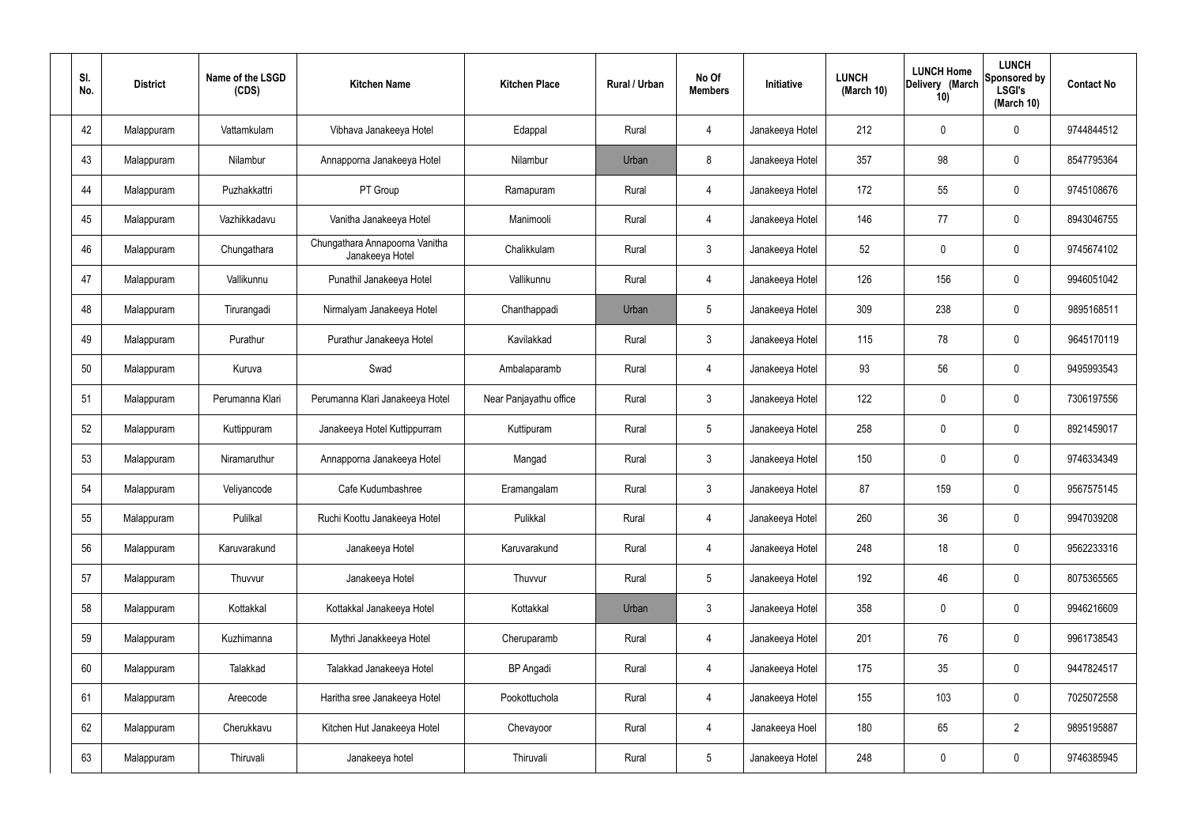| Sl. No. | District | Name of the LSGD (CDS) | Kitchen Name | Kitchen Place | Rural / Urban | No Of Members | Initiative | LUNCH (March 10) | LUNCH Home Delivery (March 10) | LUNCH Sponsored by LSGI's (March 10) | Contact No |
|---|---|---|---|---|---|---|---|---|---|---|---|
| 42 | Malappuram | Vattamkulam | Vibhava Janakeeya Hotel | Edappal | Rural | 4 | Janakeeya Hotel | 212 | 0 | 0 | 9744844512 |
| 43 | Malappuram | Nilambur | Annapporna Janakeeya Hotel | Nilambur | Urban | 8 | Janakeeya Hotel | 357 | 98 | 0 | 8547795364 |
| 44 | Malappuram | Puzhakkattri | PT Group | Ramapuram | Rural | 4 | Janakeeya Hotel | 172 | 55 | 0 | 9745108676 |
| 45 | Malappuram | Vazhikkadavu | Vanitha Janakeeya Hotel | Manimooli | Rural | 4 | Janakeeya Hotel | 146 | 77 | 0 | 8943046755 |
| 46 | Malappuram | Chungathara | Chungathara Annapoorna Vanitha Janakeeya Hotel | Chalikkulam | Rural | 3 | Janakeeya Hotel | 52 | 0 | 0 | 9745674102 |
| 47 | Malappuram | Vallikunnu | Punathil Janakeeya Hotel | Vallikunnu | Rural | 4 | Janakeeya Hotel | 126 | 156 | 0 | 9946051042 |
| 48 | Malappuram | Tirurangadi | Nirmalyam Janakeeya Hotel | Chanthappadi | Urban | 5 | Janakeeya Hotel | 309 | 238 | 0 | 9895168511 |
| 49 | Malappuram | Purathur | Purathur Janakeeya Hotel | Kavilakkad | Rural | 3 | Janakeeya Hotel | 115 | 78 | 0 | 9645170119 |
| 50 | Malappuram | Kuruva | Swad | Ambalaparamb | Rural | 4 | Janakeeya Hotel | 93 | 56 | 0 | 9495993543 |
| 51 | Malappuram | Perumanna Klari | Perumanna Klari Janakeeya Hotel | Near Panjayathu office | Rural | 3 | Janakeeya Hotel | 122 | 0 | 0 | 7306197556 |
| 52 | Malappuram | Kuttippuram | Janakeeya Hotel Kuttippurram | Kuttipuram | Rural | 5 | Janakeeya Hotel | 258 | 0 | 0 | 8921459017 |
| 53 | Malappuram | Niramaruthur | Annapporna Janakeeya Hotel | Mangad | Rural | 3 | Janakeeya Hotel | 150 | 0 | 0 | 9746334349 |
| 54 | Malappuram | Veliyancode | Cafe Kudumbashree | Eramangalam | Rural | 3 | Janakeeya Hotel | 87 | 159 | 0 | 9567575145 |
| 55 | Malappuram | Pulilkal | Ruchi Koottu Janakeeya Hotel | Pulikkal | Rural | 4 | Janakeeya Hotel | 260 | 36 | 0 | 9947039208 |
| 56 | Malappuram | Karuvarakund | Janakeeya Hotel | Karuvarakund | Rural | 4 | Janakeeya Hotel | 248 | 18 | 0 | 9562233316 |
| 57 | Malappuram | Thuvvur | Janakeeya Hotel | Thuvvur | Rural | 5 | Janakeeya Hotel | 192 | 46 | 0 | 8075365565 |
| 58 | Malappuram | Kottakkal | Kottakkal Janakeeya Hotel | Kottakkal | Urban | 3 | Janakeeya Hotel | 358 | 0 | 0 | 9946216609 |
| 59 | Malappuram | Kuzhimanna | Mythri Janakkeeya Hotel | Cheruparamb | Rural | 4 | Janakeeya Hotel | 201 | 76 | 0 | 9961738543 |
| 60 | Malappuram | Talakkad | Talakkad Janakeeya Hotel | BP Angadi | Rural | 4 | Janakeeya Hotel | 175 | 35 | 0 | 9447824517 |
| 61 | Malappuram | Areecode | Haritha sree Janakeeya Hotel | Pookottuchola | Rural | 4 | Janakeeya Hotel | 155 | 103 | 0 | 7025072558 |
| 62 | Malappuram | Cherukkavu | Kitchen Hut Janakeeya Hotel | Chevayoor | Rural | 4 | Janakeeya Hoel | 180 | 65 | 2 | 9895195887 |
| 63 | Malappuram | Thiruvali | Janakeeya hotel | Thiruvali | Rural | 5 | Janakeeya Hotel | 248 | 0 | 0 | 9746385945 |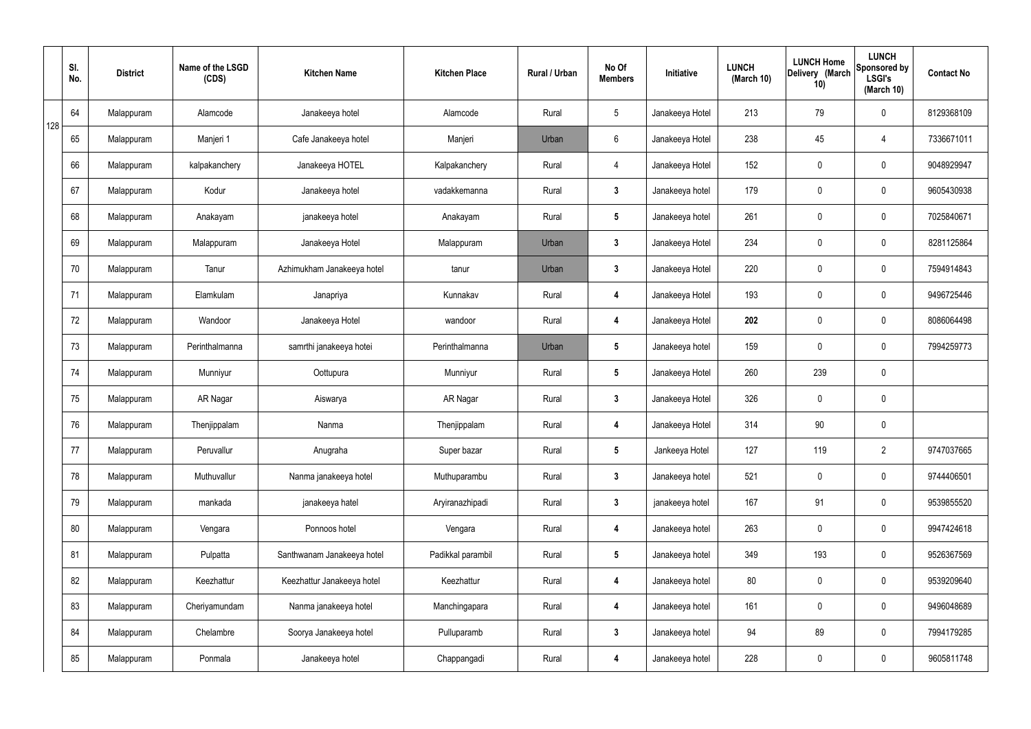| | Sl. No. | District | Name of the LSGD (CDS) | Kitchen Name | Kitchen Place | Rural / Urban | No Of Members | Initiative | LUNCH (March 10) | LUNCH Home Delivery (March 10) | LUNCH Sponsored by LSGI's (March 10) | Contact No |
|---|---|---|---|---|---|---|---|---|---|---|---|---|
| 128 | 64 | Malappuram | Alamcode | Janakeeya hotel | Alamcode | Rural | 5 | Janakeeya Hotel | 213 | 79 | 0 | 8129368109 |
| | 65 | Malappuram | Manjeri 1 | Cafe Janakeeya hotel | Manjeri | Urban | 6 | Janakeeya Hotel | 238 | 45 | 4 | 7336671011 |
| | 66 | Malappuram | kalpakanchery | Janakeeya HOTEL | Kalpakanchery | Rural | 4 | Janakeeya Hotel | 152 | 0 | 0 | 9048929947 |
| | 67 | Malappuram | Kodur | Janakeeya hotel | vadakkemanna | Rural | 3 | Janakeeya hotel | 179 | 0 | 0 | 9605430938 |
| | 68 | Malappuram | Anakayam | janakeeya hotel | Anakayam | Rural | 5 | Janakeeya hotel | 261 | 0 | 0 | 7025840671 |
| | 69 | Malappuram | Malappuram | Janakeeya Hotel | Malappuram | Urban | 3 | Janakeeya Hotel | 234 | 0 | 0 | 8281125864 |
| | 70 | Malappuram | Tanur | Azhimukham Janakeeya hotel | tanur | Urban | 3 | Janakeeya Hotel | 220 | 0 | 0 | 7594914843 |
| | 71 | Malappuram | Elamkulam | Janapriya | Kunnakav | Rural | 4 | Janakeeya Hotel | 193 | 0 | 0 | 9496725446 |
| | 72 | Malappuram | Wandoor | Janakeeya Hotel | wandoor | Rural | 4 | Janakeeya Hotel | 202 | 0 | 0 | 8086064498 |
| | 73 | Malappuram | Perinthalmanna | samrthi janakeeya hotei | Perinthalmanna | Urban | 5 | Janakeeya hotel | 159 | 0 | 0 | 7994259773 |
| | 74 | Malappuram | Munniyur | Oottupura | Munniyur | Rural | 5 | Janakeeya Hotel | 260 | 239 | 0 | |
| | 75 | Malappuram | AR Nagar | Aiswarya | AR Nagar | Rural | 3 | Janakeeya Hotel | 326 | 0 | 0 | |
| | 76 | Malappuram | Thenjippalam | Nanma | Thenjippalam | Rural | 4 | Janakeeya Hotel | 314 | 90 | 0 | |
| | 77 | Malappuram | Peruvallur | Anugraha | Super bazar | Rural | 5 | Jankeeya Hotel | 127 | 119 | 2 | 9747037665 |
| | 78 | Malappuram | Muthuvallur | Nanma janakeeya hotel | Muthuparambu | Rural | 3 | Janakeeya hotel | 521 | 0 | 0 | 9744406501 |
| | 79 | Malappuram | mankada | janakeeya hatel | Aryiranazhipadi | Rural | 3 | janakeeya hotel | 167 | 91 | 0 | 9539855520 |
| | 80 | Malappuram | Vengara | Ponnoos hotel | Vengara | Rural | 4 | Janakeeya hotel | 263 | 0 | 0 | 9947424618 |
| | 81 | Malappuram | Pulpatta | Santhwanam Janakeeya hotel | Padikkal parambil | Rural | 5 | Janakeeya hotel | 349 | 193 | 0 | 9526367569 |
| | 82 | Malappuram | Keezhattur | Keezhattur Janakeeya hotel | Keezhattur | Rural | 4 | Janakeeya hotel | 80 | 0 | 0 | 9539209640 |
| | 83 | Malappuram | Cheriyamundam | Nanma janakeeya hotel | Manchingapara | Rural | 4 | Janakeeya hotel | 161 | 0 | 0 | 9496048689 |
| | 84 | Malappuram | Chelambre | Soorya Janakeeya hotel | Pulluparamb | Rural | 3 | Janakeeya hotel | 94 | 89 | 0 | 7994179285 |
| | 85 | Malappuram | Ponmala | Janakeeya hotel | Chappangadi | Rural | 4 | Janakeeya hotel | 228 | 0 | 0 | 9605811748 |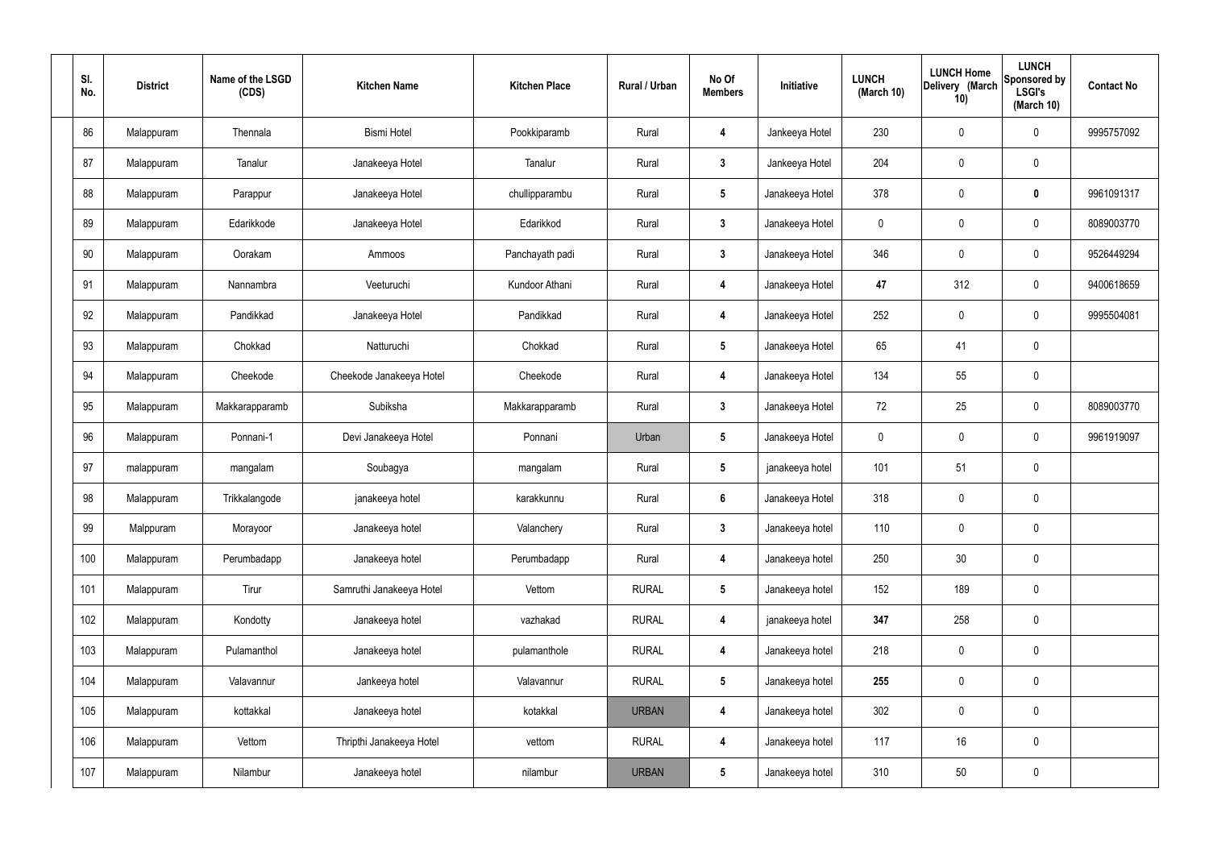| Sl. No. | District | Name of the LSGD (CDS) | Kitchen Name | Kitchen Place | Rural / Urban | No Of Members | Initiative | LUNCH (March 10) | LUNCH Home Delivery (March 10) | LUNCH Sponsored by LSGI's (March 10) | Contact No |
|---|---|---|---|---|---|---|---|---|---|---|---|
| 86 | Malappuram | Thennala | Bismi Hotel | Pookkiparamb | Rural | **4** | Jankeeya Hotel | 230 | 0 | 0 | 9995757092 |
| 87 | Malappuram | Tanalur | Janakeeya Hotel | Tanalur | Rural | **3** | Jankeeya Hotel | 204 | 0 | 0 | |
| 88 | Malappuram | Parappur | Janakeeya Hotel | chullipparambu | Rural | **5** | Janakeeya Hotel | 378 | 0 | **0** | 9961091317 |
| 89 | Malappuram | Edarikkode | Janakeeya Hotel | Edarikkod | Rural | **3** | Janakeeya Hotel | 0 | 0 | 0 | 8089003770 |
| 90 | Malappuram | Oorakam | Ammoos | Panchayath padi | Rural | **3** | Janakeeya Hotel | 346 | 0 | 0 | 9526449294 |
| 91 | Malappuram | Nannambra | Veeturuchi | Kundoor Athani | Rural | **4** | Janakeeya Hotel | **47** | 312 | 0 | 9400618659 |
| 92 | Malappuram | Pandikkad | Janakeeya Hotel | Pandikkad | Rural | **4** | Janakeeya Hotel | 252 | 0 | 0 | 9995504081 |
| 93 | Malappuram | Chokkad | Natturuchi | Chokkad | Rural | **5** | Janakeeya Hotel | 65 | 41 | 0 | |
| 94 | Malappuram | Cheekode | Cheekode Janakeeya Hotel | Cheekode | Rural | **4** | Janakeeya Hotel | 134 | 55 | 0 | |
| 95 | Malappuram | Makkarapparamb | Subiksha | Makkarapparamb | Rural | **3** | Janakeeya Hotel | 72 | 25 | 0 | 8089003770 |
| 96 | Malappuram | Ponnani-1 | Devi Janakeeya Hotel | Ponnani | Urban | **5** | Janakeeya Hotel | 0 | 0 | 0 | 9961919097 |
| 97 | malappuram | mangalam | Soubagya | mangalam | Rural | **5** | janakeeya hotel | 101 | 51 | 0 | |
| 98 | Malappuram | Trikkalangode | janakeeya hotel | karakkunnu | Rural | **6** | Janakeeya Hotel | 318 | 0 | 0 | |
| 99 | Malppuram | Morayoor | Janakeeya hotel | Valanchery | Rural | **3** | Janakeeya hotel | 110 | 0 | 0 | |
| 100 | Malappuram | Perumbadapp | Janakeeya hotel | Perumbadapp | Rural | **4** | Janakeeya hotel | 250 | 30 | 0 | |
| 101 | Malappuram | Tirur | Samruthi Janakeeya Hotel | Vettom | RURAL | **5** | Janakeeya hotel | 152 | 189 | 0 | |
| 102 | Malappuram | Kondotty | Janakeeya hotel | vazhakad | RURAL | **4** | janakeeya hotel | **347** | 258 | 0 | |
| 103 | Malappuram | Pulamanthol | Janakeeya hotel | pulamanthole | RURAL | **4** | Janakeeya hotel | 218 | 0 | 0 | |
| 104 | Malappuram | Valavannur | Jankeeya hotel | Valavannur | RURAL | **5** | Janakeeya hotel | **255** | 0 | 0 | |
| 105 | Malappuram | kottakkal | Janakeeya hotel | kotakkal | URBAN | **4** | Janakeeya hotel | 302 | 0 | 0 | |
| 106 | Malappuram | Vettom | Thripthi Janakeeya Hotel | vettom | RURAL | **4** | Janakeeya hotel | 117 | 16 | 0 | |
| 107 | Malappuram | Nilambur | Janakeeya hotel | nilambur | URBAN | **5** | Janakeeya hotel | 310 | 50 | 0 | |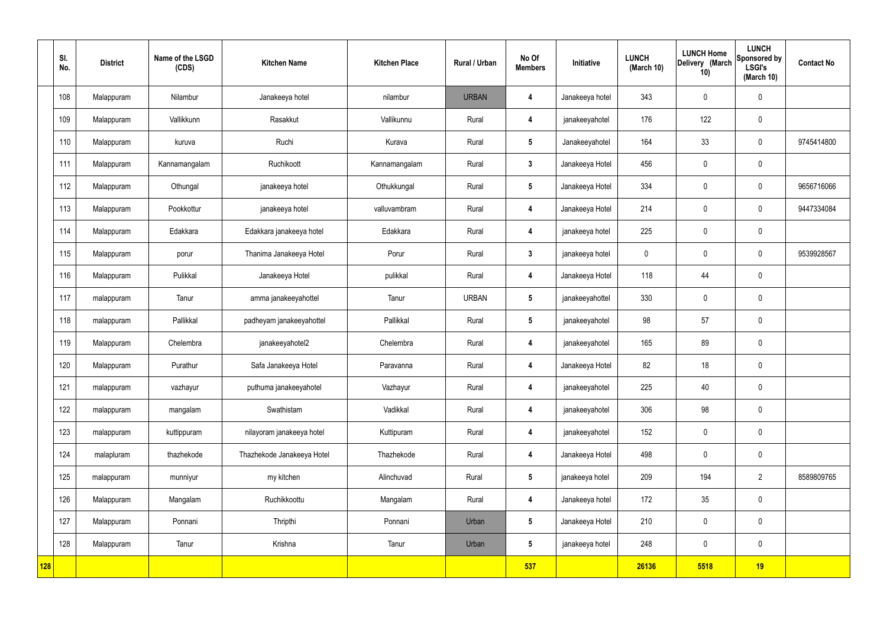| | Sl. No. | District | Name of the LSGD (CDS) | Kitchen Name | Kitchen Place | Rural / Urban | No Of Members | Initiative | LUNCH (March 10) | LUNCH Home Delivery (March 10) | LUNCH Sponsored by LSGI's (March 10) | Contact No |
|---|---|---|---|---|---|---|---|---|---|---|---|---|
| | 108 | Malappuram | Nilambur | Janakeeya hotel | nilambur | URBAN | 4 | Janakeeya hotel | 343 | 0 | 0 | |
| | 109 | Malappuram | Vallikkunn | Rasakkut | Vallikunnu | Rural | 4 | janakeeyahotel | 176 | 122 | 0 | |
| | 110 | Malappuram | kuruva | Ruchi | Kurava | Rural | 5 | Janakeeyahotel | 164 | 33 | 0 | 9745414800 |
| | 111 | Malappuram | Kannamangalam | Ruchikoott | Kannamangalam | Rural | 3 | Janakeeya Hotel | 456 | 0 | 0 | |
| | 112 | Malappuram | Othungal | janakeeya hotel | Othukkungal | Rural | 5 | Janakeeya Hotel | 334 | 0 | 0 | 9656716066 |
| | 113 | Malappuram | Pookkottur | janakeeya hotel | valluvambram | Rural | 4 | Janakeeya Hotel | 214 | 0 | 0 | 9447334084 |
| | 114 | Malappuram | Edakkara | Edakkara janakeeya hotel | Edakkara | Rural | 4 | janakeeya hotel | 225 | 0 | 0 | |
| | 115 | Malappuram | porur | Thanima Janakeeya Hotel | Porur | Rural | 3 | janakeeya hotel | 0 | 0 | 0 | 9539928567 |
| | 116 | Malappuram | Pulikkal | Janakeeya Hotel | pulikkal | Rural | 4 | Janakeeya Hotel | 118 | 44 | 0 | |
| | 117 | malappuram | Tanur | amma janakeeyahottel | Tanur | URBAN | 5 | janakeeyahottel | 330 | 0 | 0 | |
| | 118 | malappuram | Pallikkal | padheyam janakeeyahottel | Pallikkal | Rural | 5 | janakeeyahotel | 98 | 57 | 0 | |
| | 119 | Malappuram | Chelembra | janakeeyahotel2 | Chelembra | Rural | 4 | janakeeyahotel | 165 | 89 | 0 | |
| | 120 | Malappuram | Purathur | Safa Janakeeya Hotel | Paravanna | Rural | 4 | Janakeeya Hotel | 82 | 18 | 0 | |
| | 121 | malappuram | vazhayur | puthuma janakeeyahotel | Vazhayur | Rural | 4 | janakeeyahotel | 225 | 40 | 0 | |
| | 122 | malappuram | mangalam | Swathistam | Vadikkal | Rural | 4 | janakeeyahotel | 306 | 98 | 0 | |
| | 123 | malappuram | kuttippuram | nilayoram janakeeya hotel | Kuttipuram | Rural | 4 | janakeeyahotel | 152 | 0 | 0 | |
| | 124 | malapluram | thazhekode | Thazhekode Janakeeya Hotel | Thazhekode | Rural | 4 | Janakeeya Hotel | 498 | 0 | 0 | |
| | 125 | malappuram | munniyur | my kitchen | Alinchuvad | Rural | 5 | janakeeya hotel | 209 | 194 | 2 | 8589809765 |
| | 126 | Malappuram | Mangalam | Ruchikkoottu | Mangalam | Rural | 4 | Janakeeya hotel | 172 | 35 | 0 | |
| | 127 | Malappuram | Ponnani | Thripthi | Ponnani | Urban | 5 | Janakeeya Hotel | 210 | 0 | 0 | |
| | 128 | Malappuram | Tanur | Krishna | Tanur | Urban | 5 | janakeeya hotel | 248 | 0 | 0 | |
| **128** | | | | | | | **537** | | **26136** | **5518** | **19** | |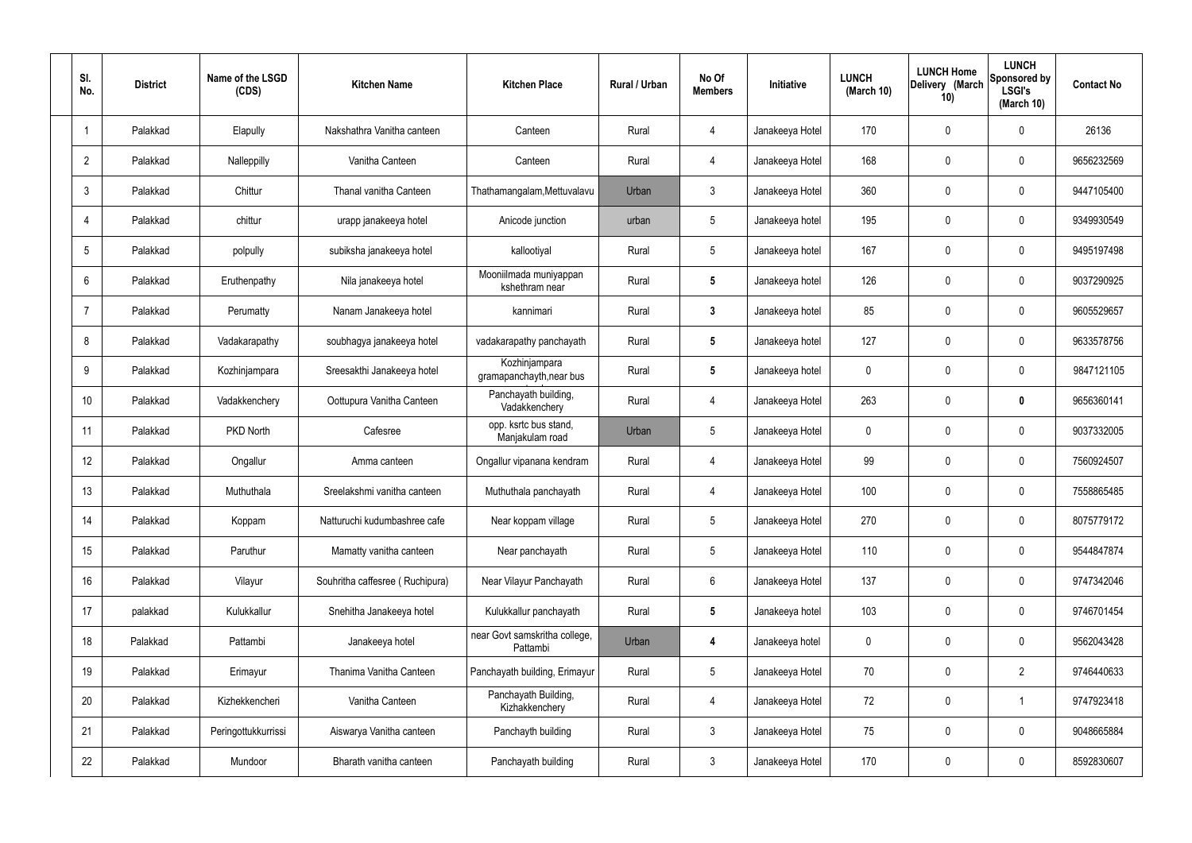| Sl. No. | District | Name of the LSGD (CDS) | Kitchen Name | Kitchen Place | Rural / Urban | No Of Members | Initiative | LUNCH (March 10) | LUNCH Home Delivery (March 10) | LUNCH Sponsored by LSGI's (March 10) | Contact No |
|---|---|---|---|---|---|---|---|---|---|---|---|
| 1 | Palakkad | Elapully | Nakshathra Vanitha canteen | Canteen | Rural | 4 | Janakeeya Hotel | 170 | 0 | 0 | 26136 |
| 2 | Palakkad | Nalleppilly | Vanitha Canteen | Canteen | Rural | 4 | Janakeeya Hotel | 168 | 0 | 0 | 9656232569 |
| 3 | Palakkad | Chittur | Thanal vanitha Canteen | Thathamangalam,Mettuvalavu | Urban | 3 | Janakeeya Hotel | 360 | 0 | 0 | 9447105400 |
| 4 | Palakkad | chittur | urapp janakeeya hotel | Anicode junction | urban | 5 | Janakeeya hotel | 195 | 0 | 0 | 9349930549 |
| 5 | Palakkad | polpully | subiksha janakeeya hotel | kallootiyal | Rural | 5 | Janakeeya hotel | 167 | 0 | 0 | 9495197498 |
| 6 | Palakkad | Eruthenpathy | Nila janakeeya hotel | Mooniilmada muniyappan kshethram near | Rural | **5** | Janakeeya hotel | 126 | 0 | 0 | 9037290925 |
| 7 | Palakkad | Perumatty | Nanam Janakeeya hotel | kannimari | Rural | **3** | Janakeeya hotel | 85 | 0 | 0 | 9605529657 |
| 8 | Palakkad | Vadakarapathy | soubhagya janakeeya hotel | vadakarapathy panchayath | Rural | **5** | Janakeeya hotel | 127 | 0 | 0 | 9633578756 |
| 9 | Palakkad | Kozhinjampara | Sreesakthi Janakeeya hotel | Kozhinjampara gramapanchayth,near bus | Rural | **5** | Janakeeya hotel | 0 | 0 | 0 | 9847121105 |
| 10 | Palakkad | Vadakkenchery | Oottupura Vanitha Canteen | Panchayath building, Vadakkenchery | Rural | 4 | Janakeeya Hotel | 263 | 0 | **0** | 9656360141 |
| 11 | Palakkad | PKD North | Cafesree | opp. ksrtc bus stand, Manjakulam road | Urban | 5 | Janakeeya Hotel | 0 | 0 | 0 | 9037332005 |
| 12 | Palakkad | Ongallur | Amma canteen | Ongallur vipanana kendram | Rural | 4 | Janakeeya Hotel | 99 | 0 | 0 | 7560924507 |
| 13 | Palakkad | Muthuthala | Sreelakshmi vanitha canteen | Muthuthala panchayath | Rural | 4 | Janakeeya Hotel | 100 | 0 | 0 | 7558865485 |
| 14 | Palakkad | Koppam | Natturuchi kudumbashree cafe | Near koppam village | Rural | 5 | Janakeeya Hotel | 270 | 0 | 0 | 8075779172 |
| 15 | Palakkad | Paruthur | Mamatty vanitha canteen | Near panchayath | Rural | 5 | Janakeeya Hotel | 110 | 0 | 0 | 9544847874 |
| 16 | Palakkad | Vilayur | Souhritha caffesree ( Ruchipura) | Near Vilayur Panchayath | Rural | 6 | Janakeeya Hotel | 137 | 0 | 0 | 9747342046 |
| 17 | palakkad | Kulukkallur | Snehitha Janakeeya hotel | Kulukkallur panchayath | Rural | **5** | Janakeeya hotel | 103 | 0 | 0 | 9746701454 |
| 18 | Palakkad | Pattambi | Janakeeya hotel | near Govt samskritha college, Pattambi | Urban | **4** | Janakeeya hotel | 0 | 0 | 0 | 9562043428 |
| 19 | Palakkad | Erimayur | Thanima Vanitha Canteen | Panchayath building, Erimayur | Rural | 5 | Janakeeya Hotel | 70 | 0 | 2 | 9746440633 |
| 20 | Palakkad | Kizhekkencheri | Vanitha Canteen | Panchayath Building, Kizhakkenchery | Rural | 4 | Janakeeya Hotel | 72 | 0 | 1 | 9747923418 |
| 21 | Palakkad | Peringottukkurrissi | Aiswarya Vanitha canteen | Panchayth building | Rural | 3 | Janakeeya Hotel | 75 | 0 | 0 | 9048665884 |
| 22 | Palakkad | Mundoor | Bharath vanitha canteen | Panchayath building | Rural | 3 | Janakeeya Hotel | 170 | 0 | 0 | 8592830607 |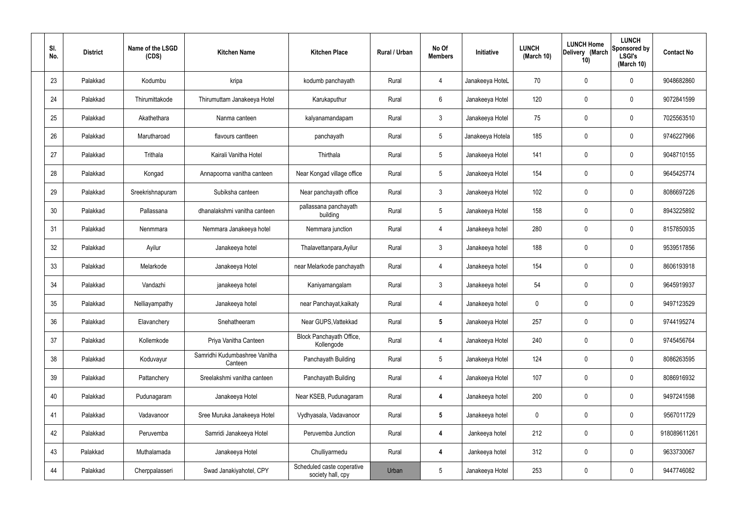| Sl. No. | District | Name of the LSGD (CDS) | Kitchen Name | Kitchen Place | Rural / Urban | No Of Members | Initiative | LUNCH (March 10) | LUNCH Home Delivery (March 10) | LUNCH Sponsored by LSGI's (March 10) | Contact No |
|---|---|---|---|---|---|---|---|---|---|---|---|
| 23 | Palakkad | Kodumbu | kripa | kodumb panchayath | Rural | 4 | Janakeeya HoteL | 70 | 0 | 0 | 9048682860 |
| 24 | Palakkad | Thirumittakode | Thirumuttam Janakeeya Hotel | Karukaputhur | Rural | 6 | Janakeeya Hotel | 120 | 0 | 0 | 9072841599 |
| 25 | Palakkad | Akathethara | Nanma canteen | kalyanamandapam | Rural | 3 | Janakeeya Hotel | 75 | 0 | 0 | 7025563510 |
| 26 | Palakkad | Marutharoad | flavours cantteen | panchayath | Rural | 5 | Janakeeya Hotela | 185 | 0 | 0 | 9746227966 |
| 27 | Palakkad | Trithala | Kairali Vanitha Hotel | Thirthala | Rural | 5 | Janakeeya Hotel | 141 | 0 | 0 | 9048710155 |
| 28 | Palakkad | Kongad | Annapoorna vanitha canteen | Near Kongad village office | Rural | 5 | Janakeeya Hotel | 154 | 0 | 0 | 9645425774 |
| 29 | Palakkad | Sreekrishnapuram | Subiksha canteen | Near panchayath office | Rural | 3 | Janakeeya Hotel | 102 | 0 | 0 | 8086697226 |
| 30 | Palakkad | Pallassana | dhanalakshmi vanitha canteen | pallassana panchayath building | Rural | 5 | Janakeeya Hotel | 158 | 0 | 0 | 8943225892 |
| 31 | Palakkad | Nenmmara | Nemmara Janakeeya hotel | Nemmara junction | Rural | 4 | Janakeeya hotel | 280 | 0 | 0 | 8157850935 |
| 32 | Palakkad | Ayilur | Janakeeya hotel | Thalavettanpara,Ayilur | Rural | 3 | Janakeeya hotel | 188 | 0 | 0 | 9539517856 |
| 33 | Palakkad | Melarkode | Janakeeya Hotel | near Melarkode panchayath | Rural | 4 | Janakeeya hotel | 154 | 0 | 0 | 8606193918 |
| 34 | Palakkad | Vandazhi | janakeeya hotel | Kaniyamangalam | Rural | 3 | Janakeeya hotel | 54 | 0 | 0 | 9645919937 |
| 35 | Palakkad | Nelliayampathy | Janakeeya hotel | near Panchayat,kaikaty | Rural | 4 | Janakeeya hotel | 0 | 0 | 0 | 9497123529 |
| 36 | Palakkad | Elavanchery | Snehatheeram | Near GUPS,Vattekkad | Rural | **5** | Janakeeya Hotel | 257 | 0 | 0 | 9744195274 |
| 37 | Palakkad | Kollemkode | Priya Vanitha Canteen | Block Panchayath Office, Kollengode | Rural | 4 | Janakeeya Hotel | 240 | 0 | 0 | 9745456764 |
| 38 | Palakkad | Koduvayur | Samridhi Kudumbashree Vanitha Canteen | Panchayath Building | Rural | 5 | Janakeeya Hotel | 124 | 0 | 0 | 8086263595 |
| 39 | Palakkad | Pattanchery | Sreelakshmi vanitha canteen | Panchayath Building | Rural | 4 | Janakeeya Hotel | 107 | 0 | 0 | 8086916932 |
| 40 | Palakkad | Pudunagaram | Janakeeya Hotel | Near KSEB, Pudunagaram | Rural | **4** | Janakeeya hotel | 200 | 0 | 0 | 9497241598 |
| 41 | Palakkad | Vadavanoor | Sree Muruka Janakeeya Hotel | Vydhyasala, Vadavanoor | Rural | **5** | Janakeeya hotel | 0 | 0 | 0 | 9567011729 |
| 42 | Palakkad | Peruvemba | Samridi Janakeeya Hotel | Peruvemba Junction | Rural | **4** | Jankeeya hotel | 212 | 0 | 0 | 918089611261 |
| 43 | Palakkad | Muthalamada | Janakeeya Hotel | Chulliyarmedu | Rural | **4** | Jankeeya hotel | 312 | 0 | 0 | 9633730067 |
| 44 | Palakkad | Cherppalasseri | Swad Janakiyahotel, CPY | Scheduled caste coperative society hall, cpy | Urban | 5 | Janakeeya Hotel | 253 | 0 | 0 | 9447746082 |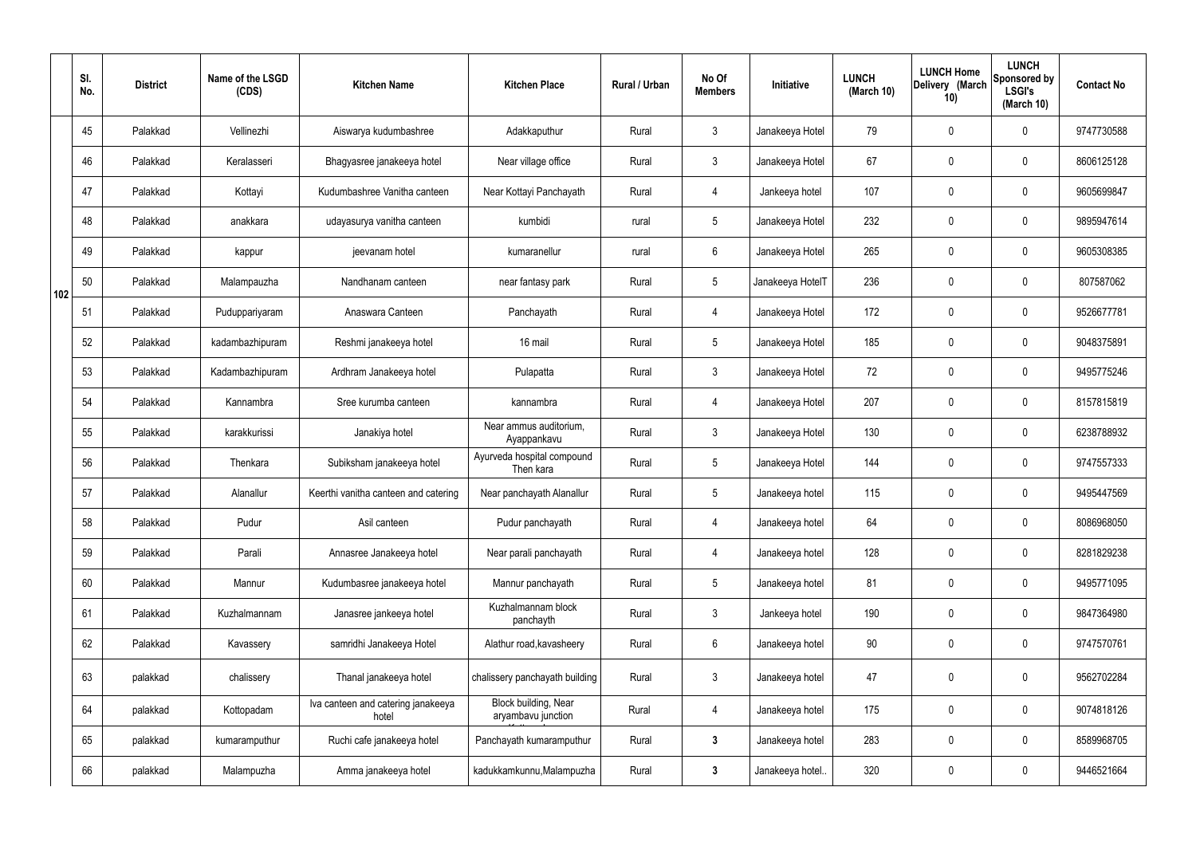|  | Sl. No. | District | Name of the LSGD (CDS) | Kitchen Name | Kitchen Place | Rural / Urban | No Of Members | Initiative | LUNCH (March 10) | LUNCH Home Delivery (March 10) | LUNCH Sponsored by LSGI's (March 10) | Contact No |
|---|---|---|---|---|---|---|---|---|---|---|---|---|
| 102 | 45 | Palakkad | Vellinezhi | Aiswarya kudumbashree | Adakkaputhur | Rural | 3 | Janakeeya Hotel | 79 | 0 | 0 | 9747730588 |
|  | 46 | Palakkad | Keralasseri | Bhagyasree janakeeya hotel | Near village office | Rural | 3 | Janakeeya Hotel | 67 | 0 | 0 | 8606125128 |
|  | 47 | Palakkad | Kottayi | Kudumbashree Vanitha canteen | Near Kottayi Panchayath | Rural | 4 | Jankeeya hotel | 107 | 0 | 0 | 9605699847 |
|  | 48 | Palakkad | anakkara | udayasurya vanitha canteen | kumbidi | rural | 5 | Janakeeya Hotel | 232 | 0 | 0 | 9895947614 |
|  | 49 | Palakkad | kappur | jeevanam hotel | kumaranellur | rural | 6 | Janakeeya Hotel | 265 | 0 | 0 | 9605308385 |
|  | 50 | Palakkad | Malampauzha | Nandhanam canteen | near fantasy park | Rural | 5 | Janakeeya HotelT | 236 | 0 | 0 | 807587062 |
|  | 51 | Palakkad | Puduppariyaram | Anaswara Canteen | Panchayath | Rural | 4 | Janakeeya Hotel | 172 | 0 | 0 | 9526677781 |
|  | 52 | Palakkad | kadambazhipuram | Reshmi janakeeya hotel | 16 mail | Rural | 5 | Janakeeya Hotel | 185 | 0 | 0 | 9048375891 |
|  | 53 | Palakkad | Kadambazhipuram | Ardhram Janakeeya hotel | Pulapatta | Rural | 3 | Janakeeya Hotel | 72 | 0 | 0 | 9495775246 |
|  | 54 | Palakkad | Kannambra | Sree kurumba canteen | kannambra | Rural | 4 | Janakeeya Hotel | 207 | 0 | 0 | 8157815819 |
|  | 55 | Palakkad | karakkurissi | Janakiya hotel | Near ammus auditorium, Ayappankavu | Rural | 3 | Janakeeya Hotel | 130 | 0 | 0 | 6238788932 |
|  | 56 | Palakkad | Thenkara | Subiksham janakeeya hotel | Ayurveda hospital compound Then kara | Rural | 5 | Janakeeya Hotel | 144 | 0 | 0 | 9747557333 |
|  | 57 | Palakkad | Alanallur | Keerthi vanitha canteen and catering | Near panchayath Alanallur | Rural | 5 | Janakeeya hotel | 115 | 0 | 0 | 9495447569 |
|  | 58 | Palakkad | Pudur | Asil canteen | Pudur panchayath | Rural | 4 | Janakeeya hotel | 64 | 0 | 0 | 8086968050 |
|  | 59 | Palakkad | Parali | Annasree Janakeeya hotel | Near parali panchayath | Rural | 4 | Janakeeya hotel | 128 | 0 | 0 | 8281829238 |
|  | 60 | Palakkad | Mannur | Kudumbasree janakeeya hotel | Mannur panchayath | Rural | 5 | Janakeeya hotel | 81 | 0 | 0 | 9495771095 |
|  | 61 | Palakkad | Kuzhalmannam | Janasree jankeeya hotel | Kuzhalmannam block panchayth | Rural | 3 | Jankeeya hotel | 190 | 0 | 0 | 9847364980 |
|  | 62 | Palakkad | Kavassery | samridhi Janakeeya Hotel | Alathur road,kavasheery | Rural | 6 | Janakeeya hotel | 90 | 0 | 0 | 9747570761 |
|  | 63 | palakkad | chalissery | Thanal janakeeya hotel | chalissery panchayath building | Rural | 3 | Janakeeya hotel | 47 | 0 | 0 | 9562702284 |
|  | 64 | palakkad | Kottopadam | Iva canteen and catering janakeeya hotel | Block building, Near aryambavu junction | Rural | 4 | Janakeeya hotel | 175 | 0 | 0 | 9074818126 |
|  | 65 | palakkad | kumaramputhur | Ruchi cafe janakeeya hotel | Panchayath kumaramputhur | Rural | **3** | Janakeeya hotel | 283 | 0 | 0 | 8589968705 |
|  | 66 | palakkad | Malampuzha | Amma janakeeya hotel | kadukkamkunnu,Malampuzha | Rural | **3** | Janakeeya hotel.. | 320 | 0 | 0 | 9446521664 |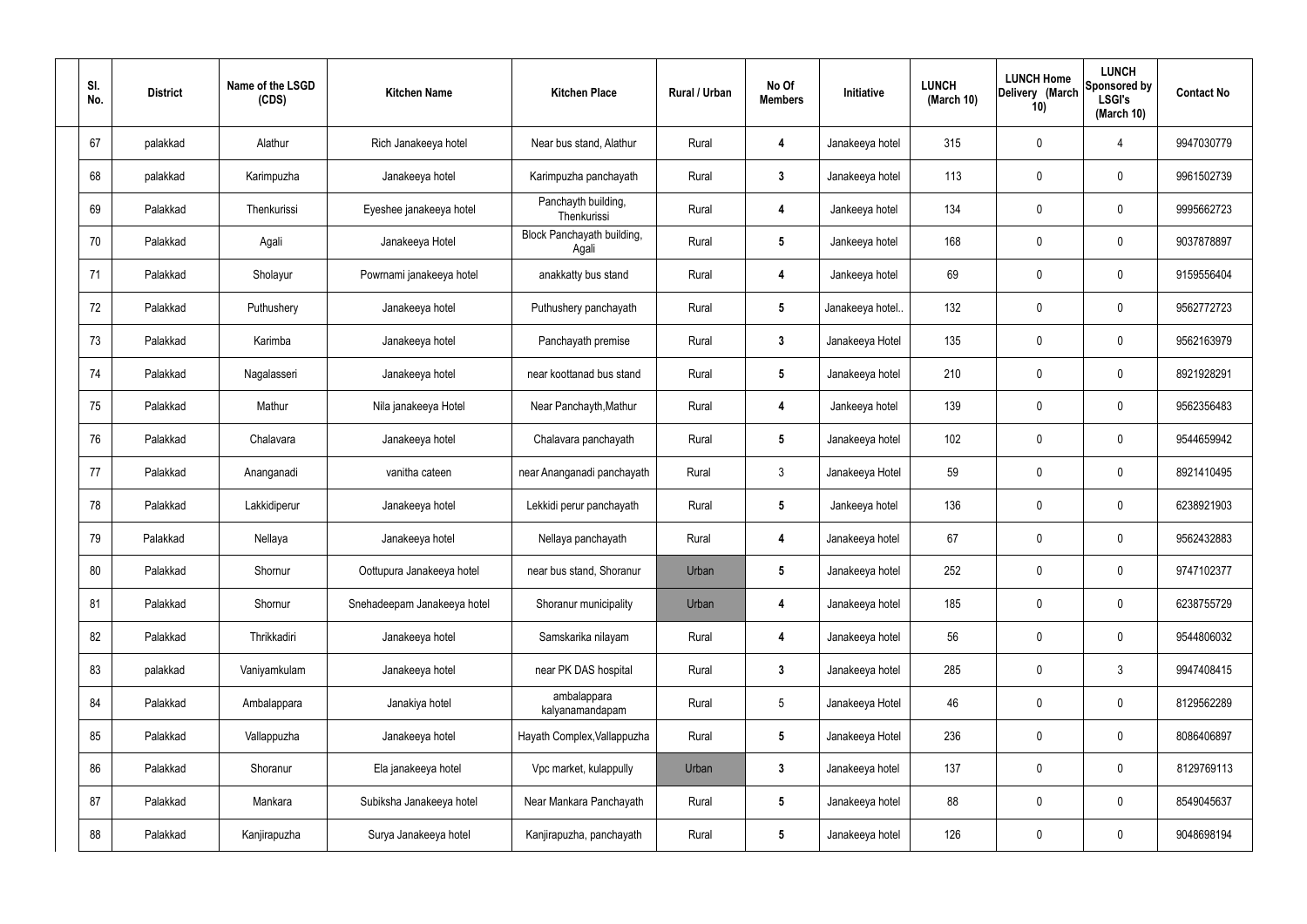| Sl. No. | District | Name of the LSGD (CDS) | Kitchen Name | Kitchen Place | Rural / Urban | No Of Members | Initiative | LUNCH (March 10) | LUNCH Home Delivery (March 10) | LUNCH Sponsored by LSGI's (March 10) | Contact No |
|---|---|---|---|---|---|---|---|---|---|---|---|
| 67 | palakkad | Alathur | Rich Janakeeya hotel | Near bus stand, Alathur | Rural | 4 | Janakeeya hotel | 315 | 0 | 4 | 9947030779 |
| 68 | palakkad | Karimpuzha | Janakeeya hotel | Karimpuzha panchayath | Rural | 3 | Janakeeya hotel | 113 | 0 | 0 | 9961502739 |
| 69 | Palakkad | Thenkurissi | Eyeshee janakeeya hotel | Panchayth building, Thenkurissi | Rural | 4 | Jankeeya hotel | 134 | 0 | 0 | 9995662723 |
| 70 | Palakkad | Agali | Janakeeya Hotel | Block Panchayath building, Agali | Rural | 5 | Jankeeya hotel | 168 | 0 | 0 | 9037878897 |
| 71 | Palakkad | Sholayur | Powrnami janakeeya hotel | anakkatty bus stand | Rural | 4 | Jankeeya hotel | 69 | 0 | 0 | 9159556404 |
| 72 | Palakkad | Puthushery | Janakeeya hotel | Puthushery panchayath | Rural | 5 | Janakeeya hotel.. | 132 | 0 | 0 | 9562772723 |
| 73 | Palakkad | Karimba | Janakeeya hotel | Panchayath premise | Rural | 3 | Janakeeya Hotel | 135 | 0 | 0 | 9562163979 |
| 74 | Palakkad | Nagalasseri | Janakeeya hotel | near koottanad bus stand | Rural | 5 | Janakeeya hotel | 210 | 0 | 0 | 8921928291 |
| 75 | Palakkad | Mathur | Nila janakeeya Hotel | Near Panchayth,Mathur | Rural | 4 | Jankeeya hotel | 139 | 0 | 0 | 9562356483 |
| 76 | Palakkad | Chalavara | Janakeeya hotel | Chalavara panchayath | Rural | 5 | Janakeeya hotel | 102 | 0 | 0 | 9544659942 |
| 77 | Palakkad | Ananganadi | vanitha cateen | near Ananganadi panchayath | Rural | 3 | Janakeeya Hotel | 59 | 0 | 0 | 8921410495 |
| 78 | Palakkad | Lakkidiperur | Janakeeya hotel | Lekkidi perur panchayath | Rural | 5 | Jankeeya hotel | 136 | 0 | 0 | 6238921903 |
| 79 | Palakkad | Nellaya | Janakeeya hotel | Nellaya panchayath | Rural | 4 | Janakeeya hotel | 67 | 0 | 0 | 9562432883 |
| 80 | Palakkad | Shornur | Oottupura Janakeeya hotel | near bus stand, Shoranur | Urban | 5 | Janakeeya hotel | 252 | 0 | 0 | 9747102377 |
| 81 | Palakkad | Shornur | Snehadeepam Janakeeya hotel | Shoranur municipality | Urban | 4 | Janakeeya hotel | 185 | 0 | 0 | 6238755729 |
| 82 | Palakkad | Thrikkadiri | Janakeeya hotel | Samskarika nilayam | Rural | 4 | Janakeeya hotel | 56 | 0 | 0 | 9544806032 |
| 83 | palakkad | Vaniyamkulam | Janakeeya hotel | near PK DAS hospital | Rural | 3 | Janakeeya hotel | 285 | 0 | 3 | 9947408415 |
| 84 | Palakkad | Ambalappara | Janakiya hotel | ambalappara kalyanamandapam | Rural | 5 | Janakeeya Hotel | 46 | 0 | 0 | 8129562289 |
| 85 | Palakkad | Vallappuzha | Janakeeya hotel | Hayath Complex,Vallappuzha | Rural | 5 | Janakeeya Hotel | 236 | 0 | 0 | 8086406897 |
| 86 | Palakkad | Shoranur | Ela janakeeya hotel | Vpc market, kulappully | Urban | 3 | Janakeeya hotel | 137 | 0 | 0 | 8129769113 |
| 87 | Palakkad | Mankara | Subiksha Janakeeya hotel | Near Mankara Panchayath | Rural | 5 | Janakeeya hotel | 88 | 0 | 0 | 8549045637 |
| 88 | Palakkad | Kanjirapuzha | Surya Janakeeya hotel | Kanjirapuzha, panchayath | Rural | 5 | Janakeeya hotel | 126 | 0 | 0 | 9048698194 |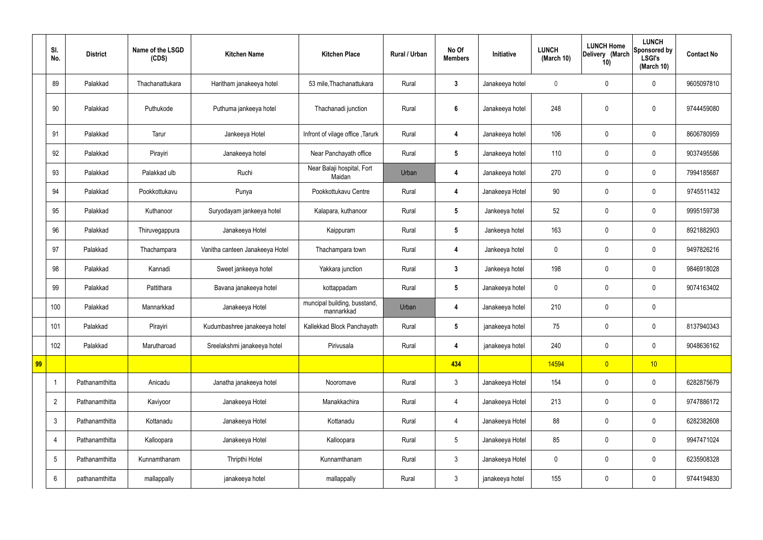| | Sl. No. | District | Name of the LSGD (CDS) | Kitchen Name | Kitchen Place | Rural / Urban | No Of Members | Initiative | LUNCH (March 10) | LUNCH Home Delivery (March 10) | LUNCH Sponsored by LSGI's (March 10) | Contact No |
|---|---|---|---|---|---|---|---|---|---|---|---|---|
| | 89 | Palakkad | Thachanattukara | Haritham janakeeya hotel | 53 mile,Thachanattukara | Rural | 3 | Janakeeya hotel | 0 | 0 | 0 | 9605097810 |
| | 90 | Palakkad | Puthukode | Puthuma jankeeya hotel | Thachanadi junction | Rural | 6 | Janakeeya hotel | 248 | 0 | 0 | 9744459080 |
| | 91 | Palakkad | Tarur | Jankeeya Hotel | Infront of vilage office ,Tarurk | Rural | 4 | Janakeeya hotel | 106 | 0 | 0 | 8606780959 |
| | 92 | Palakkad | Pirayiri | Janakeeya hotel | Near Panchayath office | Rural | 5 | Janakeeya hotel | 110 | 0 | 0 | 9037495586 |
| | 93 | Palakkad | Palakkad ulb | Ruchi | Near Balaji hospital, Fort Maidan | Urban | 4 | Janakeeya hotel | 270 | 0 | 0 | 7994185687 |
| | 94 | Palakkad | Pookkottukavu | Punya | Pookkottukavu Centre | Rural | 4 | Janakeeya Hotel | 90 | 0 | 0 | 9745511432 |
| | 95 | Palakkad | Kuthanoor | Suryodayam jankeeya hotel | Kalapara, kuthanoor | Rural | 5 | Jankeeya hotel | 52 | 0 | 0 | 9995159738 |
| | 96 | Palakkad | Thiruvegappura | Janakeeya Hotel | Kaippuram | Rural | 5 | Jankeeya hotel | 163 | 0 | 0 | 8921882903 |
| | 97 | Palakkad | Thachampara | Vanitha canteen Janakeeya Hotel | Thachampara town | Rural | 4 | Jankeeya hotel | 0 | 0 | 0 | 9497826216 |
| | 98 | Palakkad | Kannadi | Sweet jankeeya hotel | Yakkara junction | Rural | 3 | Jankeeya hotel | 198 | 0 | 0 | 9846918028 |
| | 99 | Palakkad | Pattithara | Bavana janakeeya hotel | kottappadam | Rural | 5 | Janakeeya hotel | 0 | 0 | 0 | 9074163402 |
| | 100 | Palakkad | Mannarkkad | Janakeeya Hotel | muncipal building, busstand, mannarkkad | Urban | 4 | Janakeeya hotel | 210 | 0 | 0 | |
| | 101 | Palakkad | Pirayiri | Kudumbashree janakeeya hotel | Kallekkad Block Panchayath | Rural | 5 | janakeeya hotel | 75 | 0 | 0 | 8137940343 |
| | 102 | Palakkad | Marutharoad | Sreelakshmi janakeeya hotel | Pirivusala | Rural | 4 | janakeeya hotel | 240 | 0 | 0 | 9048636162 |
| 99 | | | | | | | 434 | | 14594 | 0 | 10 | |
| | 1 | Pathanamthitta | Anicadu | Janatha janakeeya hotel | Nooromave | Rural | 3 | Janakeeya Hotel | 154 | 0 | 0 | 6282875679 |
| | 2 | Pathanamthitta | Kaviyoor | Janakeeya Hotel | Manakkachira | Rural | 4 | Janakeeya Hotel | 213 | 0 | 0 | 9747886172 |
| | 3 | Pathanamthitta | Kottanadu | Janakeeya Hotel | Kottanadu | Rural | 4 | Janakeeya Hotel | 88 | 0 | 0 | 6282382608 |
| | 4 | Pathanamthitta | Kalloopara | Janakeeya Hotel | Kalloopara | Rural | 5 | Janakeeya Hotel | 85 | 0 | 0 | 9947471024 |
| | 5 | Pathanamthitta | Kunnamthanam | Thripthi Hotel | Kunnamthanam | Rural | 3 | Janakeeya Hotel | 0 | 0 | 0 | 6235908328 |
| | 6 | pathanamthitta | mallappally | janakeeya hotel | mallappally | Rural | 3 | janakeeya hotel | 155 | 0 | 0 | 9744194830 |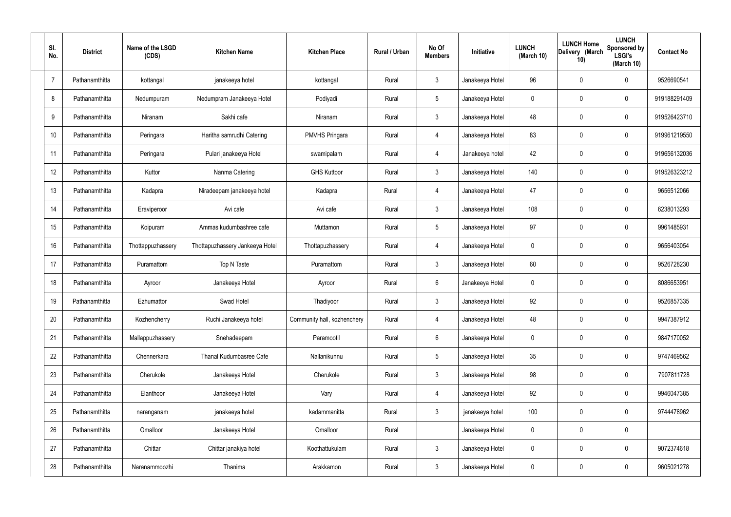| Sl. No. | District | Name of the LSGD (CDS) | Kitchen Name | Kitchen Place | Rural / Urban | No Of Members | Initiative | LUNCH (March 10) | LUNCH Home Delivery (March 10) | LUNCH Sponsored by LSGI's (March 10) | Contact No |
|---|---|---|---|---|---|---|---|---|---|---|---|
| 7 | Pathanamthitta | kottangal | janakeeya hotel | kottangal | Rural | 3 | Janakeeya Hotel | 96 | 0 | 0 | 9526690541 |
| 8 | Pathanamthitta | Nedumpuram | Nedumpram Janakeeya Hotel | Podiyadi | Rural | 5 | Janakeeya Hotel | 0 | 0 | 0 | 919188291409 |
| 9 | Pathanamthitta | Niranam | Sakhi cafe | Niranam | Rural | 3 | Janakeeya Hotel | 48 | 0 | 0 | 919526423710 |
| 10 | Pathanamthitta | Peringara | Haritha samrudhi Catering | PMVHS Pringara | Rural | 4 | Janakeeya Hotel | 83 | 0 | 0 | 919961219550 |
| 11 | Pathanamthitta | Peringara | Pulari janakeeya Hotel | swamipalam | Rural | 4 | Janakeeya hotel | 42 | 0 | 0 | 919656132036 |
| 12 | Pathanamthitta | Kuttor | Nanma Catering | GHS Kuttoor | Rural | 3 | Janakeeya Hotel | 140 | 0 | 0 | 919526323212 |
| 13 | Pathanamthitta | Kadapra | Niradeepam janakeeya hotel | Kadapra | Rural | 4 | Janakeeya Hotel | 47 | 0 | 0 | 9656512066 |
| 14 | Pathanamthitta | Eraviperoor | Avi cafe | Avi cafe | Rural | 3 | Janakeeya Hotel | 108 | 0 | 0 | 6238013293 |
| 15 | Pathanamthitta | Koipuram | Ammas kudumbashree cafe | Muttamon | Rural | 5 | Janakeeya Hotel | 97 | 0 | 0 | 9961485931 |
| 16 | Pathanamthitta | Thottappuzhassery | Thottapuzhassery Jankeeya Hotel | Thottapuzhassery | Rural | 4 | Janakeeya Hotel | 0 | 0 | 0 | 9656403054 |
| 17 | Pathanamthitta | Puramattom | Top N Taste | Puramattom | Rural | 3 | Janakeeya Hotel | 60 | 0 | 0 | 9526728230 |
| 18 | Pathanamthitta | Ayroor | Janakeeya Hotel | Ayroor | Rural | 6 | Janakeeya Hotel | 0 | 0 | 0 | 8086653951 |
| 19 | Pathanamthitta | Ezhumattor | Swad Hotel | Thadiyoor | Rural | 3 | Janakeeya Hotel | 92 | 0 | 0 | 9526857335 |
| 20 | Pathanamthitta | Kozhencherry | Ruchi Janakeeya hotel | Community hall, kozhenchery | Rural | 4 | Janakeeya Hotel | 48 | 0 | 0 | 9947387912 |
| 21 | Pathanamthitta | Mallappuzhassery | Snehadeepam | Paramootil | Rural | 6 | Janakeeya Hotel | 0 | 0 | 0 | 9847170052 |
| 22 | Pathanamthitta | Chennerkara | Thanal Kudumbasree Cafe | Nallanikunnu | Rural | 5 | Janakeeya Hotel | 35 | 0 | 0 | 9747469562 |
| 23 | Pathanamthitta | Cherukole | Janakeeya Hotel | Cherukole | Rural | 3 | Janakeeya Hotel | 98 | 0 | 0 | 7907811728 |
| 24 | Pathanamthitta | Elanthoor | Janakeeya Hotel | Vary | Rural | 4 | Janakeeya Hotel | 92 | 0 | 0 | 9946047385 |
| 25 | Pathanamthitta | naranganam | janakeeya hotel | kadammanitta | Rural | 3 | janakeeya hotel | 100 | 0 | 0 | 9744478962 |
| 26 | Pathanamthitta | Omalloor | Janakeeya Hotel | Omalloor | Rural | | Janakeeya Hotel | 0 | 0 | 0 | |
| 27 | Pathanamthitta | Chittar | Chittar janakiya hotel | Koothattukulam | Rural | 3 | Janakeeya Hotel | 0 | 0 | 0 | 9072374618 |
| 28 | Pathanamthitta | Naranammoozhi | Thanima | Arakkamon | Rural | 3 | Janakeeya Hotel | 0 | 0 | 0 | 9605021278 |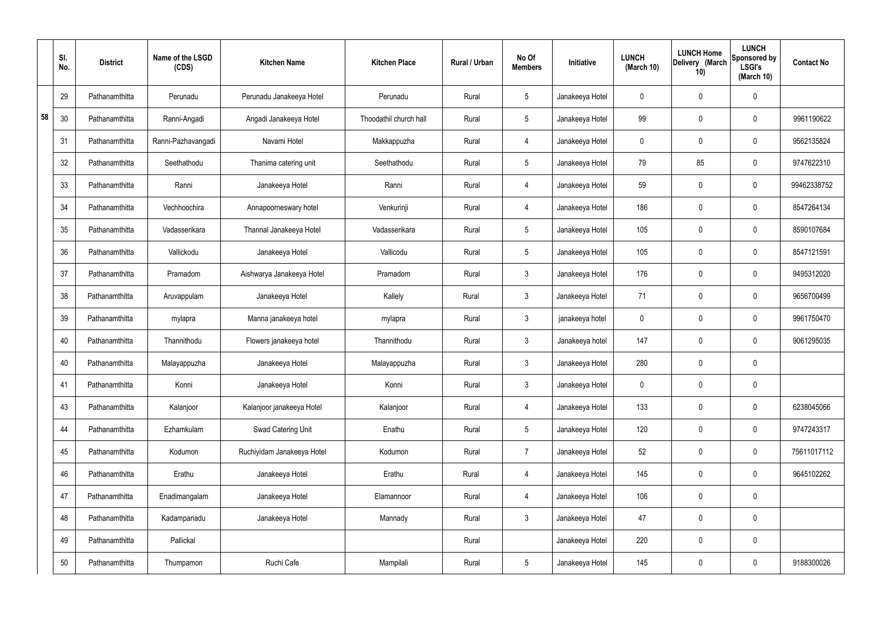|  | Sl. No. | District | Name of the LSGD (CDS) | Kitchen Name | Kitchen Place | Rural / Urban | No Of Members | Initiative | LUNCH (March 10) | LUNCH Home Delivery (March 10) | LUNCH Sponsored by LSGI's (March 10) | Contact No |
|---|---|---|---|---|---|---|---|---|---|---|---|---|
|  | 29 | Pathanamthitta | Perunadu | Perunadu Janakeeya Hotel | Perunadu | Rural | 5 | Janakeeya Hotel | 0 | 0 | 0 |  |
| 58 | 30 | Pathanamthitta | Ranni-Angadi | Angadi Janakeeya Hotel | Thoodathil church hall | Rural | 5 | Janakeeya Hotel | 99 | 0 | 0 | 9961190622 |
|  | 31 | Pathanamthitta | Ranni-Pazhavangadi | Navami Hotel | Makkappuzha | Rural | 4 | Janakeeya Hotel | 0 | 0 | 0 | 9562135824 |
|  | 32 | Pathanamthitta | Seethathodu | Thanima catering unit | Seethathodu | Rural | 5 | Janakeeya Hotel | 79 | 85 | 0 | 9747622310 |
|  | 33 | Pathanamthitta | Ranni | Janakeeya Hotel | Ranni | Rural | 4 | Janakeeya Hotel | 59 | 0 | 0 | 99462338752 |
|  | 34 | Pathanamthitta | Vechhoochira | Annapoorneswary hotel | Venkurinji | Rural | 4 | Janakeeya Hotel | 186 | 0 | 0 | 8547264134 |
|  | 35 | Pathanamthitta | Vadasserikara | Thannal Janakeeya Hotel | Vadasserikara | Rural | 5 | Janakeeya Hotel | 105 | 0 | 0 | 8590107684 |
|  | 36 | Pathanamthitta | Vallickodu | Janakeeya Hotel | Vallicodu | Rural | 5 | Janakeeya Hotel | 105 | 0 | 0 | 8547121591 |
|  | 37 | Pathanamthitta | Pramadom | Aishwarya Janakeeya Hotel | Pramadom | Rural | 3 | Janakeeya Hotel | 176 | 0 | 0 | 9495312020 |
|  | 38 | Pathanamthitta | Aruvappulam | Janakeeya Hotel | Kallely | Rural | 3 | Janakeeya Hotel | 71 | 0 | 0 | 9656700499 |
|  | 39 | Pathanamthitta | mylapra | Manna janakeeya hotel | mylapra | Rural | 3 | janakeeya hotel | 0 | 0 | 0 | 9961750470 |
|  | 40 | Pathanamthitta | Thannithodu | Flowers janakeeya hotel | Thannithodu | Rural | 3 | Janakeeya hotel | 147 | 0 | 0 | 9061295035 |
|  | 40 | Pathanamthitta | Malayappuzha | Janakeeya Hotel | Malayappuzha | Rural | 3 | Janakeeya Hotel | 280 | 0 | 0 |  |
|  | 41 | Pathanamthitta | Konni | Janakeeya Hotel | Konni | Rural | 3 | Janakeeya Hotel | 0 | 0 | 0 |  |
|  | 43 | Pathanamthitta | Kalanjoor | Kalanjoor janakeeya Hotel | Kalanjoor | Rural | 4 | Janakeeya Hotel | 133 | 0 | 0 | 6238045066 |
|  | 44 | Pathanamthitta | Ezhamkulam | Swad Catering Unit | Enathu | Rural | 5 | Janakeeya Hotel | 120 | 0 | 0 | 9747243317 |
|  | 45 | Pathanamthitta | Kodumon | Ruchiyidam Janakeeya Hotel | Kodumon | Rural | 7 | Janakeeya Hotel | 52 | 0 | 0 | 75611017112 |
|  | 46 | Pathanamthitta | Erathu | Janakeeya Hotel | Erathu | Rural | 4 | Janakeeya Hotel | 145 | 0 | 0 | 9645102262 |
|  | 47 | Pathanamthitta | Enadimangalam | Janakeeya Hotel | Elamannoor | Rural | 4 | Janakeeya Hotel | 106 | 0 | 0 |  |
|  | 48 | Pathanamthitta | Kadampanadu | Janakeeya Hotel | Mannady | Rural | 3 | Janakeeya Hotel | 47 | 0 | 0 |  |
|  | 49 | Pathanamthitta | Pallickal |  |  | Rural |  | Janakeeya Hotel | 220 | 0 | 0 |  |
|  | 50 | Pathanamthitta | Thumpamon | Ruchi Cafe | Mampilali | Rural | 5 | Janakeeya Hotel | 145 | 0 | 0 | 9188300026 |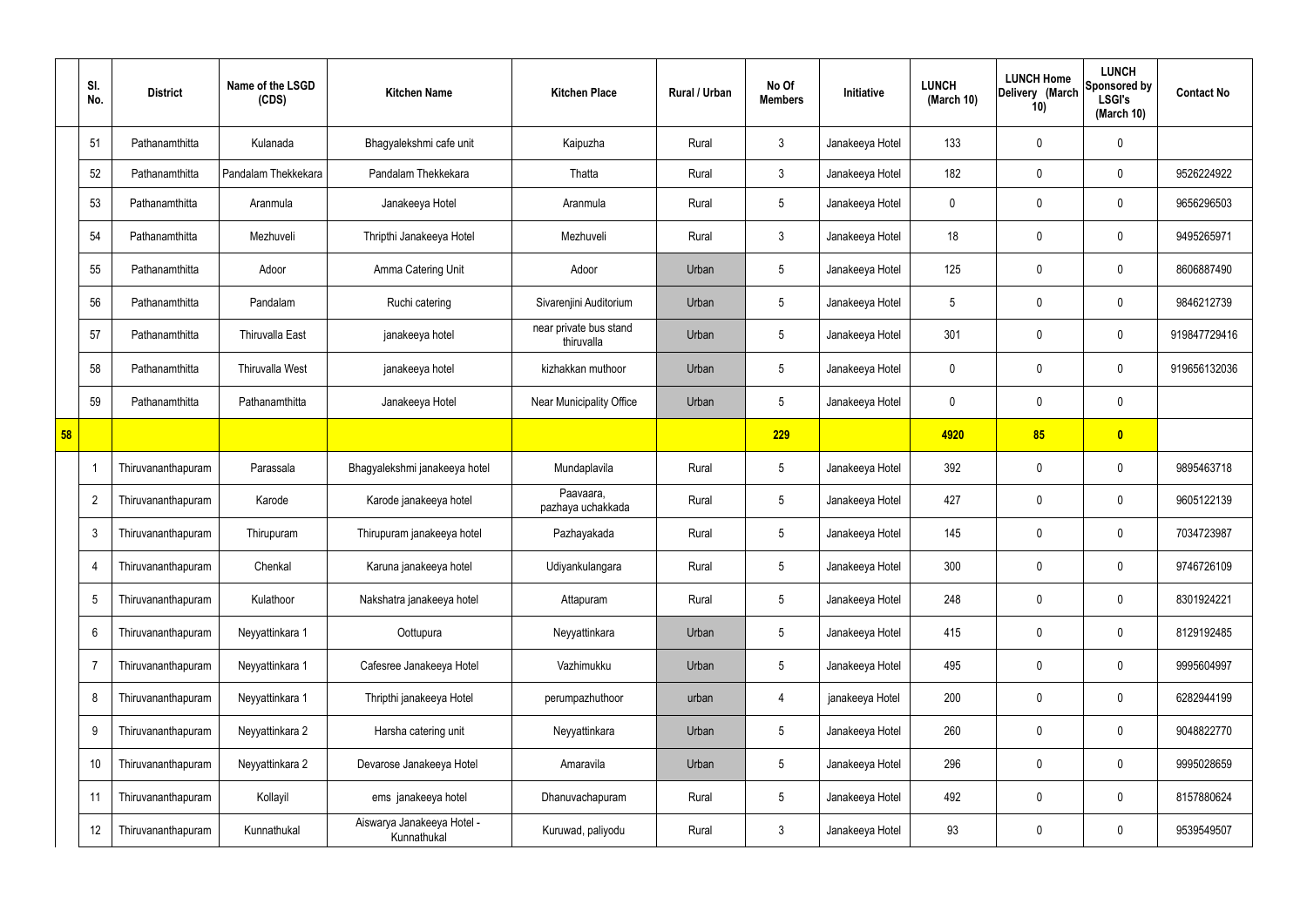|  | Sl. No. | District | Name of the LSGD (CDS) | Kitchen Name | Kitchen Place | Rural / Urban | No Of Members | Initiative | LUNCH (March 10) | LUNCH Home Delivery (March 10) | LUNCH Sponsored by LSGI's (March 10) | Contact No |
|---|---|---|---|---|---|---|---|---|---|---|---|---|
|  | 51 | Pathanamthitta | Kulanada | Bhagyalekshmi cafe unit | Kaipuzha | Rural | 3 | Janakeeya Hotel | 133 | 0 | 0 |  |
|  | 52 | Pathanamthitta | Pandalam Thekkekara | Pandalam Thekkekara | Thatta | Rural | 3 | Janakeeya Hotel | 182 | 0 | 0 | 9526224922 |
|  | 53 | Pathanamthitta | Aranmula | Janakeeya Hotel | Aranmula | Rural | 5 | Janakeeya Hotel | 0 | 0 | 0 | 9656296503 |
|  | 54 | Pathanamthitta | Mezhuveli | Thripthi Janakeeya Hotel | Mezhuveli | Rural | 3 | Janakeeya Hotel | 18 | 0 | 0 | 9495265971 |
|  | 55 | Pathanamthitta | Adoor | Amma Catering Unit | Adoor | Urban | 5 | Janakeeya Hotel | 125 | 0 | 0 | 8606887490 |
|  | 56 | Pathanamthitta | Pandalam | Ruchi catering | Sivarenjini Auditorium | Urban | 5 | Janakeeya Hotel | 5 | 0 | 0 | 9846212739 |
|  | 57 | Pathanamthitta | Thiruvalla East | janakeeya hotel | near private bus stand thiruvalla | Urban | 5 | Janakeeya Hotel | 301 | 0 | 0 | 919847729416 |
|  | 58 | Pathanamthitta | Thiruvalla West | janakeeya hotel | kizhakkan muthoor | Urban | 5 | Janakeeya Hotel | 0 | 0 | 0 | 919656132036 |
|  | 59 | Pathanamthitta | Pathanamthitta | Janakeeya Hotel | Near Municipality Office | Urban | 5 | Janakeeya Hotel | 0 | 0 | 0 |  |
| **58** |  |  |  |  |  |  | **229** |  | **4920** | **85** | **0** |  |
|  | 1 | Thiruvananthapuram | Parassala | Bhagyalekshmi janakeeya hotel | Mundaplavila | Rural | 5 | Janakeeya Hotel | 392 | 0 | 0 | 9895463718 |
|  | 2 | Thiruvananthapuram | Karode | Karode janakeeya hotel | Paavaara, pazhaya uchakkada | Rural | 5 | Janakeeya Hotel | 427 | 0 | 0 | 9605122139 |
|  | 3 | Thiruvananthapuram | Thirupuram | Thirupuram janakeeya hotel | Pazhayakada | Rural | 5 | Janakeeya Hotel | 145 | 0 | 0 | 7034723987 |
|  | 4 | Thiruvananthapuram | Chenkal | Karuna janakeeya hotel | Udiyankulangara | Rural | 5 | Janakeeya Hotel | 300 | 0 | 0 | 9746726109 |
|  | 5 | Thiruvananthapuram | Kulathoor | Nakshatra janakeeya hotel | Attapuram | Rural | 5 | Janakeeya Hotel | 248 | 0 | 0 | 8301924221 |
|  | 6 | Thiruvananthapuram | Neyyattinkara 1 | Oottupura | Neyyattinkara | Urban | 5 | Janakeeya Hotel | 415 | 0 | 0 | 8129192485 |
|  | 7 | Thiruvananthapuram | Neyyattinkara 1 | Cafesree Janakeeya Hotel | Vazhimukku | Urban | 5 | Janakeeya Hotel | 495 | 0 | 0 | 9995604997 |
|  | 8 | Thiruvananthapuram | Neyyattinkara 1 | Thripthi janakeeya Hotel | perumpazhuthoor | urban | 4 | janakeeya Hotel | 200 | 0 | 0 | 6282944199 |
|  | 9 | Thiruvananthapuram | Neyyattinkara 2 | Harsha catering unit | Neyyattinkara | Urban | 5 | Janakeeya Hotel | 260 | 0 | 0 | 9048822770 |
|  | 10 | Thiruvananthapuram | Neyyattinkara 2 | Devarose Janakeeya Hotel | Amaravila | Urban | 5 | Janakeeya Hotel | 296 | 0 | 0 | 9995028659 |
|  | 11 | Thiruvananthapuram | Kollayil | ems janakeeya hotel | Dhanuvachapuram | Rural | 5 | Janakeeya Hotel | 492 | 0 | 0 | 8157880624 |
|  | 12 | Thiruvananthapuram | Kunnathukal | Aiswarya Janakeeya Hotel - Kunnathukal | Kuruwad, paliyodu | Rural | 3 | Janakeeya Hotel | 93 | 0 | 0 | 9539549507 |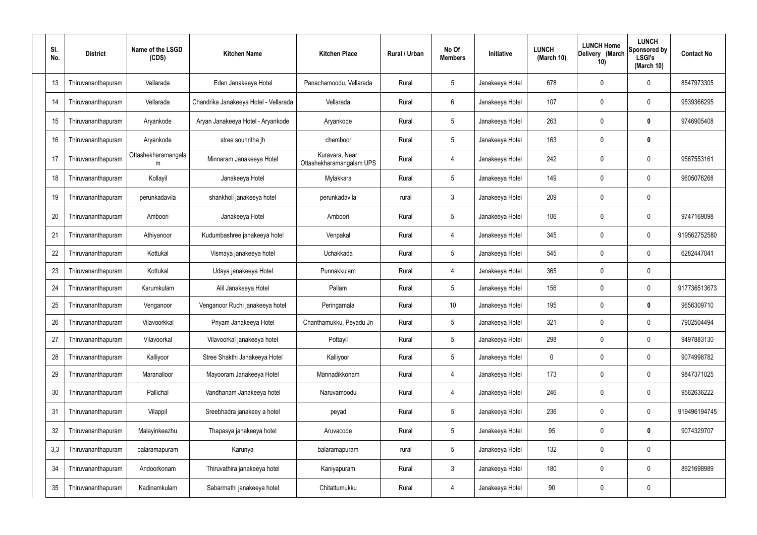| Sl. No. | District | Name of the LSGD (CDS) | Kitchen Name | Kitchen Place | Rural / Urban | No Of Members | Initiative | LUNCH (March 10) | LUNCH Home Delivery (March 10) | LUNCH Sponsored by LSGI's (March 10) | Contact No |
|---|---|---|---|---|---|---|---|---|---|---|---|
| 13 | Thiruvananthapuram | Vellarada | Eden Janakeeya Hotel | Panachamoodu, Vellarada | Rural | 5 | Janakeeya Hotel | 678 | 0 | 0 | 8547973305 |
| 14 | Thiruvananthapuram | Vellarada | Chandrika Janakeeya Hotel - Vellarada | Vellarada | Rural | 6 | Janakeeya Hotel | 107 | 0 | 0 | 9539366295 |
| 15 | Thiruvananthapuram | Aryankode | Aryan Janakeeya Hotel - Aryankode | Aryankode | Rural | 5 | Janakeeya Hotel | 263 | 0 | **0** | 9746905408 |
| 16 | Thiruvananthapuram | Aryankode | stree souhritha jh | chemboor | Rural | 5 | Janakeeya Hotel | 163 | 0 | **0** | |
| 17 | Thiruvananthapuram | Ottashekharamangalam | Minnaram Janakeeya Hotel | Kuravara, Near Ottashekharamangalam UPS | Rural | 4 | Janakeeya Hotel | 242 | 0 | 0 | 9567553161 |
| 18 | Thiruvananthapuram | Kollayil | Janakeeya Hotel | Mylakkara | Rural | 5 | Janakeeya Hotel | 149 | 0 | 0 | 9605076268 |
| 19 | Thiruvananthapuram | perunkadavila | shankholi janakeeya hotel | perunkadavila | rural | 3 | Janakeeya Hotel | 209 | 0 | 0 | |
| 20 | Thiruvananthapuram | Amboori | Janakeeya Hotel | Amboori | Rural | 5 | Janakeeya Hotel | 106 | 0 | 0 | 9747169098 |
| 21 | Thiruvananthapuram | Athiyanoor | Kudumbashree janakeeya hotel | Venpakal | Rural | 4 | Janakeeya Hotel | 345 | 0 | 0 | 919562752580 |
| 22 | Thiruvananthapuram | Kottukal | Vismaya janakeeya hotel | Uchakkada | Rural | 5 | Janakeeya Hotel | 545 | 0 | 0 | 6282447041 |
| 23 | Thiruvananthapuram | Kottukal | Udaya janakeeya Hotel | Punnakkulam | Rural | 4 | Janakeeya Hotel | 365 | 0 | 0 | |
| 24 | Thiruvananthapuram | Karumkulam | Alil Janakeeya Hotel | Pallam | Rural | 5 | Janakeeya Hotel | 156 | 0 | 0 | 917736513673 |
| 25 | Thiruvananthapuram | Venganoor | Venganoor Ruchi janakeeya hotel | Peringamala | Rural | 10 | Janakeeya Hotel | 195 | 0 | **0** | 9656309710 |
| 26 | Thiruvananthapuram | Vilavoorkkal | Priyam Janakeeya Hotel | Chanthamukku, Peyadu Jn | Rural | 5 | Janakeeya Hotel | 321 | 0 | 0 | 7902504494 |
| 27 | Thiruvananthapuram | Vilavoorkal | Vilavoorkal janakeeya hotel | Pottayil | Rural | 5 | Janakeeya Hotel | 298 | 0 | 0 | 9497883130 |
| 28 | Thiruvananthapuram | Kalliyoor | Stree Shakthi Janakeeya Hotel | Kalliyoor | Rural | 5 | Janakeeya Hotel | 0 | 0 | 0 | 9074998782 |
| 29 | Thiruvananthapuram | Maranalloor | Mayooram Janakeeya Hotel | Mannadikkonam | Rural | 4 | Janakeeya Hotel | 173 | 0 | 0 | 9847371025 |
| 30 | Thiruvananthapuram | Pallichal | Vandhanam Janakeeya hotel | Naruvamoodu | Rural | 4 | Janakeeya Hotel | 246 | 0 | 0 | 9562636222 |
| 31 | Thiruvananthapuram | Vilappil | Sreebhadra janakeey a hotel | peyad | Rural | 5 | Janakeeya Hotel | 236 | 0 | 0 | 919496194745 |
| 32 | Thiruvananthapuram | Malayinkeezhu | Thapasya janakeeya hotel | Aruvacode | Rural | 5 | Janakeeya Hotel | 95 | 0 | **0** | 9074329707 |
| 3,3 | Thiruvananthapuram | balaramapuram | Karunya | balaramapuram | rural | 5 | Janakeeya Hotel | 132 | 0 | 0 | |
| 34 | Thiruvananthapuram | Andoorkonam | Thiruvathira janakeeya hotel | Kaniyapuram | Rural | 3 | Janakeeya Hotel | 180 | 0 | 0 | 8921698989 |
| 35 | Thiruvananthapuram | Kadinamkulam | Sabarmathi janakeeya hotel | Chitattumukku | Rural | 4 | Janakeeya Hotel | 90 | 0 | 0 | |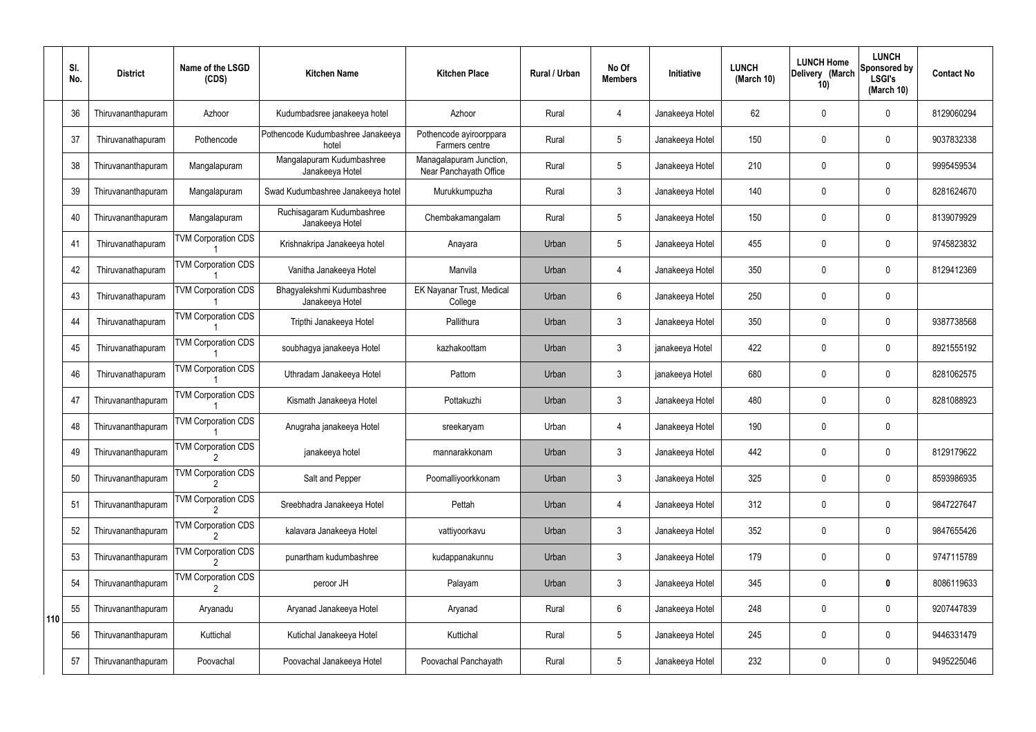|  | Sl. No. | District | Name of the LSGD (CDS) | Kitchen Name | Kitchen Place | Rural / Urban | No Of Members | Initiative | LUNCH (March 10) | LUNCH Home Delivery (March 10) | LUNCH Sponsored by LSGI's (March 10) | Contact No |
|---|---|---|---|---|---|---|---|---|---|---|---|---|
| 110 | 36 | Thiruvananthapuram | Azhoor | Kudumbadsree janakeeya hotel | Azhoor | Rural | 4 | Janakeeya Hotel | 62 | 0 | 0 | 8129060294 |
|  | 37 | Thiruvanathapuram | Pothencode | Pothencode Kudumbashree Janakeeya hotel | Pothencode ayiroorppara Farmers centre | Rural | 5 | Janakeeya Hotel | 150 | 0 | 0 | 9037832338 |
|  | 38 | Thiruvananthapuram | Mangalapuram | Mangalapuram Kudumbashree Janakeeya Hotel | Managalapuram Junction, Near Panchayath Office | Rural | 5 | Janakeeya Hotel | 210 | 0 | 0 | 9995459534 |
|  | 39 | Thiruvananthapuram | Mangalapuram | Swad Kudumbashree Janakeeya hotel | Murukkumpuzha | Rural | 3 | Janakeeya Hotel | 140 | 0 | 0 | 8281624670 |
|  | 40 | Thiruvananthapuram | Mangalapuram | Ruchisagaram Kudumbashree Janakeeya Hotel | Chembakamangalam | Rural | 5 | Janakeeya Hotel | 150 | 0 | 0 | 8139079929 |
|  | 41 | Thiruvanathapuram | TVM Corporation CDS 1 | Krishnakripa Janakeeya hotel | Anayara | Urban | 5 | Janakeeya Hotel | 455 | 0 | 0 | 9745823832 |
|  | 42 | Thiruvanathapuram | TVM Corporation CDS 1 | Vanitha Janakeeya Hotel | Manvila | Urban | 4 | Janakeeya Hotel | 350 | 0 | 0 | 8129412369 |
|  | 43 | Thiruvanathapuram | TVM Corporation CDS 1 | Bhagyalekshmi Kudumbashree Janakeeya Hotel | EK Nayanar Trust, Medical College | Urban | 6 | Janakeeya Hotel | 250 | 0 | 0 |  |
|  | 44 | Thiruvanathapuram | TVM Corporation CDS 1 | Tripthi Janakeeya Hotel | Pallithura | Urban | 3 | Janakeeya Hotel | 350 | 0 | 0 | 9387738568 |
|  | 45 | Thiruvanathapuram | TVM Corporation CDS 1 | soubhagya janakeeya Hotel | kazhakoottam | Urban | 3 | janakeeya Hotel | 422 | 0 | 0 | 8921555192 |
|  | 46 | Thiruvanathapuram | TVM Corporation CDS 1 | Uthradam Janakeeya Hotel | Pattom | Urban | 3 | janakeeya Hotel | 680 | 0 | 0 | 8281062575 |
|  | 47 | Thiruvananthapuram | TVM Corporation CDS 1 | Kismath Janakeeya Hotel | Pottakuzhi | Urban | 3 | Janakeeya Hotel | 480 | 0 | 0 | 8281088923 |
|  | 48 | Thiruvananthapuram | TVM Corporation CDS 1 | Anugraha janakeeya Hotel | sreekaryam | Urban | 4 | Janakeeya Hotel | 190 | 0 | 0 |  |
|  | 49 | Thiruvananthapuram | TVM Corporation CDS 2 | janakeeya hotel | mannarakkonam | Urban | 3 | Janakeeya Hotel | 442 | 0 | 0 | 8129179622 |
|  | 50 | Thiruvananthapuram | TVM Corporation CDS 2 | Salt and Pepper | Poomalliyoorkkonam | Urban | 3 | Janakeeya Hotel | 325 | 0 | 0 | 8593986935 |
|  | 51 | Thiruvananthapuram | TVM Corporation CDS 2 | Sreebhadra Janakeeya Hotel | Pettah | Urban | 4 | Janakeeya Hotel | 312 | 0 | 0 | 9847227647 |
|  | 52 | Thiruvananthapuram | TVM Corporation CDS 2 | kalavara Janakeeya Hotel | vattiyoorkavu | Urban | 3 | Janakeeya Hotel | 352 | 0 | 0 | 9847655426 |
|  | 53 | Thiruvananthapuram | TVM Corporation CDS 2 | punartham kudumbashree | kudappanakunnu | Urban | 3 | Janakeeya Hotel | 179 | 0 | 0 | 9747115789 |
|  | 54 | Thiruvananthapuram | TVM Corporation CDS 2 | peroor JH | Palayam | Urban | 3 | Janakeeya Hotel | 345 | 0 | **0** | 8086119633 |
|  | 55 | Thiruvananthapuram | Aryanadu | Aryanad Janakeeya Hotel | Aryanad | Rural | 6 | Janakeeya Hotel | 248 | 0 | 0 | 9207447839 |
|  | 56 | Thiruvananthapuram | Kuttichal | Kutichal Janakeeya Hotel | Kuttichal | Rural | 5 | Janakeeya Hotel | 245 | 0 | 0 | 9446331479 |
|  | 57 | Thiruvananthapuram | Poovachal | Poovachal Janakeeya Hotel | Poovachal Panchayath | Rural | 5 | Janakeeya Hotel | 232 | 0 | 0 | 9495225046 |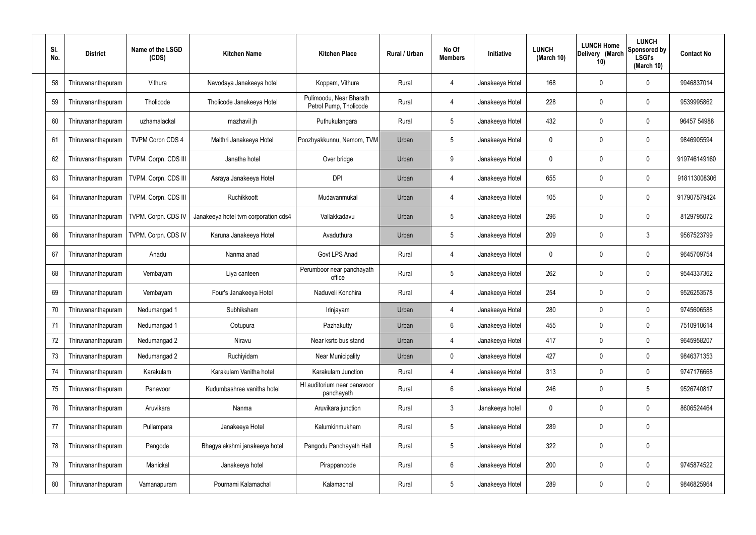| Sl. No. | District | Name of the LSGD (CDS) | Kitchen Name | Kitchen Place | Rural / Urban | No Of Members | Initiative | LUNCH (March 10) | LUNCH Home Delivery (March 10) | LUNCH Sponsored by LSGI's (March 10) | Contact No |
|---|---|---|---|---|---|---|---|---|---|---|---|
| 58 | Thiruvananthapuram | Vithura | Navodaya Janakeeya hotel | Koppam, Vithura | Rural | 4 | Janakeeya Hotel | 168 | 0 | 0 | 9946837014 |
| 59 | Thiruvananthapuram | Tholicode | Tholicode Janakeeya Hotel | Pulimoodu, Near Bharath Petrol Pump, Tholicode | Rural | 4 | Janakeeya Hotel | 228 | 0 | 0 | 9539995862 |
| 60 | Thiruvananthapuram | uzhamalackal | mazhavil jh | Puthukulangara | Rural | 5 | Janakeeya Hotel | 432 | 0 | 0 | 96457 54988 |
| 61 | Thiruvananthapuram | TVPM Corpn CDS 4 | Maithri Janakeeya Hotel | Poozhyakkunnu, Nemom, TVM | Urban | 5 | Janakeeya Hotel | 0 | 0 | 0 | 9846905594 |
| 62 | Thiruvananthapuram | TVPM. Corpn. CDS III | Janatha hotel | Over bridge | Urban | 9 | Janakeeya Hotel | 0 | 0 | 0 | 919746149160 |
| 63 | Thiruvananthapuram | TVPM. Corpn. CDS III | Asraya Janakeeya Hotel | DPI | Urban | 4 | Janakeeya Hotel | 655 | 0 | 0 | 918113008306 |
| 64 | Thiruvananthapuram | TVPM. Corpn. CDS III | Ruchikkoott | Mudavanmukal | Urban | 4 | Janakeeya Hotel | 105 | 0 | 0 | 917907579424 |
| 65 | Thiruvananthapuram | TVPM. Corpn. CDS IV | Janakeeya hotel tvm corporation cds4 | Vallakkadavu | Urban | 5 | Janakeeya Hotel | 296 | 0 | 0 | 8129795072 |
| 66 | Thiruvananthapuram | TVPM. Corpn. CDS IV | Karuna Janakeeya Hotel | Avaduthura | Urban | 5 | Janakeeya Hotel | 209 | 0 | 3 | 9567523799 |
| 67 | Thiruvananthapuram | Anadu | Nanma anad | Govt LPS Anad | Rural | 4 | Janakeeya Hotel | 0 | 0 | 0 | 9645709754 |
| 68 | Thiruvananthapuram | Vembayam | Liya canteen | Perumboor near panchayath office | Rural | 5 | Janakeeya Hotel | 262 | 0 | 0 | 9544337362 |
| 69 | Thiruvananthapuram | Vembayam | Four's Janakeeya Hotel | Naduveli Konchira | Rural | 4 | Janakeeya Hotel | 254 | 0 | 0 | 9526253578 |
| 70 | Thiruvananthapuram | Nedumangad 1 | Subhiksham | Irinjayam | Urban | 4 | Janakeeya Hotel | 280 | 0 | 0 | 9745606588 |
| 71 | Thiruvananthapuram | Nedumangad 1 | Ootupura | Pazhakutty | Urban | 6 | Janakeeya Hotel | 455 | 0 | 0 | 7510910614 |
| 72 | Thiruvananthapuram | Nedumangad 2 | Niravu | Near ksrtc bus stand | Urban | 4 | Janakeeya Hotel | 417 | 0 | 0 | 9645958207 |
| 73 | Thiruvananthapuram | Nedumangad 2 | Ruchiyidam | Near Municipality | Urban | 0 | Janakeeya Hotel | 427 | 0 | 0 | 9846371353 |
| 74 | Thiruvananthapuram | Karakulam | Karakulam Vanitha hotel | Karakulam Junction | Rural | 4 | Janakeeya Hotel | 313 | 0 | 0 | 9747176668 |
| 75 | Thiruvananthapuram | Panavoor | Kudumbashree vanitha hotel | HI auditorium near panavoor panchayath | Rural | 6 | Janakeeya Hotel | 246 | 0 | 5 | 9526740817 |
| 76 | Thiruvananthapuram | Aruvikara | Nanma | Aruvikara junction | Rural | 3 | Janakeeya hotel | 0 | 0 | 0 | 8606524464 |
| 77 | Thiruvananthapuram | Pullampara | Janakeeya Hotel | Kalumkinmukham | Rural | 5 | Janakeeya Hotel | 289 | 0 | 0 | |
| 78 | Thiruvananthapuram | Pangode | Bhagyalekshmi janakeeya hotel | Pangodu Panchayath Hall | Rural | 5 | Janakeeya Hotel | 322 | 0 | 0 | |
| 79 | Thiruvananthapuram | Manickal | Janakeeya hotel | Pirappancode | Rural | 6 | Janakeeya Hotel | 200 | 0 | 0 | 9745874522 |
| 80 | Thiruvananthapuram | Vamanapuram | Pournami Kalamachal | Kalamachal | Rural | 5 | Janakeeya Hotel | 289 | 0 | 0 | 9846825964 |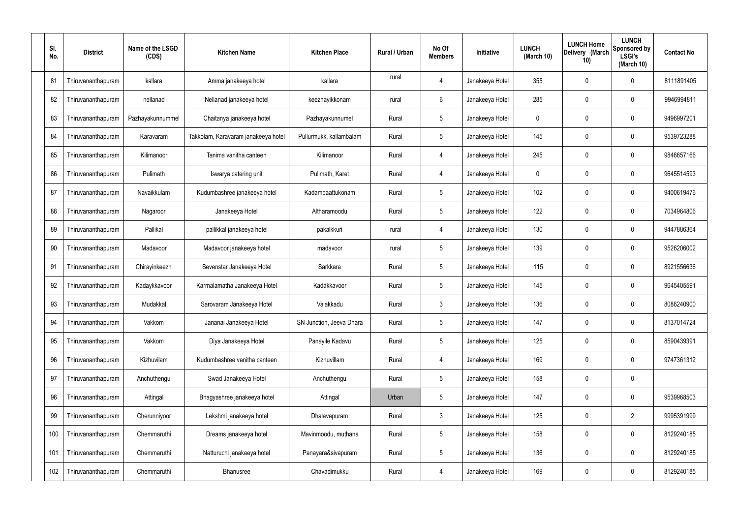| Sl. No. | District | Name of the LSGD (CDS) | Kitchen Name | Kitchen Place | Rural / Urban | No Of Members | Initiative | LUNCH (March 10) | LUNCH Home Delivery (March 10) | LUNCH Sponsored by LSGI's (March 10) | Contact No |
|---|---|---|---|---|---|---|---|---|---|---|---|
| 81 | Thiruvananthapuram | kallara | Amma janakeeya hotel | kallara | rural | 4 | Janakeeya Hotel | 355 | 0 | 0 | 8111891405 |
| 82 | Thiruvananthapuram | nellanad | Nellanad janakeeya hotel | keezhayikkonam | rural | 6 | Janakeeya Hotel | 285 | 0 | 0 | 9946994811 |
| 83 | Thiruvananthapuram | Pazhayakunnummel | Chaitanya janakeeya hotel | Pazhayakunnumel | Rural | 5 | Janakeeya Hotel | 0 | 0 | 0 | 9496997201 |
| 84 | Thiruvananthapuram | Karavaram | Takkolam, Karavaram janakeeya hotel | Pullurmukk, kallambalam | Rural | 5 | Janakeeya Hotel | 145 | 0 | 0 | 9539723288 |
| 85 | Thiruvananthapuram | Kilimanoor | Tanima vanitha canteen | Kilimanoor | Rural | 4 | Janakeeya Hotel | 245 | 0 | 0 | 9846657166 |
| 86 | Thiruvananthapuram | Pulimath | Iswarya catering unit | Pulimath, Karet | Rural | 4 | Janakeeya Hotel | 0 | 0 | 0 | 9645514593 |
| 87 | Thiruvananthapuram | Navaikkulam | Kudumbashree janakeeya hotel | Kadambaattukonam | Rural | 5 | Janakeeya Hotel | 102 | 0 | 0 | 9400619476 |
| 88 | Thiruvananthapuram | Nagaroor | Janakeeya Hotel | Altharamoodu | Rural | 5 | Janakeeya Hotel | 122 | 0 | 0 | 7034964806 |
| 89 | Thiruvananthapuram | Pallikal | pallikkal janakeeya hotel | pakalkkuri | rural | 4 | Janakeeya Hotel | 130 | 0 | 0 | 9447886364 |
| 90 | Thiruvananthapuram | Madavoor | Madavoor janakeeya hotel | madavoor | rural | 5 | Janakeeya Hotel | 139 | 0 | 0 | 9526206002 |
| 91 | Thiruvananthapuram | Chirayinkeezh | Sevenstar Janakeeya Hotel | Sarkkara | Rural | 5 | Janakeeya Hotel | 115 | 0 | 0 | 8921556636 |
| 92 | Thiruvananthapuram | Kadaykkavoor | Karmalamatha Janakeeya Hotel | Kadakkavoor | Rural | 5 | Janakeeya Hotel | 145 | 0 | 0 | 9645405591 |
| 93 | Thiruvananthapuram | Mudakkal | Sarovaram Janakeeya Hotel | Valakkadu | Rural | 3 | Janakeeya Hotel | 136 | 0 | 0 | 8086240900 |
| 94 | Thiruvananthapuram | Vakkom | Jananai Janakeeya Hotel | SN Junction, Jeeva Dhara | Rural | 5 | Janakeeya Hotel | 147 | 0 | 0 | 8137014724 |
| 95 | Thiruvananthapuram | Vakkom | Diya Janakeeya Hotel | Panayile Kadavu | Rural | 5 | Janakeeya Hotel | 125 | 0 | 0 | 8590439391 |
| 96 | Thiruvananthapuram | Kizhuvilam | Kudumbashree vanitha canteen | Kizhuvillam | Rural | 4 | Janakeeya Hotel | 169 | 0 | 0 | 9747361312 |
| 97 | Thiruvananthapuram | Anchuthengu | Swad Janakeeya Hotel | Anchuthengu | Rural | 5 | Janakeeya Hotel | 158 | 0 | 0 | |
| 98 | Thiruvananthapuram | Attingal | Bhagyashree janakeeya hotel | Attingal | Urban | 5 | Janakeeya Hotel | 147 | 0 | 0 | 9539968503 |
| 99 | Thiruvananthapuram | Cherunniyoor | Lekshmi janakeeya hotel | Dhalavapuram | Rural | 3 | Janakeeya Hotel | 125 | 0 | 2 | 9995391999 |
| 100 | Thiruvananthapuram | Chemmaruthi | Dreams janakeeya hotel | Mavinmoodu, muthana | Rural | 5 | Janakeeya Hotel | 158 | 0 | 0 | 8129240185 |
| 101 | Thiruvananthapuram | Chemmaruthi | Natturuchi janakeeya hotel | Panayara&sivapuram | Rural | 5 | Janakeeya Hotel | 136 | 0 | 0 | 8129240185 |
| 102 | Thiruvananthapuram | Chemmaruthi | Bhanusree | Chavadimukku | Rural | 4 | Janakeeya Hotel | 169 | 0 | 0 | 8129240185 |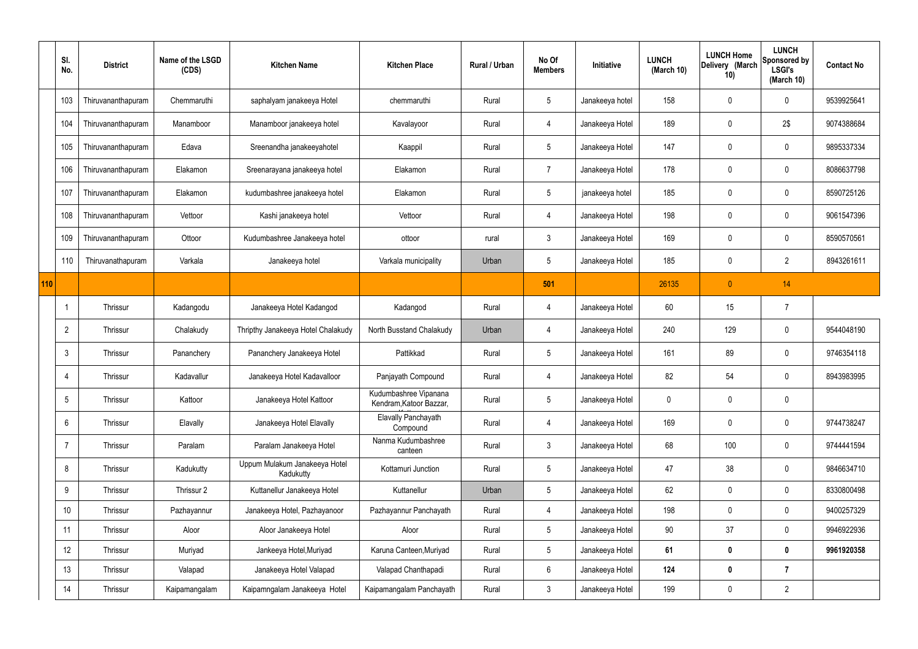|  | Sl. No. | District | Name of the LSGD (CDS) | Kitchen Name | Kitchen Place | Rural / Urban | No Of Members | Initiative | LUNCH (March 10) | LUNCH Home Delivery (March 10) | LUNCH Sponsored by LSGI's (March 10) | Contact No |
|---|---|---|---|---|---|---|---|---|---|---|---|---|
|  | 103 | Thiruvananthapuram | Chemmaruthi | saphalyam janakeeya Hotel | chemmaruthi | Rural | 5 | Janakeeya hotel | 158 | 0 | 0 | 9539925641 |
|  | 104 | Thiruvananthapuram | Manamboor | Manamboor janakeeya hotel | Kavalayoor | Rural | 4 | Janakeeya Hotel | 189 | 0 | 2$ | 9074388684 |
|  | 105 | Thiruvananthapuram | Edava | Sreenandha janakeeyahotel | Kaappil | Rural | 5 | Janakeeya Hotel | 147 | 0 | 0 | 9895337334 |
|  | 106 | Thiruvananthapuram | Elakamon | Sreenarayana janakeeya hotel | Elakamon | Rural | 7 | Janakeeya Hotel | 178 | 0 | 0 | 8086637798 |
|  | 107 | Thiruvananthapuram | Elakamon | kudumbashree janakeeya hotel | Elakamon | Rural | 5 | janakeeya hotel | 185 | 0 | 0 | 8590725126 |
|  | 108 | Thiruvananthapuram | Vettoor | Kashi janakeeya hotel | Vettoor | Rural | 4 | Janakeeya Hotel | 198 | 0 | 0 | 9061547396 |
|  | 109 | Thiruvananthapuram | Ottoor | Kudumbashree Janakeeya hotel | ottoor | rural | 3 | Janakeeya Hotel | 169 | 0 | 0 | 8590570561 |
|  | 110 | Thiruvanathapuram | Varkala | Janakeeya hotel | Varkala municipality | Urban | 5 | Janakeeya Hotel | 185 | 0 | 2 | 8943261611 |
| 110 |  |  |  |  |  |  | 501 |  | 26135 | 0 | 14 |  |
|  | 1 | Thrissur | Kadangodu | Janakeeya Hotel Kadangod | Kadangod | Rural | 4 | Janakeeya Hotel | 60 | 15 | 7 |  |
|  | 2 | Thrissur | Chalakudy | Thripthy Janakeeya Hotel Chalakudy | North Busstand Chalakudy | Urban | 4 | Janakeeya Hotel | 240 | 129 | 0 | 9544048190 |
|  | 3 | Thrissur | Pananchery | Pananchery Janakeeya Hotel | Pattikkad | Rural | 5 | Janakeeya Hotel | 161 | 89 | 0 | 9746354118 |
|  | 4 | Thrissur | Kadavallur | Janakeeya Hotel Kadavalloor | Panjayath Compound | Rural | 4 | Janakeeya Hotel | 82 | 54 | 0 | 8943983995 |
|  | 5 | Thrissur | Kattoor | Janakeeya Hotel Kattoor | Kudumbashree Vipanana Kendram,Katoor Bazzar, | Rural | 5 | Janakeeya Hotel | 0 | 0 | 0 |  |
|  | 6 | Thrissur | Elavally | Janakeeya Hotel Elavally | Elavally Panchayath Compound | Rural | 4 | Janakeeya Hotel | 169 | 0 | 0 | 9744738247 |
|  | 7 | Thrissur | Paralam | Paralam Janakeeya Hotel | Nanma Kudumbashree canteen | Rural | 3 | Janakeeya Hotel | 68 | 100 | 0 | 9744441594 |
|  | 8 | Thrissur | Kadukutty | Uppum Mulakum Janakeeya Hotel Kadukutty | Kottamuri Junction | Rural | 5 | Janakeeya Hotel | 47 | 38 | 0 | 9846634710 |
|  | 9 | Thrissur | Thrissur 2 | Kuttanellur Janakeeya Hotel | Kuttanellur | Urban | 5 | Janakeeya Hotel | 62 | 0 | 0 | 8330800498 |
|  | 10 | Thrissur | Pazhayannur | Janakeeya Hotel, Pazhayanoor | Pazhayannur Panchayath | Rural | 4 | Janakeeya Hotel | 198 | 0 | 0 | 9400257329 |
|  | 11 | Thrissur | Aloor | Aloor Janakeeya Hotel | Aloor | Rural | 5 | Janakeeya Hotel | 90 | 37 | 0 | 9946922936 |
|  | 12 | Thrissur | Muriyad | Jankeeya Hotel,Muriyad | Karuna Canteen,Muriyad | Rural | 5 | Janakeeya Hotel | **61** | **0** | **0** | **9961920358** |
|  | 13 | Thrissur | Valapad | Janakeeya Hotel Valapad | Valapad Chanthapadi | Rural | 6 | Janakeeya Hotel | **124** | **0** | **7** |  |
|  | 14 | Thrissur | Kaipamangalam | Kaipamngalam Janakeeya Hotel | Kaipamangalam Panchayath | Rural | 3 | Janakeeya Hotel | 199 | 0 | 2 |  |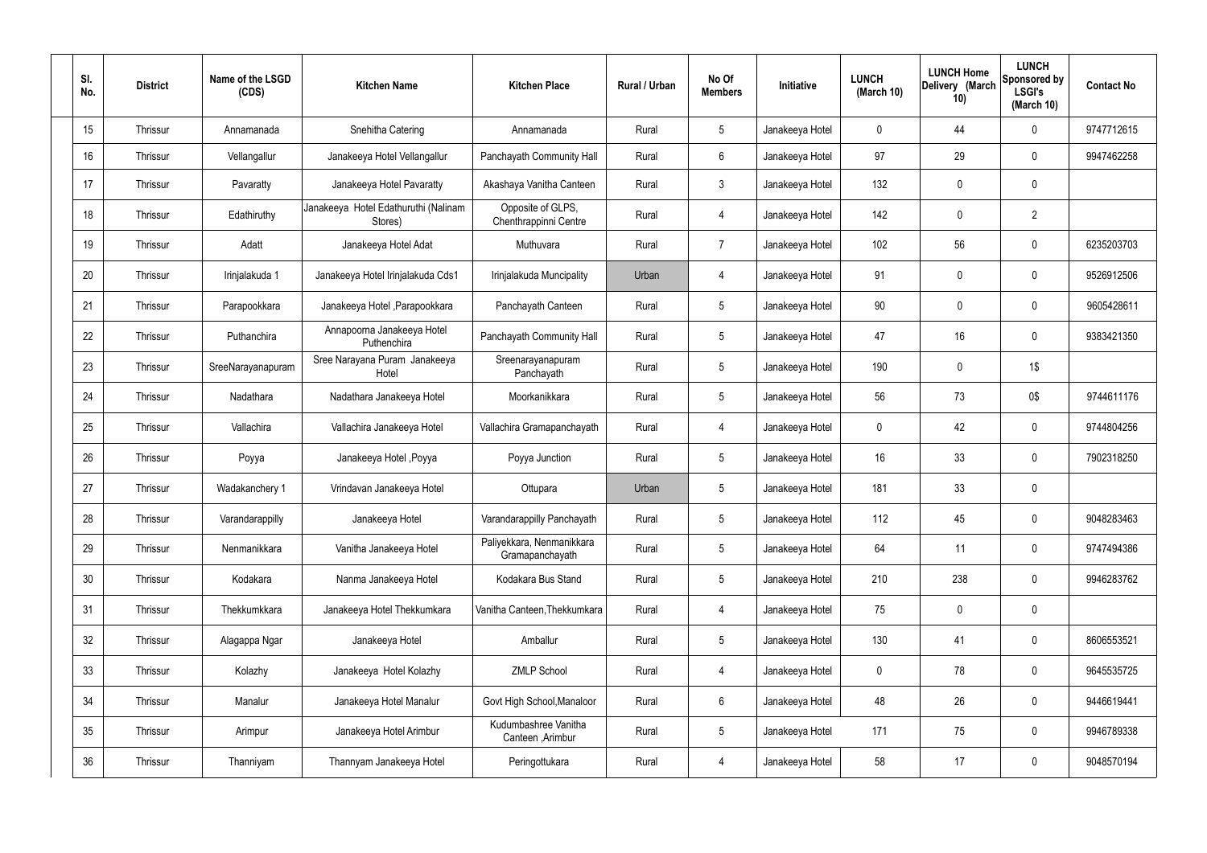| Sl. No. | District | Name of the LSGD (CDS) | Kitchen Name | Kitchen Place | Rural / Urban | No Of Members | Initiative | LUNCH (March 10) | LUNCH Home Delivery (March 10) | LUNCH Sponsored by LSGI's (March 10) | Contact No |
|---|---|---|---|---|---|---|---|---|---|---|---|
| 15 | Thrissur | Annamanada | Snehitha Catering | Annamanada | Rural | 5 | Janakeeya Hotel | 0 | 44 | 0 | 9747712615 |
| 16 | Thrissur | Vellangallur | Janakeeya Hotel Vellangallur | Panchayath Community Hall | Rural | 6 | Janakeeya Hotel | 97 | 29 | 0 | 9947462258 |
| 17 | Thrissur | Pavaratty | Janakeeya Hotel Pavaratty | Akashaya Vanitha Canteen | Rural | 3 | Janakeeya Hotel | 132 | 0 | 0 | |
| 18 | Thrissur | Edathiruthy | Janakeeya Hotel Edathuruthi (Nalinam Stores) | Opposite of GLPS, Chenthrappinni Centre | Rural | 4 | Janakeeya Hotel | 142 | 0 | 2 | |
| 19 | Thrissur | Adatt | Janakeeya Hotel Adat | Muthuvara | Rural | 7 | Janakeeya Hotel | 102 | 56 | 0 | 6235203703 |
| 20 | Thrissur | Irinjalakuda 1 | Janakeeya Hotel Irinjalakuda Cds1 | Irinjalakuda Muncipality | Urban | 4 | Janakeeya Hotel | 91 | 0 | 0 | 9526912506 |
| 21 | Thrissur | Parapookkara | Janakeeya Hotel ,Parapookkara | Panchayath Canteen | Rural | 5 | Janakeeya Hotel | 90 | 0 | 0 | 9605428611 |
| 22 | Thrissur | Puthanchira | Annapoorna Janakeeya Hotel Puthenchira | Panchayath Community Hall | Rural | 5 | Janakeeya Hotel | 47 | 16 | 0 | 9383421350 |
| 23 | Thrissur | SreeNarayanapuram | Sree Narayana Puram Janakeeya Hotel | Sreenarayanapuram Panchayath | Rural | 5 | Janakeeya Hotel | 190 | 0 | 1$ | |
| 24 | Thrissur | Nadathara | Nadathara Janakeeya Hotel | Moorkanikkara | Rural | 5 | Janakeeya Hotel | 56 | 73 | 0$ | 9744611176 |
| 25 | Thrissur | Vallachira | Vallachira Janakeeya Hotel | Vallachira Gramapanchayath | Rural | 4 | Janakeeya Hotel | 0 | 42 | 0 | 9744804256 |
| 26 | Thrissur | Poyya | Janakeeya Hotel ,Poyya | Poyya Junction | Rural | 5 | Janakeeya Hotel | 16 | 33 | 0 | 7902318250 |
| 27 | Thrissur | Wadakanchery 1 | Vrindavan Janakeeya Hotel | Ottupara | Urban | 5 | Janakeeya Hotel | 181 | 33 | 0 | |
| 28 | Thrissur | Varandarappilly | Janakeeya Hotel | Varandarappilly Panchayath | Rural | 5 | Janakeeya Hotel | 112 | 45 | 0 | 9048283463 |
| 29 | Thrissur | Nenmanikkara | Vanitha Janakeeya Hotel | Paliyekkara, Nenmanikkara Gramapanchayath | Rural | 5 | Janakeeya Hotel | 64 | 11 | 0 | 9747494386 |
| 30 | Thrissur | Kodakara | Nanma Janakeeya Hotel | Kodakara Bus Stand | Rural | 5 | Janakeeya Hotel | 210 | 238 | 0 | 9946283762 |
| 31 | Thrissur | Thekkumkkara | Janakeeya Hotel Thekkumkara | Vanitha Canteen,Thekkumkara | Rural | 4 | Janakeeya Hotel | 75 | 0 | 0 | |
| 32 | Thrissur | Alagappa Ngar | Janakeeya Hotel | Amballur | Rural | 5 | Janakeeya Hotel | 130 | 41 | 0 | 8606553521 |
| 33 | Thrissur | Kolazhy | Janakeeya Hotel Kolazhy | ZMLP School | Rural | 4 | Janakeeya Hotel | 0 | 78 | 0 | 9645535725 |
| 34 | Thrissur | Manalur | Janakeeya Hotel Manalur | Govt High School,Manaloor | Rural | 6 | Janakeeya Hotel | 48 | 26 | 0 | 9446619441 |
| 35 | Thrissur | Arimpur | Janakeeya Hotel Arimbur | Kudumbashree Vanitha Canteen ,Arimbur | Rural | 5 | Janakeeya Hotel | 171 | 75 | 0 | 9946789338 |
| 36 | Thrissur | Thanniyam | Thannyam Janakeeya Hotel | Peringottukara | Rural | 4 | Janakeeya Hotel | 58 | 17 | 0 | 9048570194 |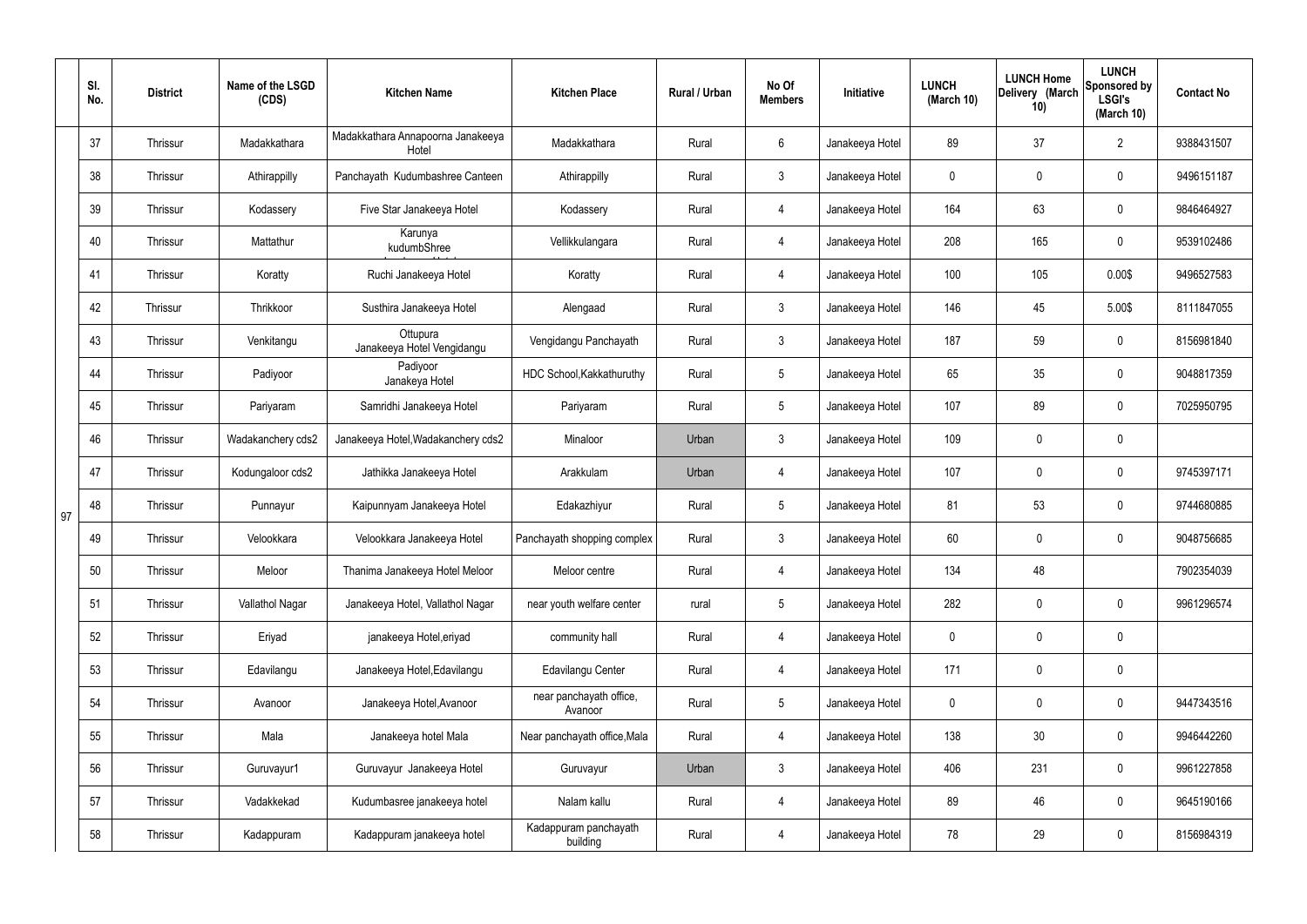|  | Sl. No. | District | Name of the LSGD (CDS) | Kitchen Name | Kitchen Place | Rural / Urban | No Of Members | Initiative | LUNCH (March 10) | LUNCH Home Delivery (March 10) | LUNCH Sponsored by LSGI's (March 10) | Contact No |
|---|---|---|---|---|---|---|---|---|---|---|---|---|
| 97 | 37 | Thrissur | Madakkathara | Madakkathara Annapoorna Janakeeya Hotel | Madakkathara | Rural | 6 | Janakeeya Hotel | 89 | 37 | 2 | 9388431507 |
|  | 38 | Thrissur | Athirappilly | Panchayath Kudumbashree Canteen | Athirappilly | Rural | 3 | Janakeeya Hotel | 0 | 0 | 0 | 9496151187 |
|  | 39 | Thrissur | Kodassery | Five Star Janakeeya Hotel | Kodassery | Rural | 4 | Janakeeya Hotel | 164 | 63 | 0 | 9846464927 |
|  | 40 | Thrissur | Mattathur | Karunya kudumbShree | Vellikkulangara | Rural | 4 | Janakeeya Hotel | 208 | 165 | 0 | 9539102486 |
|  | 41 | Thrissur | Koratty | Ruchi Janakeeya Hotel | Koratty | Rural | 4 | Janakeeya Hotel | 100 | 105 | 0.00$ | 9496527583 |
|  | 42 | Thrissur | Thrikkoor | Susthira Janakeeya Hotel | Alengaad | Rural | 3 | Janakeeya Hotel | 146 | 45 | 5.00$ | 8111847055 |
|  | 43 | Thrissur | Venkitangu | Ottupura Janakeeya Hotel Vengidangu | Vengidangu Panchayath | Rural | 3 | Janakeeya Hotel | 187 | 59 | 0 | 8156981840 |
|  | 44 | Thrissur | Padiyoor | Padiyoor Janakeya Hotel | HDC School,Kakkathuruthy | Rural | 5 | Janakeeya Hotel | 65 | 35 | 0 | 9048817359 |
|  | 45 | Thrissur | Pariyaram | Samridhi Janakeeya Hotel | Pariyaram | Rural | 5 | Janakeeya Hotel | 107 | 89 | 0 | 7025950795 |
|  | 46 | Thrissur | Wadakanchery cds2 | Janakeeya Hotel,Wadakanchery cds2 | Minaloor | Urban | 3 | Janakeeya Hotel | 109 | 0 | 0 |  |
|  | 47 | Thrissur | Kodungaloor cds2 | Jathikka Janakeeya Hotel | Arakkulam | Urban | 4 | Janakeeya Hotel | 107 | 0 | 0 | 9745397171 |
|  | 48 | Thrissur | Punnayur | Kaipunnyam Janakeeya Hotel | Edakazhiyur | Rural | 5 | Janakeeya Hotel | 81 | 53 | 0 | 9744680885 |
|  | 49 | Thrissur | Velookkara | Velookkara Janakeeya Hotel | Panchayath shopping complex | Rural | 3 | Janakeeya Hotel | 60 | 0 | 0 | 9048756685 |
|  | 50 | Thrissur | Meloor | Thanima Janakeeya Hotel Meloor | Meloor centre | Rural | 4 | Janakeeya Hotel | 134 | 48 |  | 7902354039 |
|  | 51 | Thrissur | Vallathol Nagar | Janakeeya Hotel, Vallathol Nagar | near youth welfare center | rural | 5 | Janakeeya Hotel | 282 | 0 | 0 | 9961296574 |
|  | 52 | Thrissur | Eriyad | janakeeya Hotel,eriyad | community hall | Rural | 4 | Janakeeya Hotel | 0 | 0 | 0 |  |
|  | 53 | Thrissur | Edavilangu | Janakeeya Hotel,Edavilangu | Edavilangu Center | Rural | 4 | Janakeeya Hotel | 171 | 0 | 0 |  |
|  | 54 | Thrissur | Avanoor | Janakeeya Hotel,Avanoor | near panchayath office, Avanoor | Rural | 5 | Janakeeya Hotel | 0 | 0 | 0 | 9447343516 |
|  | 55 | Thrissur | Mala | Janakeeya hotel Mala | Near panchayath office,Mala | Rural | 4 | Janakeeya Hotel | 138 | 30 | 0 | 9946442260 |
|  | 56 | Thrissur | Guruvayur1 | Guruvayur Janakeeya Hotel | Guruvayur | Urban | 3 | Janakeeya Hotel | 406 | 231 | 0 | 9961227858 |
|  | 57 | Thrissur | Vadakkekad | Kudumbasree janakeeya hotel | Nalam kallu | Rural | 4 | Janakeeya Hotel | 89 | 46 | 0 | 9645190166 |
|  | 58 | Thrissur | Kadappuram | Kadappuram janakeeya hotel | Kadappuram panchayath building | Rural | 4 | Janakeeya Hotel | 78 | 29 | 0 | 8156984319 |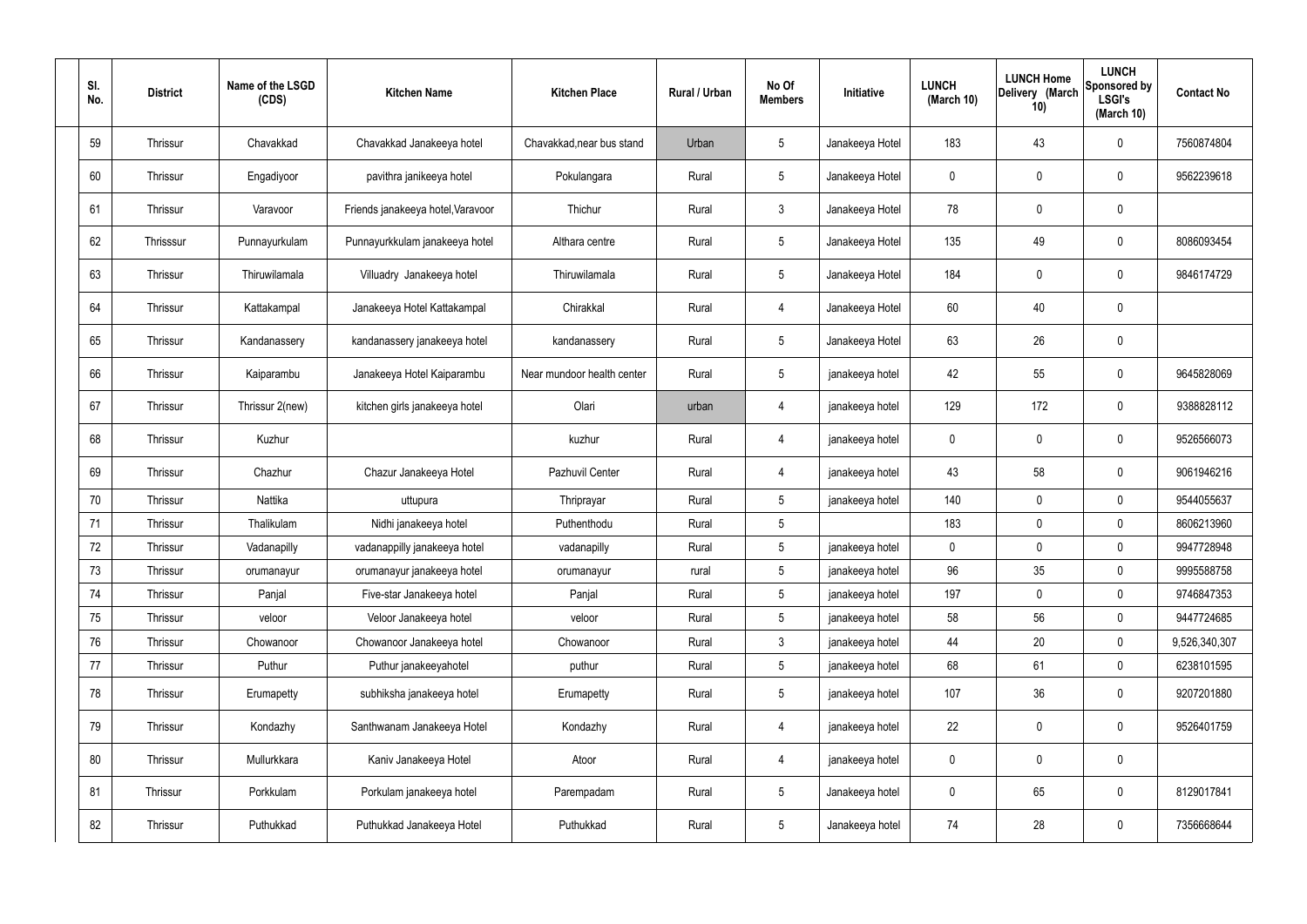| Sl. No. | District | Name of the LSGD (CDS) | Kitchen Name | Kitchen Place | Rural / Urban | No Of Members | Initiative | LUNCH (March 10) | LUNCH Home Delivery (March 10) | LUNCH Sponsored by LSGI's (March 10) | Contact No |
|---|---|---|---|---|---|---|---|---|---|---|---|
| 59 | Thrissur | Chavakkad | Chavakkad Janakeeya hotel | Chavakkad,near bus stand | Urban | 5 | Janakeeya Hotel | 183 | 43 | 0 | 7560874804 |
| 60 | Thrissur | Engadiyoor | pavithra janikeeya hotel | Pokulangara | Rural | 5 | Janakeeya Hotel | 0 | 0 | 0 | 9562239618 |
| 61 | Thrissur | Varavoor | Friends janakeeya hotel,Varavoor | Thichur | Rural | 3 | Janakeeya Hotel | 78 | 0 | 0 | |
| 62 | Thrisssur | Punnayurkulam | Punnayurkkulam janakeeya hotel | Althara centre | Rural | 5 | Janakeeya Hotel | 135 | 49 | 0 | 8086093454 |
| 63 | Thrissur | Thiruwilamala | Villuadry Janakeeya hotel | Thiruwilamala | Rural | 5 | Janakeeya Hotel | 184 | 0 | 0 | 9846174729 |
| 64 | Thrissur | Kattakampal | Janakeeya Hotel Kattakampal | Chirakkal | Rural | 4 | Janakeeya Hotel | 60 | 40 | 0 | |
| 65 | Thrissur | Kandanassery | kandanassery janakeeya hotel | kandanassery | Rural | 5 | Janakeeya Hotel | 63 | 26 | 0 | |
| 66 | Thrissur | Kaiparambu | Janakeeya Hotel Kaiparambu | Near mundoor health center | Rural | 5 | janakeeya hotel | 42 | 55 | 0 | 9645828069 |
| 67 | Thrissur | Thrissur 2(new) | kitchen girls janakeeya hotel | Olari | urban | 4 | janakeeya hotel | 129 | 172 | 0 | 9388828112 |
| 68 | Thrissur | Kuzhur | | kuzhur | Rural | 4 | janakeeya hotel | 0 | 0 | 0 | 9526566073 |
| 69 | Thrissur | Chazhur | Chazur Janakeeya Hotel | Pazhuvil Center | Rural | 4 | janakeeya hotel | 43 | 58 | 0 | 9061946216 |
| 70 | Thrissur | Nattika | uttupura | Thriprayar | Rural | 5 | janakeeya hotel | 140 | 0 | 0 | 9544055637 |
| 71 | Thrissur | Thalikulam | Nidhi janakeeya hotel | Puthenthodu | Rural | 5 | | 183 | 0 | 0 | 8606213960 |
| 72 | Thrissur | Vadanapilly | vadanappilly janakeeya hotel | vadanapilly | Rural | 5 | janakeeya hotel | 0 | 0 | 0 | 9947728948 |
| 73 | Thrissur | orumanayur | orumanayur janakeeya hotel | orumanayur | rural | 5 | janakeeya hotel | 96 | 35 | 0 | 9995588758 |
| 74 | Thrissur | Panjal | Five-star Janakeeya hotel | Panjal | Rural | 5 | janakeeya hotel | 197 | 0 | 0 | 9746847353 |
| 75 | Thrissur | veloor | Veloor Janakeeya hotel | veloor | Rural | 5 | janakeeya hotel | 58 | 56 | 0 | 9447724685 |
| 76 | Thrissur | Chowanoor | Chowanoor Janakeeya hotel | Chowanoor | Rural | 3 | janakeeya hotel | 44 | 20 | 0 | 9,526,340,307 |
| 77 | Thrissur | Puthur | Puthur janakeeyahotel | puthur | Rural | 5 | janakeeya hotel | 68 | 61 | 0 | 6238101595 |
| 78 | Thrissur | Erumapetty | subhiksha janakeeya hotel | Erumapetty | Rural | 5 | janakeeya hotel | 107 | 36 | 0 | 9207201880 |
| 79 | Thrissur | Kondazhy | Santhwanam Janakeeya Hotel | Kondazhy | Rural | 4 | janakeeya hotel | 22 | 0 | 0 | 9526401759 |
| 80 | Thrissur | Mullurkkara | Kaniv Janakeeya Hotel | Atoor | Rural | 4 | janakeeya hotel | 0 | 0 | 0 | |
| 81 | Thrissur | Porkkulam | Porkulam janakeeya hotel | Parempadam | Rural | 5 | Janakeeya hotel | 0 | 65 | 0 | 8129017841 |
| 82 | Thrissur | Puthukkad | Puthukkad Janakeeya Hotel | Puthukkad | Rural | 5 | Janakeeya hotel | 74 | 28 | 0 | 7356668644 |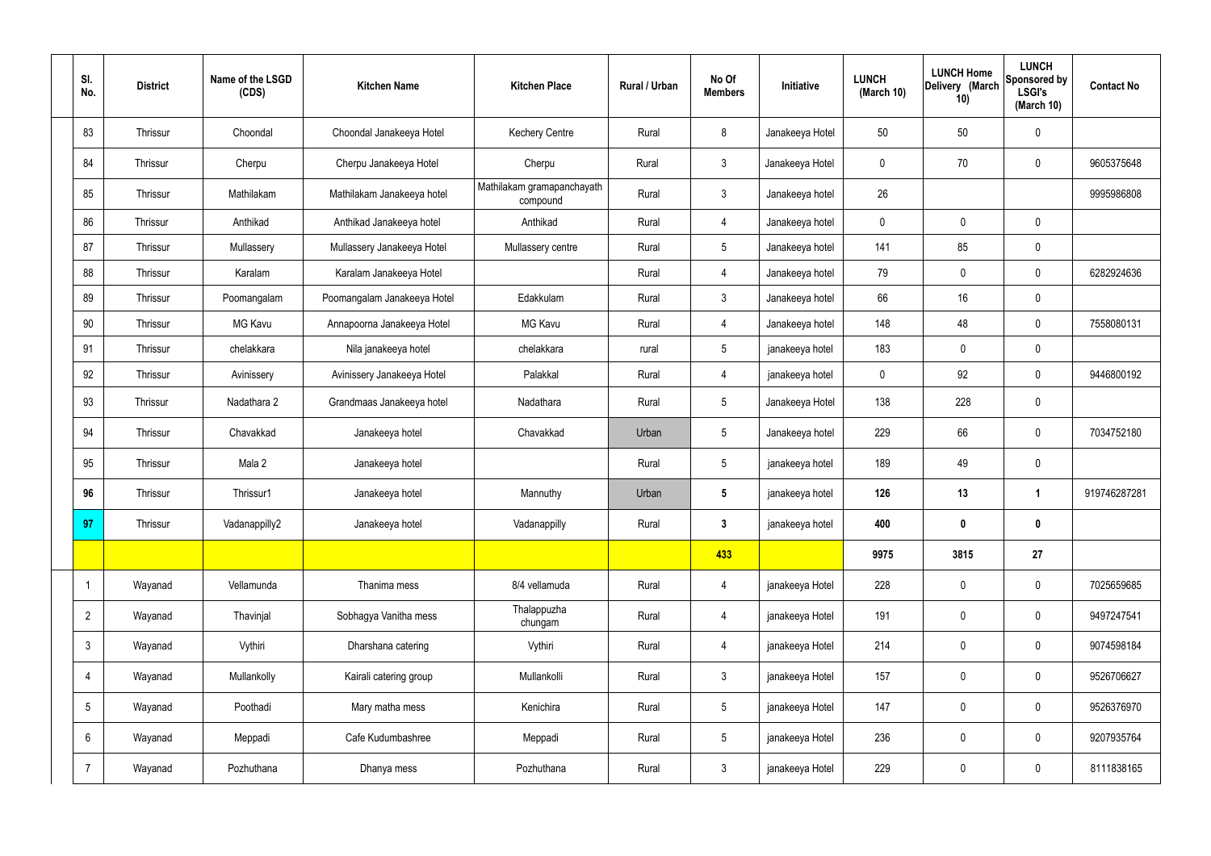| Sl. No. | District | Name of the LSGD (CDS) | Kitchen Name | Kitchen Place | Rural / Urban | No Of Members | Initiative | LUNCH (March 10) | LUNCH Home Delivery (March 10) | LUNCH Sponsored by LSGI's (March 10) | Contact No |
|---|---|---|---|---|---|---|---|---|---|---|---|
| 83 | Thrissur | Choondal | Choondal Janakeeya Hotel | Kechery Centre | Rural | 8 | Janakeeya Hotel | 50 | 50 | 0 | |
| 84 | Thrissur | Cherpu | Cherpu Janakeeya Hotel | Cherpu | Rural | 3 | Janakeeya Hotel | 0 | 70 | 0 | 9605375648 |
| 85 | Thrissur | Mathilakam | Mathilakam Janakeeya hotel | Mathilakam gramapanchayath compound | Rural | 3 | Janakeeya hotel | 26 | | | 9995986808 |
| 86 | Thrissur | Anthikad | Anthikad Janakeeya hotel | Anthikad | Rural | 4 | Janakeeya hotel | 0 | 0 | 0 | |
| 87 | Thrissur | Mullassery | Mullassery Janakeeya Hotel | Mullassery centre | Rural | 5 | Janakeeya hotel | 141 | 85 | 0 | |
| 88 | Thrissur | Karalam | Karalam Janakeeya Hotel | | Rural | 4 | Janakeeya hotel | 79 | 0 | 0 | 6282924636 |
| 89 | Thrissur | Poomangalam | Poomangalam Janakeeya Hotel | Edakkulam | Rural | 3 | Janakeeya hotel | 66 | 16 | 0 | |
| 90 | Thrissur | MG Kavu | Annapoorna Janakeeya Hotel | MG Kavu | Rural | 4 | Janakeeya hotel | 148 | 48 | 0 | 7558080131 |
| 91 | Thrissur | chelakkara | Nila janakeeya hotel | chelakkara | rural | 5 | janakeeya hotel | 183 | 0 | 0 | |
| 92 | Thrissur | Avinissery | Avinissery Janakeeya Hotel | Palakkal | Rural | 4 | janakeeya hotel | 0 | 92 | 0 | 9446800192 |
| 93 | Thrissur | Nadathara 2 | Grandmaas Janakeeya hotel | Nadathara | Rural | 5 | Janakeeya Hotel | 138 | 228 | 0 | |
| 94 | Thrissur | Chavakkad | Janakeeya hotel | Chavakkad | Urban | 5 | Janakeeya hotel | 229 | 66 | 0 | 7034752180 |
| 95 | Thrissur | Mala 2 | Janakeeya hotel | | Rural | 5 | janakeeya hotel | 189 | 49 | 0 | |
| **96** | Thrissur | Thrissur1 | Janakeeya hotel | Mannuthy | Urban | **5** | janakeeya hotel | **126** | **13** | **1** | 919746287281 |
| **97** | Thrissur | Vadanappilly2 | Janakeeya hotel | Vadanappilly | Rural | **3** | janakeeya hotel | **400** | **0** | **0** | |
| | | | | | | **433** | | **9975** | **3815** | **27** | |
| 1 | Wayanad | Vellamunda | Thanima mess | 8/4 vellamuda | Rural | 4 | janakeeya Hotel | 228 | 0 | 0 | 7025659685 |
| 2 | Wayanad | Thavinjal | Sobhagya Vanitha mess | Thalappuzha chungam | Rural | 4 | janakeeya Hotel | 191 | 0 | 0 | 9497247541 |
| 3 | Wayanad | Vythiri | Dharshana catering | Vythiri | Rural | 4 | janakeeya Hotel | 214 | 0 | 0 | 9074598184 |
| 4 | Wayanad | Mullankolly | Kairali catering group | Mullankolli | Rural | 3 | janakeeya Hotel | 157 | 0 | 0 | 9526706627 |
| 5 | Wayanad | Poothadi | Mary matha mess | Kenichira | Rural | 5 | janakeeya Hotel | 147 | 0 | 0 | 9526376970 |
| 6 | Wayanad | Meppadi | Cafe Kudumbashree | Meppadi | Rural | 5 | janakeeya Hotel | 236 | 0 | 0 | 9207935764 |
| 7 | Wayanad | Pozhuthana | Dhanya mess | Pozhuthana | Rural | 3 | janakeeya Hotel | 229 | 0 | 0 | 8111838165 |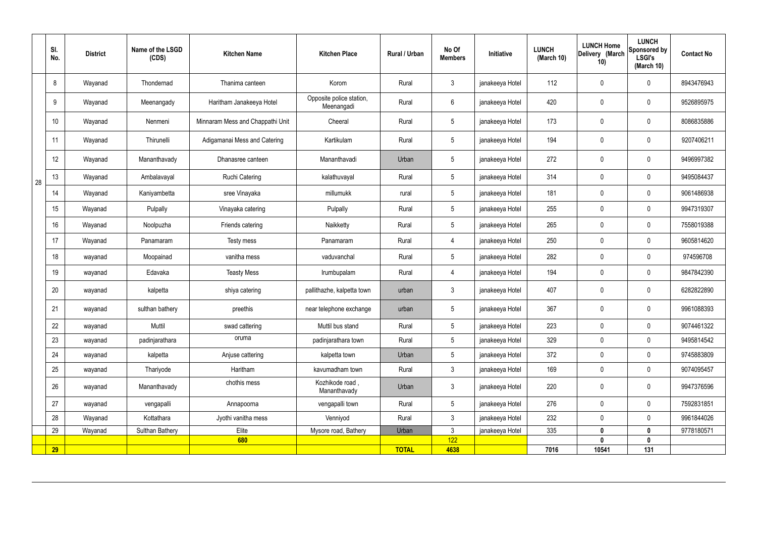|  | Sl. No. | District | Name of the LSGD (CDS) | Kitchen Name | Kitchen Place | Rural / Urban | No Of Members | Initiative | LUNCH (March 10) | LUNCH Home Delivery (March 10) | LUNCH Sponsored by LSGI's (March 10) | Contact No |
|---|---|---|---|---|---|---|---|---|---|---|---|---|
| 28 | 8 | Wayanad | Thondernad | Thanima canteen | Korom | Rural | 3 | janakeeya Hotel | 112 | 0 | 0 | 8943476943 |
|  | 9 | Wayanad | Meenangady | Haritham Janakeeya Hotel | Opposite police station, Meenangadi | Rural | 6 | janakeeya Hotel | 420 | 0 | 0 | 9526895975 |
|  | 10 | Wayanad | Nenmeni | Minnaram Mess and Chappathi Unit | Cheeral | Rural | 5 | janakeeya Hotel | 173 | 0 | 0 | 8086835886 |
|  | 11 | Wayanad | Thirunelli | Adigamanai Mess and Catering | Kartikulam | Rural | 5 | janakeeya Hotel | 194 | 0 | 0 | 9207406211 |
|  | 12 | Wayanad | Mananthavady | Dhanasree canteen | Mananthavadi | Urban | 5 | janakeeya Hotel | 272 | 0 | 0 | 9496997382 |
|  | 13 | Wayanad | Ambalavayal | Ruchi Catering | kalathuvayal | Rural | 5 | janakeeya Hotel | 314 | 0 | 0 | 9495084437 |
|  | 14 | Wayanad | Kaniyambetta | sree Vinayaka | millumukk | rural | 5 | janakeeya Hotel | 181 | 0 | 0 | 9061486938 |
|  | 15 | Wayanad | Pulpally | Vinayaka catering | Pulpally | Rural | 5 | janakeeya Hotel | 255 | 0 | 0 | 9947319307 |
|  | 16 | Wayanad | Noolpuzha | Friends catering | Naikketty | Rural | 5 | janakeeya Hotel | 265 | 0 | 0 | 7558019388 |
|  | 17 | Wayanad | Panamaram | Testy mess | Panamaram | Rural | 4 | janakeeya Hotel | 250 | 0 | 0 | 9605814620 |
|  | 18 | wayanad | Moopainad | vanitha mess | vaduvanchal | Rural | 5 | janakeeya Hotel | 282 | 0 | 0 | 974596708 |
|  | 19 | wayanad | Edavaka | Teasty Mess | Irumbupalam | Rural | 4 | janakeeya Hotel | 194 | 0 | 0 | 9847842390 |
|  | 20 | wayanad | kalpetta | shiya catering | pallithazhe, kalpetta town | urban | 3 | janakeeya Hotel | 407 | 0 | 0 | 6282822890 |
|  | 21 | wayanad | sulthan bathery | preethis | near telephone exchange | urban | 5 | janakeeya Hotel | 367 | 0 | 0 | 9961088393 |
|  | 22 | wayanad | Muttil | swad cattering | Muttil bus stand | Rural | 5 | janakeeya Hotel | 223 | 0 | 0 | 9074461322 |
|  | 23 | wayanad | padinjarathara | oruma | padinjarathara town | Rural | 5 | janakeeya Hotel | 329 | 0 | 0 | 9495814542 |
|  | 24 | wayanad | kalpetta | Anjuse cattering | kalpetta town | Urban | 5 | janakeeya Hotel | 372 | 0 | 0 | 9745883809 |
|  | 25 | wayanad | Thariyode | Haritham | kavumadham town | Rural | 3 | janakeeya Hotel | 169 | 0 | 0 | 9074095457 |
|  | 26 | wayanad | Mananthavady | chothis mess | Kozhikode road , Mananthavady | Urban | 3 | janakeeya Hotel | 220 | 0 | 0 | 9947376596 |
|  | 27 | wayanad | vengapalli | Annapoorna | vengapalli town | Rural | 5 | janakeeya Hotel | 276 | 0 | 0 | 7592831851 |
|  | 28 | Wayanad | Kottathara | Jyothi vanitha mess | Venniyod | Rural | 3 | janakeeya Hotel | 232 | 0 | 0 | 9961844026 |
|  | 29 | Wayanad | Sulthan Bathery | Elite | Mysore road, Bathery | Urban | 3 | janakeeya Hotel | 335 | **0** | **0** | 9778180571 |
|  |  |  |  | **680** |  |  | 122 |  |  | **0** | **0** |  |
|  | **29** |  |  |  |  | **TOTAL** | **4638** |  | **7016** | **10541** | **131** |  |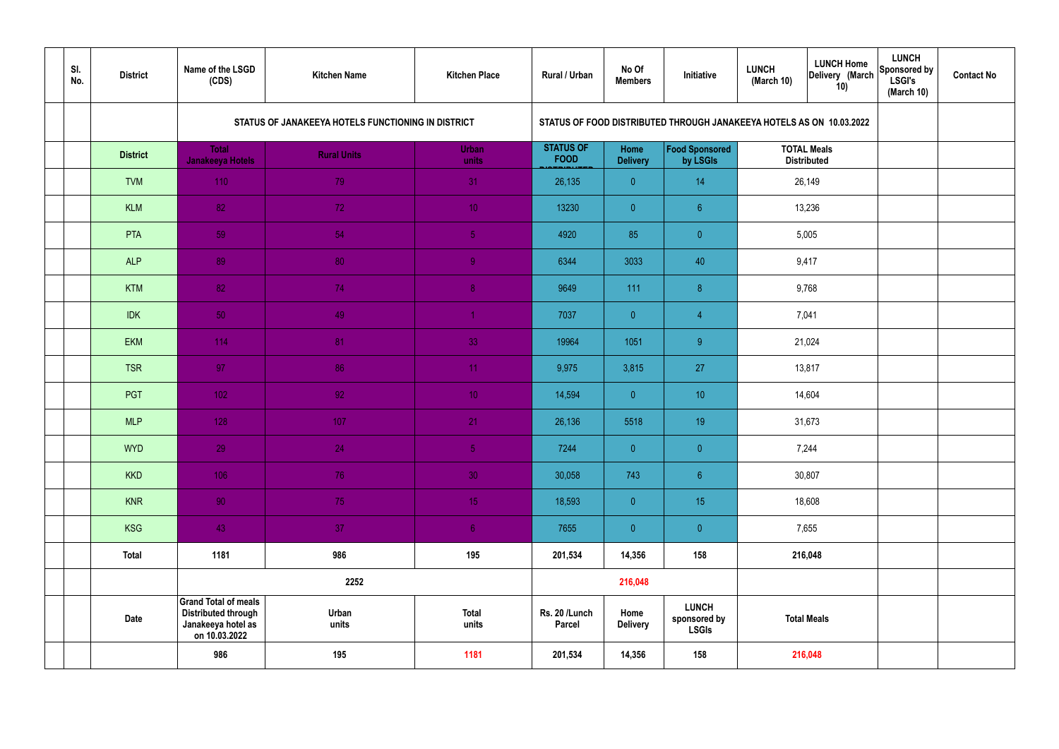| | Sl. No. | District | Name of the LSGD (CDS) | Kitchen Name | Kitchen Place | Rural / Urban | No Of Members | Initiative | LUNCH (March 10) | LUNCH Home Delivery (March 10) | LUNCH Sponsored by LSGI's (March 10) | Contact No |
|---|---|---|---|---|---|---|---|---|---|---|---|---|
| | | | STATUS OF JANAKEEYA HOTELS FUNCTIONING IN DISTRICT | | | STATUS OF FOOD DISTRIBUTED THROUGH JANAKEEYA HOTELS AS ON 10.03.2022 | | | | | | |
| | | District | Total Janakeeya Hotels | Rural Units | Urban units | STATUS OF FOOD DISTRIBUTED | Home Delivery | Food Sponsored by LSGIs | TOTAL Meals Distributed | | | |
| | | TVM | 110 | 79 | 31 | 26,135 | 0 | 14 | 26,149 | | | |
| | | KLM | 82 | 72 | 10 | 13230 | 0 | 6 | 13,236 | | | |
| | | PTA | 59 | 54 | 5 | 4920 | 85 | 0 | 5,005 | | | |
| | | ALP | 89 | 80 | 9 | 6344 | 3033 | 40 | 9,417 | | | |
| | | KTM | 82 | 74 | 8 | 9649 | 111 | 8 | 9,768 | | | |
| | | IDK | 50 | 49 | 1 | 7037 | 0 | 4 | 7,041 | | | |
| | | EKM | 114 | 81 | 33 | 19964 | 1051 | 9 | 21,024 | | | |
| | | TSR | 97 | 86 | 11 | 9,975 | 3,815 | 27 | 13,817 | | | |
| | | PGT | 102 | 92 | 10 | 14,594 | 0 | 10 | 14,604 | | | |
| | | MLP | 128 | 107 | 21 | 26,136 | 5518 | 19 | 31,673 | | | |
| | | WYD | 29 | 24 | 5 | 7244 | 0 | 0 | 7,244 | | | |
| | | KKD | 106 | 76 | 30 | 30,058 | 743 | 6 | 30,807 | | | |
| | | KNR | 90 | 75 | 15 | 18,593 | 0 | 15 | 18,608 | | | |
| | | KSG | 43 | 37 | 6 | 7655 | 0 | 0 | 7,655 | | | |
| | | Total | 1181 | 986 | 195 | 201,534 | 14,356 | 158 | 216,048 | | | |
| | | | | 2252 | | | 216,048 | | | | | |
| | | Date | Grand Total of meals Distributed through Janakeeya hotel as on 10.03.2022 | Urban units | Total units | Rs. 20 /Lunch Parcel | Home Delivery | LUNCH sponsored by LSGIs | Total Meals | | | |
| | | | 986 | 195 | 1181 | 201,534 | 14,356 | 158 | 216,048 | | | |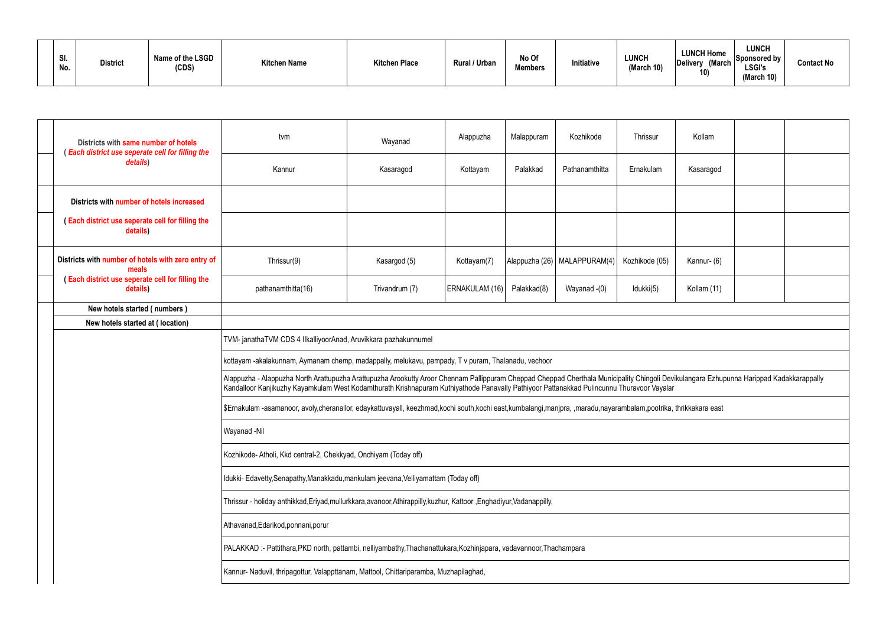| Sl. No. | District | Name of the LSGD (CDS) | Kitchen Name | Kitchen Place | Rural / Urban | No Of Members | Initiative | LUNCH (March 10) | LUNCH Home Delivery (March 10) | LUNCH Sponsored by LSGI's (March 10) | Contact No |
|---|---|---|---|---|---|---|---|---|---|---|---|

| | | | | | | | | | | |
|---|---|---|---|---|---|---|---|---|---|---|
| | Districts with same number of hotels ( *Each district use seperate cell for filling the details*) | tvm | Wayanad | Alappuzha | Malappuram | Kozhikode | Thrissur | Kollam | | |
| | | Kannur | Kasaragod | Kottayam | Palakkad | Pathanamthitta | Ernakulam | Kasaragod | | |
| | Districts with number of hotels increased | | | | | | | | | |
| | ( Each district use seperate cell for filling the details) | | | | | | | | | |
| | Districts with number of hotels with zero entry of meals ( Each district use seperate cell for filling the details) | Thrissur(9) | Kasargod (5) | Kottayam(7) | Alappuzha (26) | MALAPPURAM(4) | Kozhikode (05) | Kannur- (6) | | |
| | | pathanamthitta(16) | Trivandrum (7) | ERNAKULAM (16) | Palakkad(8) | Wayanad -(0) | Idukki(5) | Kollam (11) | | |
| | New hotels started ( numbers ) | | | | | | | | | |
| | New hotels started at ( location) | | | | | | | | | |
| | | TVM- janathaTVM CDS 4 IlkalliyoorAnad, Aruvikkara pazhakunnumel | | | | | | | | |
| | | kottayam -akalakunnam, Aymanam chemp, madappally, melukavu, pampady, T v puram, Thalanadu, vechoor | | | | | | | | |
| | | Alappuzha - Alappuzha North Arattupuzha Arattupuzha Arookutty Aroor Chennam Pallippuram Cheppad Cheppad Cherthala Municipality Chingoli Devikulangara Ezhupunna Harippad Kadakkarappally Kandalloor Kanjikuzhy Kayamkulam West Kodamthurath Krishnapuram Kuthiyathode Panavally Pathiyoor Pattanakkad Pulincunnu Thuravoor Vayalar | | | | | | | | |
| | | $Ernakulam -asamanoor, avoly,cheranallor, edaykattuvayall, keezhmad,kochi south,kochi east,kumbalangi,manjpra, ,maradu,nayarambalam,pootrika, thrikkakara east | | | | | | | | |
| | | Wayanad -Nil | | | | | | | | |
| | | Kozhikode- Atholi, Kkd central-2, Chekkyad, Onchiyam (Today off) | | | | | | | | |
| | | Idukki- Edavetty,Senapathy,Manakkadu,mankulam jeevana,Velliyamattam (Today off) | | | | | | | | |
| | | Thrissur - holiday anthikkad,Eriyad,mullurkkara,avanoor,Athirappilly,kuzhur, Kattoor ,Enghadiyur,Vadanappilly, | | | | | | | | |
| | | Athavanad,Edarikod,ponnani,porur | | | | | | | | |
| | | PALAKKAD :- Pattithara,PKD north, pattambi, nelliyambathy,Thachanattukara,Kozhinjapara, vadavannoor,Thachampara | | | | | | | | |
| | | Kannur- Naduvil, thripagottur, Valappttanam, Mattool, Chittariparamba, Muzhapilaghad, | | | | | | | | |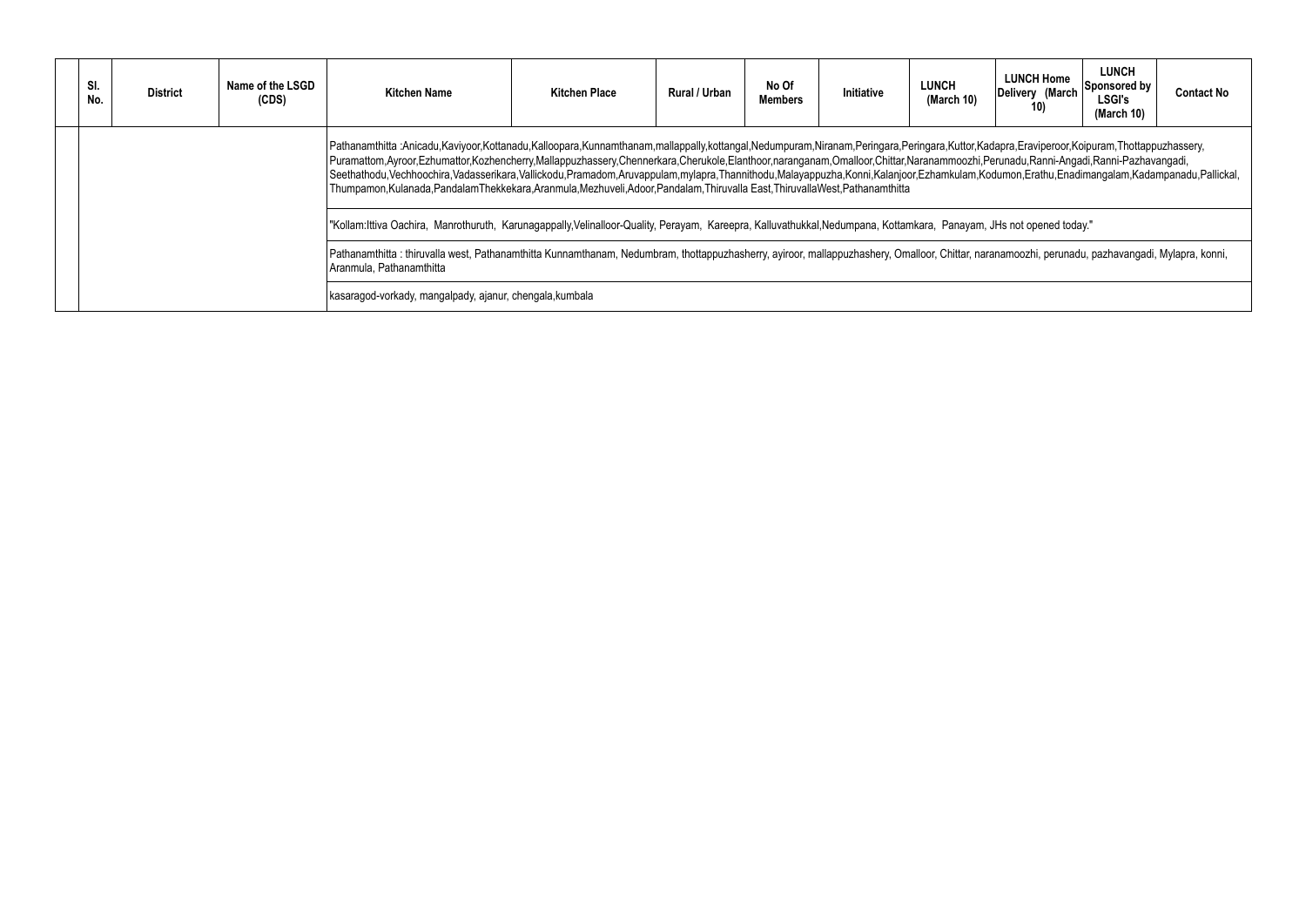| | Sl. No. | District | Name of the LSGD (CDS) | Kitchen Name | Kitchen Place | Rural / Urban | No Of Members | Initiative | LUNCH (March 10) | LUNCH Home Delivery (March 10) | LUNCH Sponsored by LSGI's (March 10) | Contact No |
|---|---|---|---|---|---|---|---|---|---|---|---|---|
| | | | | Pathanamthitta :Anicadu,Kaviyoor,Kottanadu,Kalloopara,Kunnamthanam,mallappally,kottangal,Nedumpuram,Niranam,Peringara,Peringara,Kuttor,Kadapra,Eraviperoor,Koipuram,Thottappuzhassery, Puramattom,Ayroor,Ezhumattor,Kozhencherry,Mallappuzhassery,Chennerkara,Cherukole,Elanthoor,naranganam,Omalloor,Chittar,Naranammoozhi,Perunadu,Ranni-Angadi,Ranni-Pazhavangadi, Seethathodu,Vechhoochira,Vadasserikara,Vallickodu,Pramadom,Aruvappulam,mylapra,Thannithodu,Malayappuzha,Konni,Kalanjoor,Ezhamkulam,Kodumon,Erathu,Enadimangalam,Kadampanadu,Pallickal, Thumpamon,Kulanada,PandalamThekkekara,Aranmula,Mezhuveli,Adoor,Pandalam,Thiruvalla East,ThiruvallaWest,Pathanamthitta | | | | | | | | |
| | | | | "Kollam:Ittiva Oachira, Manrothuruth, Karunagappally,Velinalloor-Quality, Perayam, Kareepra, Kalluvathukkal,Nedumpana, Kottamkara, Panayam, JHs not opened today." | | | | | | | | |
| | | | | Pathanamthitta : thiruvalla west, Pathanamthitta Kunnamthanam, Nedumbram, thottappuzhasherry, ayiroor, mallappuzhashery, Omalloor, Chittar, naranamoozhi, perunadu, pazhavangadi, Mylapra, konni, Aranmula, Pathanamthitta | | | | | | | | |
| | | | | kasaragod-vorkady, mangalpady, ajanur, chengala,kumbala | | | | | | | | |